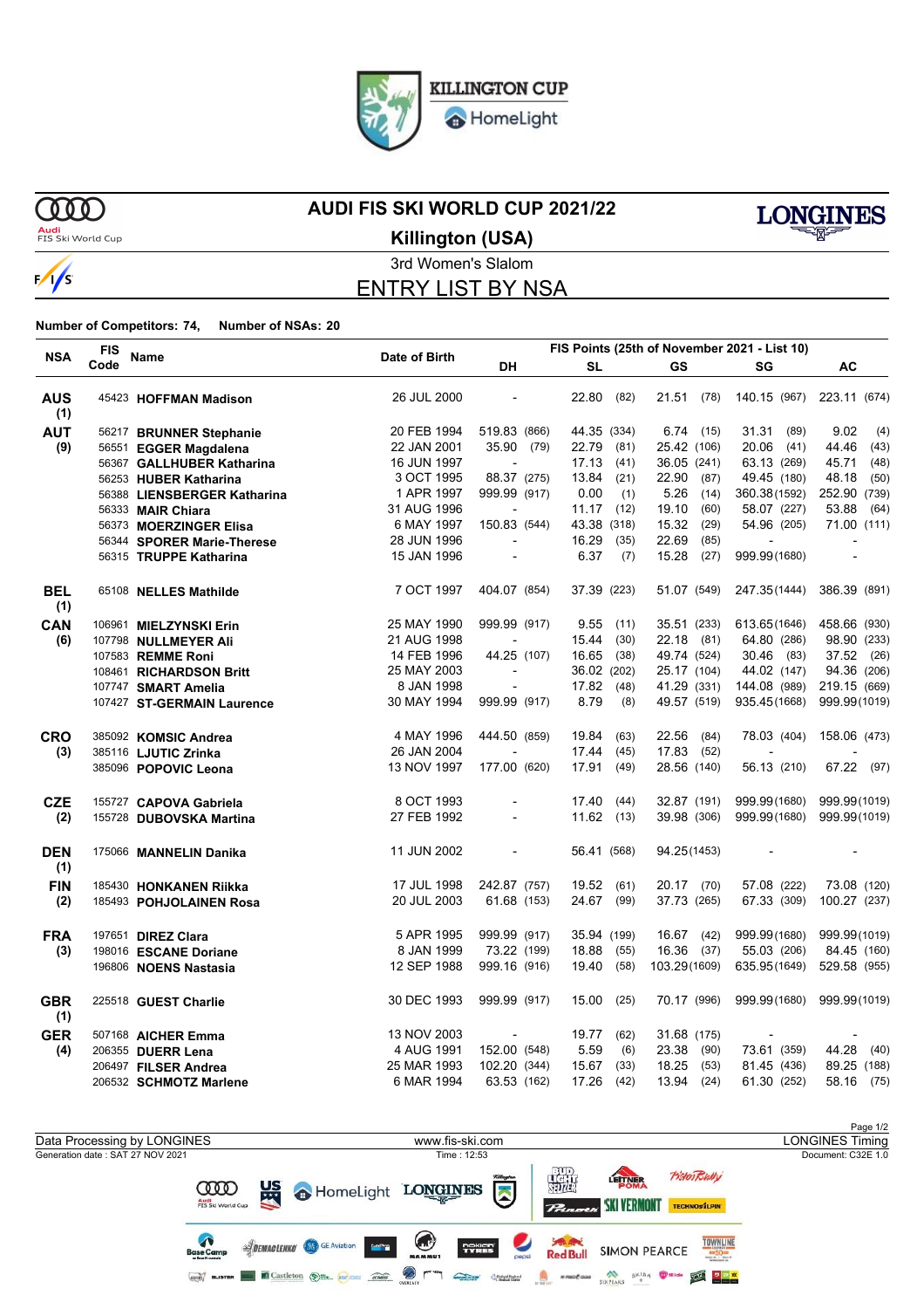KILLINGTON CUP
HomeLight

# AUDI FIS SKI WORLD CUP 2021/22

## Killington (USA)

3rd Women's Slalom

## ENTRY LIST BY NSA

**Number of Competitors: 74, Number of NSAs: 20**

| NSA | FIS Code | Name | Date of Birth | DH | | SL | | GS | | SG | | AC | |
|---|---|---|---|---|---|---|---|---|---|---|---|---|---|
| | | | | FIS Points (25th of November 2021 - List 10) | | | | | | | | | |
| **AUS (1)** | 45423 | **HOFFMAN Madison** | 26 JUL 2000 | - | | 22.80 | (82) | 21.51 | (78) | 140.15 | (967) | 223.11 | (674) |
| **AUT (9)** | 56217 | **BRUNNER Stephanie** | 20 FEB 1994 | 519.83 | (866) | 44.35 | (334) | 6.74 | (15) | 31.31 | (89) | 9.02 | (4) |
| | 56551 | **EGGER Magdalena** | 22 JAN 2001 | 35.90 | (79) | 22.79 | (81) | 25.42 | (106) | 20.06 | (41) | 44.46 | (43) |
| | 56367 | **GALLHUBER Katharina** | 16 JUN 1997 | - | | 17.13 | (41) | 36.05 | (241) | 63.13 | (269) | 45.71 | (48) |
| | 56253 | **HUBER Katharina** | 3 OCT 1995 | 88.37 | (275) | 13.84 | (21) | 22.90 | (87) | 49.45 | (180) | 48.18 | (50) |
| | 56388 | **LIENSBERGER Katharina** | 1 APR 1997 | 999.99 | (917) | 0.00 | (1) | 5.26 | (14) | 360.38 | (1592) | 252.90 | (739) |
| | 56333 | **MAIR Chiara** | 31 AUG 1996 | - | | 11.17 | (12) | 19.10 | (60) | 58.07 | (227) | 53.88 | (64) |
| | 56373 | **MOERZINGER Elisa** | 6 MAY 1997 | 150.83 | (544) | 43.38 | (318) | 15.32 | (29) | 54.96 | (205) | 71.00 | (111) |
| | 56344 | **SPORER Marie-Therese** | 28 JUN 1996 | - | | 16.29 | (35) | 22.69 | (85) | - | | - | |
| | 56315 | **TRUPPE Katharina** | 15 JAN 1996 | - | | 6.37 | (7) | 15.28 | (27) | 999.99 | (1680) | - | |
| **BEL (1)** | 65108 | **NELLES Mathilde** | 7 OCT 1997 | 404.07 | (854) | 37.39 | (223) | 51.07 | (549) | 247.35 | (1444) | 386.39 | (891) |
| **CAN (6)** | 106961 | **MIELZYNSKI Erin** | 25 MAY 1990 | 999.99 | (917) | 9.55 | (11) | 35.51 | (233) | 613.65 | (1646) | 458.66 | (930) |
| | 107798 | **NULLMEYER Ali** | 21 AUG 1998 | - | | 15.44 | (30) | 22.18 | (81) | 64.80 | (286) | 98.90 | (233) |
| | 107583 | **REMME Roni** | 14 FEB 1996 | 44.25 | (107) | 16.65 | (38) | 49.74 | (524) | 30.46 | (83) | 37.52 | (26) |
| | 108461 | **RICHARDSON Britt** | 25 MAY 2003 | - | | 36.02 | (202) | 25.17 | (104) | 44.02 | (147) | 94.36 | (206) |
| | 107747 | **SMART Amelia** | 8 JAN 1998 | - | | 17.82 | (48) | 41.29 | (331) | 144.08 | (989) | 219.15 | (669) |
| | 107427 | **ST-GERMAIN Laurence** | 30 MAY 1994 | 999.99 | (917) | 8.79 | (8) | 49.57 | (519) | 935.45 | (1668) | 999.99 | (1019) |
| **CRO (3)** | 385092 | **KOMSIC Andrea** | 4 MAY 1996 | 444.50 | (859) | 19.84 | (63) | 22.56 | (84) | 78.03 | (404) | 158.06 | (473) |
| | 385116 | **LJUTIC Zrinka** | 26 JAN 2004 | - | | 17.44 | (45) | 17.83 | (52) | - | | - | |
| | 385096 | **POPOVIC Leona** | 13 NOV 1997 | 177.00 | (620) | 17.91 | (49) | 28.56 | (140) | 56.13 | (210) | 67.22 | (97) |
| **CZE (2)** | 155727 | **CAPOVA Gabriela** | 8 OCT 1993 | - | | 17.40 | (44) | 32.87 | (191) | 999.99 | (1680) | 999.99 | (1019) |
| | 155728 | **DUBOVSKA Martina** | 27 FEB 1992 | - | | 11.62 | (13) | 39.98 | (306) | 999.99 | (1680) | 999.99 | (1019) |
| **DEN (1)** | 175066 | **MANNELIN Danika** | 11 JUN 2002 | - | | 56.41 | (568) | 94.25 | (1453) | - | | - | |
| **FIN (2)** | 185430 | **HONKANEN Riikka** | 17 JUL 1998 | 242.87 | (757) | 19.52 | (61) | 20.17 | (70) | 57.08 | (222) | 73.08 | (120) |
| | 185493 | **POHJOLAINEN Rosa** | 20 JUL 2003 | 61.68 | (153) | 24.67 | (99) | 37.73 | (265) | 67.33 | (309) | 100.27 | (237) |
| **FRA (3)** | 197651 | **DIREZ Clara** | 5 APR 1995 | 999.99 | (917) | 35.94 | (199) | 16.67 | (42) | 999.99 | (1680) | 999.99 | (1019) |
| | 198016 | **ESCANE Doriane** | 8 JAN 1999 | 73.22 | (199) | 18.88 | (55) | 16.36 | (37) | 55.03 | (206) | 84.45 | (160) |
| | 196806 | **NOENS Nastasia** | 12 SEP 1988 | 999.16 | (916) | 19.40 | (58) | 103.29 | (1609) | 635.95 | (1649) | 529.58 | (955) |
| **GBR (1)** | 225518 | **GUEST Charlie** | 30 DEC 1993 | 999.99 | (917) | 15.00 | (25) | 70.17 | (996) | 999.99 | (1680) | 999.99 | (1019) |
| **GER (4)** | 507168 | **AICHER Emma** | 13 NOV 2003 | - | | 19.77 | (62) | 31.68 | (175) | - | | - | |
| | 206355 | **DUERR Lena** | 4 AUG 1991 | 152.00 | (548) | 5.59 | (6) | 23.38 | (90) | 73.61 | (359) | 44.28 | (40) |
| | 206497 | **FILSER Andrea** | 25 MAR 1993 | 102.20 | (344) | 15.67 | (33) | 18.25 | (53) | 81.45 | (436) | 89.25 | (188) |
| | 206532 | **SCHMOTZ Marlene** | 6 MAR 1994 | 63.53 | (162) | 17.26 | (42) | 13.94 | (24) | 61.30 | (252) | 58.16 | (75) |

Data Processing by LONGINES | www.fis-ski.com | LONGINES Timing

Generation date : SAT 27 NOV 2021 | Time : 12:53 | Document: C32E 1.0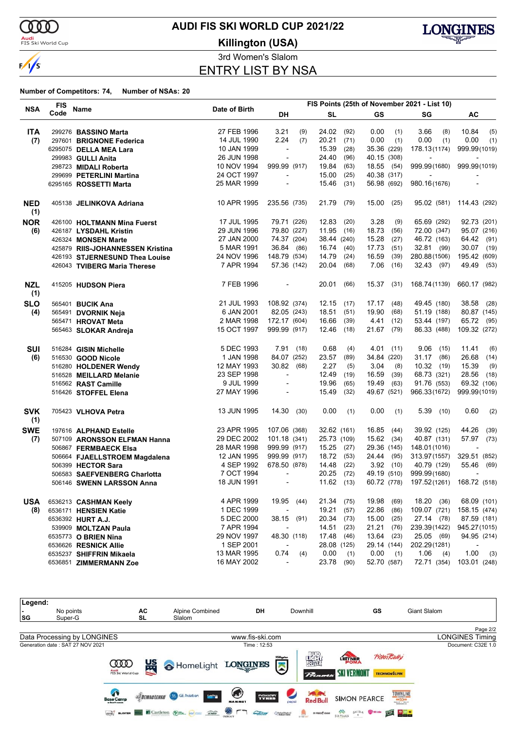# AUDI FIS SKI WORLD CUP 2021/22

## Killington (USA)

### 3rd Women's Slalom

## ENTRY LIST BY NSA

**Number of Competitors: 74,** **Number of NSAs: 20**

| NSA | FIS Code | Name | Date of Birth | DH | | SL | | GS | | SG | | AC | |
|---|---|---|---|---|---|---|---|---|---|---|---|---|---|
| | | | | FIS Points (25th of November 2021 - List 10) | | | | | | | | | |
| **ITA (7)** | 299276 | **BASSINO Marta** | 27 FEB 1996 | 3.21 | (9) | 24.02 | (92) | 0.00 | (1) | 3.66 | (8) | 10.84 | (5) |
| | 297601 | **BRIGNONE Federica** | 14 JUL 1990 | 2.24 | (7) | 20.21 | (71) | 0.00 | (1) | 0.00 | (1) | 0.00 | (1) |
| | 6295075 | **DELLA MEA Lara** | 10 JAN 1999 | - | | 15.39 | (28) | 35.36 | (229) | 178.13 | (1174) | 999.99 | (1019) |
| | 299983 | **GULLI Anita** | 26 JUN 1998 | - | | 24.40 | (96) | 40.15 | (308) | - | | - | |
| | 298723 | **MIDALI Roberta** | 10 NOV 1994 | 999.99 | (917) | 19.84 | (63) | 18.55 | (54) | 999.99 | (1680) | 999.99 | (1019) |
| | 299699 | **PETERLINI Martina** | 24 OCT 1997 | - | | 15.00 | (25) | 40.38 | (317) | - | | - | |
| | 6295165 | **ROSSETTI Marta** | 25 MAR 1999 | - | | 15.46 | (31) | 56.98 | (692) | 980.16 | (1676) | - | |
| **NED (1)** | 405138 | **JELINKOVA Adriana** | 10 APR 1995 | 235.56 | (735) | 21.79 | (79) | 15.00 | (25) | 95.02 | (581) | 114.43 | (292) |
| **NOR (6)** | 426100 | **HOLTMANN Mina Fuerst** | 17 JUL 1995 | 79.71 | (226) | 12.83 | (20) | 3.28 | (9) | 65.69 | (292) | 92.73 | (201) |
| | 426187 | **LYSDAHL Kristin** | 29 JUN 1996 | 79.80 | (227) | 11.95 | (16) | 18.73 | (56) | 72.00 | (347) | 95.07 | (216) |
| | 426324 | **MONSEN Marte** | 27 JAN 2000 | 74.37 | (204) | 38.44 | (240) | 15.28 | (27) | 46.72 | (163) | 64.42 | (91) |
| | 425879 | **RIIS-JOHANNESSEN Kristina** | 5 MAR 1991 | 36.84 | (86) | 16.74 | (40) | 17.73 | (51) | 32.81 | (99) | 30.07 | (19) |
| | 426193 | **STJERNESUND Thea Louise** | 24 NOV 1996 | 148.79 | (534) | 14.79 | (24) | 16.59 | (39) | 280.88 | (1506) | 195.42 | (609) |
| | 426043 | **TVIBERG Maria Therese** | 7 APR 1994 | 57.36 | (142) | 20.04 | (68) | 7.06 | (16) | 32.43 | (97) | 49.49 | (53) |
| **NZL (1)** | 415205 | **HUDSON Piera** | 7 FEB 1996 | - | | 20.01 | (66) | 15.37 | (31) | 168.74 | (1139) | 660.17 | (982) |
| **SLO (4)** | 565401 | **BUCIK Ana** | 21 JUL 1993 | 108.92 | (374) | 12.15 | (17) | 17.17 | (48) | 49.45 | (180) | 38.58 | (28) |
| | 565491 | **DVORNIK Neja** | 6 JAN 2001 | 82.05 | (243) | 18.51 | (51) | 19.90 | (68) | 51.19 | (188) | 80.87 | (145) |
| | 565471 | **HROVAT Meta** | 2 MAR 1998 | 172.17 | (604) | 16.66 | (39) | 4.41 | (12) | 53.44 | (197) | 65.72 | (95) |
| | 565463 | **SLOKAR Andreja** | 15 OCT 1997 | 999.99 | (917) | 12.46 | (18) | 21.67 | (79) | 86.33 | (488) | 109.32 | (272) |
| **SUI (6)** | 516284 | **GISIN Michelle** | 5 DEC 1993 | 7.91 | (18) | 0.68 | (4) | 4.01 | (11) | 9.06 | (15) | 11.41 | (6) |
| | 516530 | **GOOD Nicole** | 1 JAN 1998 | 84.07 | (252) | 23.57 | (89) | 34.84 | (220) | 31.17 | (86) | 26.68 | (14) |
| | 516280 | **HOLDENER Wendy** | 12 MAY 1993 | 30.82 | (68) | 2.27 | (5) | 3.04 | (8) | 10.32 | (19) | 15.39 | (9) |
| | 516528 | **MEILLARD Melanie** | 23 SEP 1998 | - | | 12.49 | (19) | 16.59 | (39) | 68.73 | (321) | 28.56 | (18) |
| | 516562 | **RAST Camille** | 9 JUL 1999 | - | | 19.96 | (65) | 19.49 | (63) | 91.76 | (553) | 69.32 | (106) |
| | 516426 | **STOFFEL Elena** | 27 MAY 1996 | - | | 15.49 | (32) | 49.67 | (521) | 966.33 | (1672) | 999.99 | (1019) |
| **SVK (1)** | 705423 | **VLHOVA Petra** | 13 JUN 1995 | 14.30 | (30) | 0.00 | (1) | 0.00 | (1) | 5.39 | (10) | 0.60 | (2) |
| **SWE (7)** | 197616 | **ALPHAND Estelle** | 23 APR 1995 | 107.06 | (368) | 32.62 | (161) | 16.85 | (44) | 39.92 | (125) | 44.26 | (39) |
| | 507109 | **ARONSSON ELFMAN Hanna** | 29 DEC 2002 | 101.18 | (341) | 25.73 | (109) | 15.62 | (34) | 40.87 | (131) | 57.97 | (73) |
| | 506867 | **FERMBAECK Elsa** | 28 MAR 1998 | 999.99 | (917) | 15.25 | (27) | 29.36 | (145) | 148.01 | (1016) | - | |
| | 506664 | **FJAELLSTROEM Magdalena** | 12 JAN 1995 | 999.99 | (917) | 18.72 | (53) | 24.44 | (95) | 313.97 | (1557) | 329.51 | (852) |
| | 506399 | **HECTOR Sara** | 4 SEP 1992 | 678.50 | (878) | 14.48 | (22) | 3.92 | (10) | 40.79 | (129) | 55.46 | (69) |
| | 506583 | **SAEFVENBERG Charlotta** | 7 OCT 1994 | - | | 20.25 | (72) | 49.19 | (510) | 999.99 | (1680) | - | |
| | 506146 | **SWENN LARSSON Anna** | 18 JUN 1991 | - | | 11.62 | (13) | 60.72 | (778) | 197.52 | (1261) | 168.72 | (518) |
| **USA (8)** | 6536213 | **CASHMAN Keely** | 4 APR 1999 | 19.95 | (44) | 21.34 | (75) | 19.98 | (69) | 18.20 | (36) | 68.09 | (101) |
| | 6536171 | **HENSIEN Katie** | 1 DEC 1999 | - | | 19.21 | (57) | 22.86 | (86) | 109.07 | (721) | 158.15 | (474) |
| | 6536392 | **HURT A.J.** | 5 DEC 2000 | 38.15 | (91) | 20.34 | (73) | 15.00 | (25) | 27.14 | (78) | 87.59 | (181) |
| | 539909 | **MOLTZAN Paula** | 7 APR 1994 | - | | 14.51 | (23) | 21.21 | (76) | 239.39 | (1422) | 945.27 | (1015) |
| | 6535773 | **O BRIEN Nina** | 29 NOV 1997 | 48.30 | (118) | 17.48 | (46) | 13.64 | (23) | 25.05 | (69) | 94.95 | (214) |
| | 6536626 | **RESNICK Allie** | 1 SEP 2001 | - | | 28.08 | (125) | 29.14 | (144) | 202.29 | (1281) | - | |
| | 6535237 | **SHIFFRIN Mikaela** | 13 MAR 1995 | 0.74 | (4) | 0.00 | (1) | 0.00 | (1) | 1.06 | (4) | 1.00 | (3) |
| | 6536851 | **ZIMMERMANN Zoe** | 16 MAY 2002 | - | | 23.78 | (90) | 52.70 | (587) | 72.71 | (354) | 103.01 | (248) |

**Legend:**

| | | | | | | | |
|---|---|---|---|---|---|---|---|
| - | No points | AC | Alpine Combined | DH | Downhill | GS | Giant Slalom |
| SG | Super-G | SL | Slalom | | | | |

Data Processing by LONGINES | www.fis-ski.com | LONGINES Timing

Generation date : SAT 27 NOV 2021 | Time : 12:53 | Document: C32E 1.0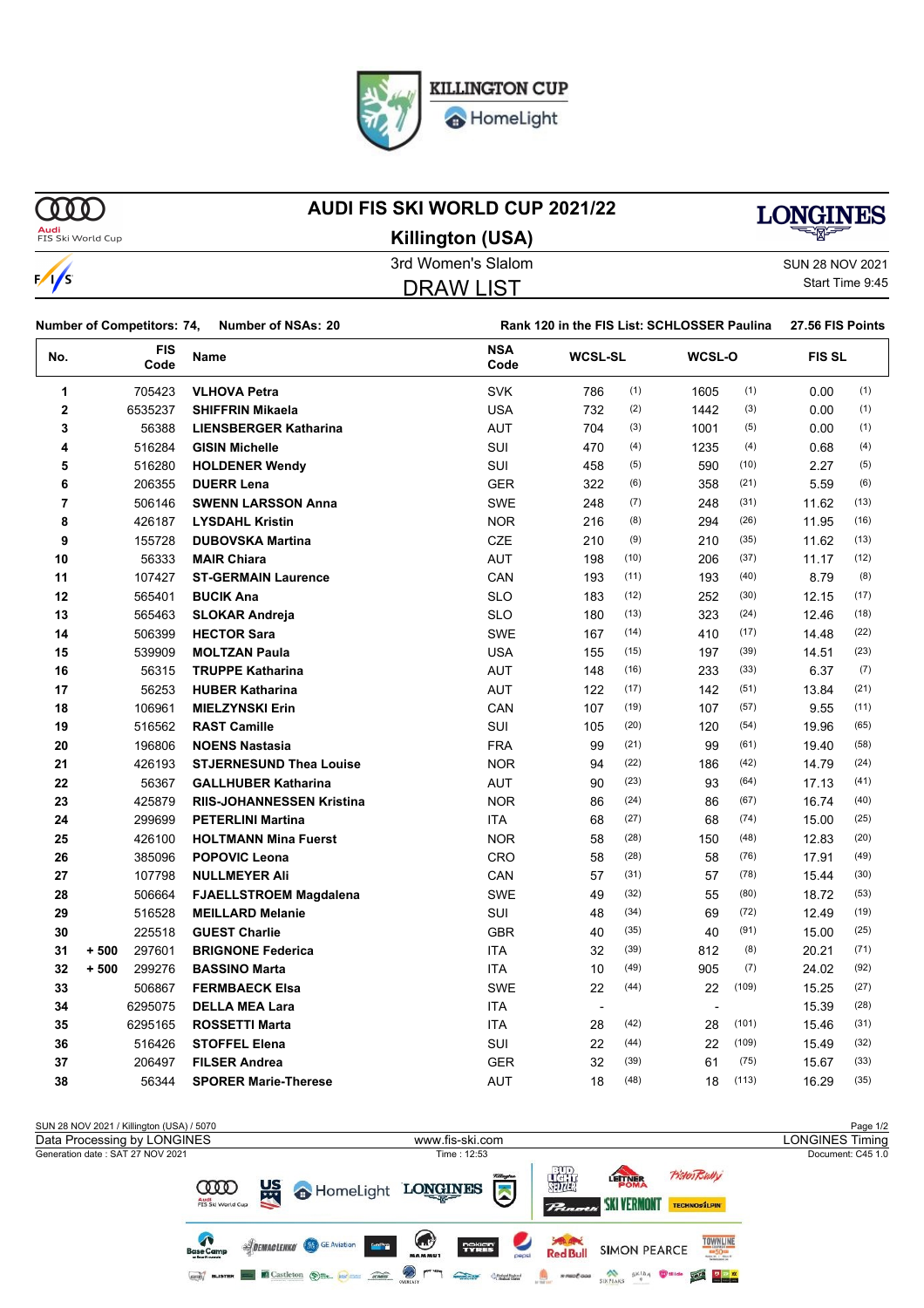# KILLINGTON CUP HomeLight

## AUDI FIS SKI WORLD CUP 2021/22

**Killington (USA)**

3rd Women's Slalom

SUN 28 NOV 2021

Start Time 9:45

## DRAW LIST

**Number of Competitors: 74, Number of NSAs: 20**

**Rank 120 in the FIS List: SCHLOSSER Paulina 27.56 FIS Points**

| No. | | FIS Code | Name | NSA Code | WCSL-SL | | WCSL-O | | FIS SL | |
|---|---|---|---|---|---|---|---|---|---|---|
| 1 | | 705423 | **VLHOVA Petra** | SVK | 786 | (1) | 1605 | (1) | 0.00 | (1) |
| 2 | | 6535237 | **SHIFFRIN Mikaela** | USA | 732 | (2) | 1442 | (3) | 0.00 | (1) |
| 3 | | 56388 | **LIENSBERGER Katharina** | AUT | 704 | (3) | 1001 | (5) | 0.00 | (1) |
| 4 | | 516284 | **GISIN Michelle** | SUI | 470 | (4) | 1235 | (4) | 0.68 | (4) |
| 5 | | 516280 | **HOLDENER Wendy** | SUI | 458 | (5) | 590 | (10) | 2.27 | (5) |
| 6 | | 206355 | **DUERR Lena** | GER | 322 | (6) | 358 | (21) | 5.59 | (6) |
| 7 | | 506146 | **SWENN LARSSON Anna** | SWE | 248 | (7) | 248 | (31) | 11.62 | (13) |
| 8 | | 426187 | **LYSDAHL Kristin** | NOR | 216 | (8) | 294 | (26) | 11.95 | (16) |
| 9 | | 155728 | **DUBOVSKA Martina** | CZE | 210 | (9) | 210 | (35) | 11.62 | (13) |
| 10 | | 56333 | **MAIR Chiara** | AUT | 198 | (10) | 206 | (37) | 11.17 | (12) |
| 11 | | 107427 | **ST-GERMAIN Laurence** | CAN | 193 | (11) | 193 | (40) | 8.79 | (8) |
| 12 | | 565401 | **BUCIK Ana** | SLO | 183 | (12) | 252 | (30) | 12.15 | (17) |
| 13 | | 565463 | **SLOKAR Andreja** | SLO | 180 | (13) | 323 | (24) | 12.46 | (18) |
| 14 | | 506399 | **HECTOR Sara** | SWE | 167 | (14) | 410 | (17) | 14.48 | (22) |
| 15 | | 539909 | **MOLTZAN Paula** | USA | 155 | (15) | 197 | (39) | 14.51 | (23) |
| 16 | | 56315 | **TRUPPE Katharina** | AUT | 148 | (16) | 233 | (33) | 6.37 | (7) |
| 17 | | 56253 | **HUBER Katharina** | AUT | 122 | (17) | 142 | (51) | 13.84 | (21) |
| 18 | | 106961 | **MIELZYNSKI Erin** | CAN | 107 | (19) | 107 | (57) | 9.55 | (11) |
| 19 | | 516562 | **RAST Camille** | SUI | 105 | (20) | 120 | (54) | 19.96 | (65) |
| 20 | | 196806 | **NOENS Nastasia** | FRA | 99 | (21) | 99 | (61) | 19.40 | (58) |
| 21 | | 426193 | **STJERNESUND Thea Louise** | NOR | 94 | (22) | 186 | (42) | 14.79 | (24) |
| 22 | | 56367 | **GALLHUBER Katharina** | AUT | 90 | (23) | 93 | (64) | 17.13 | (41) |
| 23 | | 425879 | **RIIS-JOHANNESSEN Kristina** | NOR | 86 | (24) | 86 | (67) | 16.74 | (40) |
| 24 | | 299699 | **PETERLINI Martina** | ITA | 68 | (27) | 68 | (74) | 15.00 | (25) |
| 25 | | 426100 | **HOLTMANN Mina Fuerst** | NOR | 58 | (28) | 150 | (48) | 12.83 | (20) |
| 26 | | 385096 | **POPOVIC Leona** | CRO | 58 | (28) | 58 | (76) | 17.91 | (49) |
| 27 | | 107798 | **NULLMEYER Ali** | CAN | 57 | (31) | 57 | (78) | 15.44 | (30) |
| 28 | | 506664 | **FJAELLSTROEM Magdalena** | SWE | 49 | (32) | 55 | (80) | 18.72 | (53) |
| 29 | | 516528 | **MEILLARD Melanie** | SUI | 48 | (34) | 69 | (72) | 12.49 | (19) |
| 30 | | 225518 | **GUEST Charlie** | GBR | 40 | (35) | 40 | (91) | 15.00 | (25) |
| 31 | + 500 | 297601 | **BRIGNONE Federica** | ITA | 32 | (39) | 812 | (8) | 20.21 | (71) |
| 32 | + 500 | 299276 | **BASSINO Marta** | ITA | 10 | (49) | 905 | (7) | 24.02 | (92) |
| 33 | | 506867 | **FERMBAECK Elsa** | SWE | 22 | (44) | 22 | (109) | 15.25 | (27) |
| 34 | | 6295075 | **DELLA MEA Lara** | ITA | - | | - | | 15.39 | (28) |
| 35 | | 6295165 | **ROSSETTI Marta** | ITA | 28 | (42) | 28 | (101) | 15.46 | (31) |
| 36 | | 516426 | **STOFFEL Elena** | SUI | 22 | (44) | 22 | (109) | 15.49 | (32) |
| 37 | | 206497 | **FILSER Andrea** | GER | 32 | (39) | 61 | (75) | 15.67 | (33) |
| 38 | | 56344 | **SPORER Marie-Therese** | AUT | 18 | (48) | 18 | (113) | 16.29 | (35) |

SUN 28 NOV 2021 / Killington (USA) / 5070

Data Processing by LONGINES — www.fis-ski.com — LONGINES Timing

Generation date : SAT 27 NOV 2021 — Time : 12:53 — Document: C45 1.0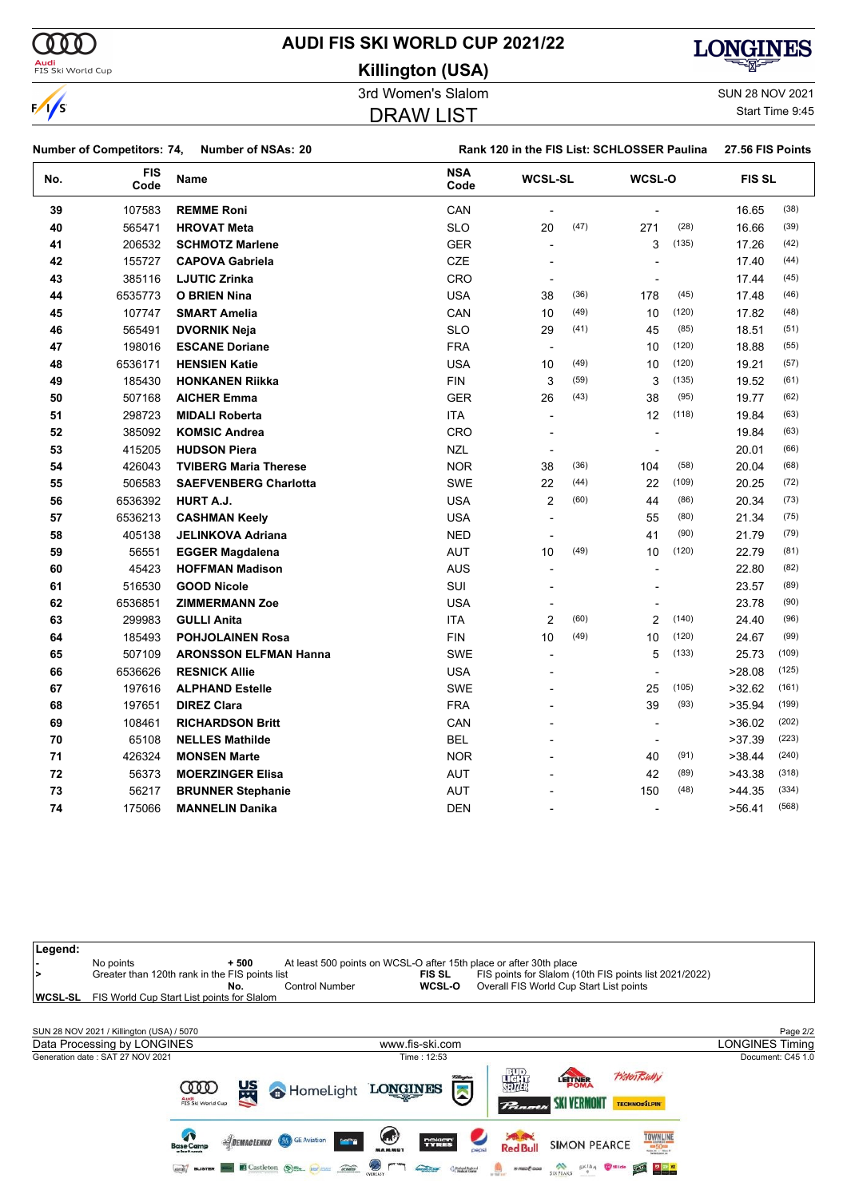# AUDI FIS SKI WORLD CUP 2021/22

## Killington (USA)

3rd Women's Slalom

SUN 28 NOV 2021

Start Time 9:45

## DRAW LIST

**Number of Competitors: 74, Number of NSAs: 20** | **Rank 120 in the FIS List: SCHLOSSER Paulina** | **27.56 FIS Points**

| No. | FIS Code | Name | NSA Code | WCSL-SL | | WCSL-O | | FIS SL | |
|---|---|---|---|---|---|---|---|---|---|
| 39 | 107583 | **REMME Roni** | CAN | - | | - | | 16.65 | (38) |
| 40 | 565471 | **HROVAT Meta** | SLO | 20 | (47) | 271 | (28) | 16.66 | (39) |
| 41 | 206532 | **SCHMOTZ Marlene** | GER | - | | 3 | (135) | 17.26 | (42) |
| 42 | 155727 | **CAPOVA Gabriela** | CZE | - | | - | | 17.40 | (44) |
| 43 | 385116 | **LJUTIC Zrinka** | CRO | - | | - | | 17.44 | (45) |
| 44 | 6535773 | **O BRIEN Nina** | USA | 38 | (36) | 178 | (45) | 17.48 | (46) |
| 45 | 107747 | **SMART Amelia** | CAN | 10 | (49) | 10 | (120) | 17.82 | (48) |
| 46 | 565491 | **DVORNIK Neja** | SLO | 29 | (41) | 45 | (85) | 18.51 | (51) |
| 47 | 198016 | **ESCANE Doriane** | FRA | - | | 10 | (120) | 18.88 | (55) |
| 48 | 6536171 | **HENSIEN Katie** | USA | 10 | (49) | 10 | (120) | 19.21 | (57) |
| 49 | 185430 | **HONKANEN Riikka** | FIN | 3 | (59) | 3 | (135) | 19.52 | (61) |
| 50 | 507168 | **AICHER Emma** | GER | 26 | (43) | 38 | (95) | 19.77 | (62) |
| 51 | 298723 | **MIDALI Roberta** | ITA | - | | 12 | (118) | 19.84 | (63) |
| 52 | 385092 | **KOMSIC Andrea** | CRO | - | | - | | 19.84 | (63) |
| 53 | 415205 | **HUDSON Piera** | NZL | - | | - | | 20.01 | (66) |
| 54 | 426043 | **TVIBERG Maria Therese** | NOR | 38 | (36) | 104 | (58) | 20.04 | (68) |
| 55 | 506583 | **SAEFVENBERG Charlotta** | SWE | 22 | (44) | 22 | (109) | 20.25 | (72) |
| 56 | 6536392 | **HURT A.J.** | USA | 2 | (60) | 44 | (86) | 20.34 | (73) |
| 57 | 6536213 | **CASHMAN Keely** | USA | - | | 55 | (80) | 21.34 | (75) |
| 58 | 405138 | **JELINKOVA Adriana** | NED | - | | 41 | (90) | 21.79 | (79) |
| 59 | 56551 | **EGGER Magdalena** | AUT | 10 | (49) | 10 | (120) | 22.79 | (81) |
| 60 | 45423 | **HOFFMAN Madison** | AUS | - | | - | | 22.80 | (82) |
| 61 | 516530 | **GOOD Nicole** | SUI | - | | - | | 23.57 | (89) |
| 62 | 6536851 | **ZIMMERMANN Zoe** | USA | - | | - | | 23.78 | (90) |
| 63 | 299983 | **GULLI Anita** | ITA | 2 | (60) | 2 | (140) | 24.40 | (96) |
| 64 | 185493 | **POHJOLAINEN Rosa** | FIN | 10 | (49) | 10 | (120) | 24.67 | (99) |
| 65 | 507109 | **ARONSSON ELFMAN Hanna** | SWE | - | | 5 | (133) | 25.73 | (109) |
| 66 | 6536626 | **RESNICK Allie** | USA | - | | - | | >28.08 | (125) |
| 67 | 197616 | **ALPHAND Estelle** | SWE | - | | 25 | (105) | >32.62 | (161) |
| 68 | 197651 | **DIREZ Clara** | FRA | - | | 39 | (93) | >35.94 | (199) |
| 69 | 108461 | **RICHARDSON Britt** | CAN | - | | - | | >36.02 | (202) |
| 70 | 65108 | **NELLES Mathilde** | BEL | - | | - | | >37.39 | (223) |
| 71 | 426324 | **MONSEN Marte** | NOR | - | | 40 | (91) | >38.44 | (240) |
| 72 | 56373 | **MOERZINGER Elisa** | AUT | - | | 42 | (89) | >43.38 | (318) |
| 73 | 56217 | **BRUNNER Stephanie** | AUT | - | | 150 | (48) | >44.35 | (334) |
| 74 | 175066 | **MANNELIN Danika** | DEN | - | | - | | >56.41 | (568) |

**Legend:**

| | | | |
|---|---|---|---|
| - | No points | + 500 | At least 500 points on WCSL-O after 15th place or after 30th place |
| > | Greater than 120th rank in the FIS points list | FIS SL | FIS points for Slalom (10th FIS points list 2021/2022) |
| | | No. | Control Number |
| WCSL-SL | FIS World Cup Start List points for Slalom | WCSL-O | Overall FIS World Cup Start List points |

SUN 28 NOV 2021 / Killington (USA) / 5070

Data Processing by LONGINES | www.fis-ski.com | LONGINES Timing

Generation date : SAT 27 NOV 2021 | Time : 12:53 | Document: C45 1.0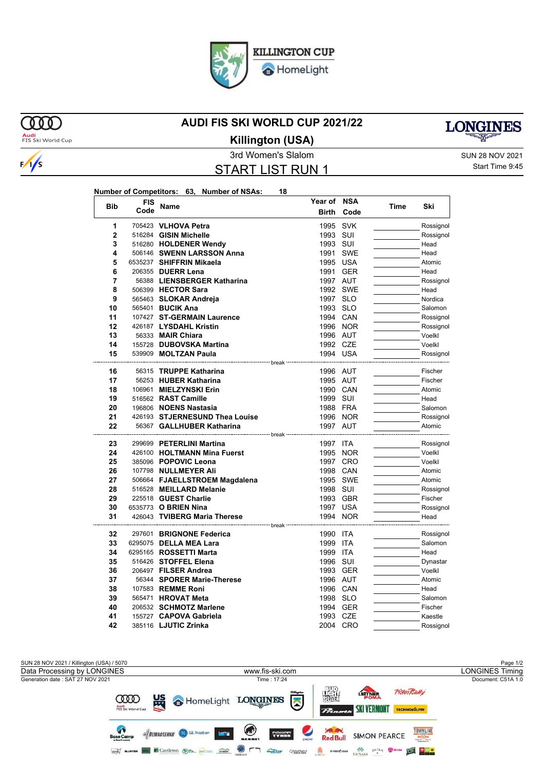KILLINGTON CUP
HomeLight

# AUDI FIS SKI WORLD CUP 2021/22

## Killington (USA)

3rd Women's Slalom

SUN 28 NOV 2021
Start Time 9:45

## START LIST RUN 1

**Number of Competitors: 63, Number of NSAs: 18**

| Bib | FIS Code | Name | Year of Birth | NSA Code | Time | Ski |
|---|---|---|---|---|---|---|
| 1 | 705423 | **VLHOVA Petra** | 1995 | SVK | | Rossignol |
| 2 | 516284 | **GISIN Michelle** | 1993 | SUI | | Rossignol |
| 3 | 516280 | **HOLDENER Wendy** | 1993 | SUI | | Head |
| 4 | 506146 | **SWENN LARSSON Anna** | 1991 | SWE | | Head |
| 5 | 6535237 | **SHIFFRIN Mikaela** | 1995 | USA | | Atomic |
| 6 | 206355 | **DUERR Lena** | 1991 | GER | | Head |
| 7 | 56388 | **LIENSBERGER Katharina** | 1997 | AUT | | Rossignol |
| 8 | 506399 | **HECTOR Sara** | 1992 | SWE | | Head |
| 9 | 565463 | **SLOKAR Andreja** | 1997 | SLO | | Nordica |
| 10 | 565401 | **BUCIK Ana** | 1993 | SLO | | Salomon |
| 11 | 107427 | **ST-GERMAIN Laurence** | 1994 | CAN | | Rossignol |
| 12 | 426187 | **LYSDAHL Kristin** | 1996 | NOR | | Rossignol |
| 13 | 56333 | **MAIR Chiara** | 1996 | AUT | | Voelkl |
| 14 | 155728 | **DUBOVSKA Martina** | 1992 | CZE | | Voelkl |
| 15 | 539909 | **MOLTZAN Paula** | 1994 | USA | | Rossignol |
| | | break | | | | |
| 16 | 56315 | **TRUPPE Katharina** | 1996 | AUT | | Fischer |
| 17 | 56253 | **HUBER Katharina** | 1995 | AUT | | Fischer |
| 18 | 106961 | **MIELZYNSKI Erin** | 1990 | CAN | | Atomic |
| 19 | 516562 | **RAST Camille** | 1999 | SUI | | Head |
| 20 | 196806 | **NOENS Nastasia** | 1988 | FRA | | Salomon |
| 21 | 426193 | **STJERNESUND Thea Louise** | 1996 | NOR | | Rossignol |
| 22 | 56367 | **GALLHUBER Katharina** | 1997 | AUT | | Atomic |
| | | break | | | | |
| 23 | 299699 | **PETERLINI Martina** | 1997 | ITA | | Rossignol |
| 24 | 426100 | **HOLTMANN Mina Fuerst** | 1995 | NOR | | Voelkl |
| 25 | 385096 | **POPOVIC Leona** | 1997 | CRO | | Voelkl |
| 26 | 107798 | **NULLMEYER Ali** | 1998 | CAN | | Atomic |
| 27 | 506664 | **FJAELLSTROEM Magdalena** | 1995 | SWE | | Atomic |
| 28 | 516528 | **MEILLARD Melanie** | 1998 | SUI | | Rossignol |
| 29 | 225518 | **GUEST Charlie** | 1993 | GBR | | Fischer |
| 30 | 6535773 | **O BRIEN Nina** | 1997 | USA | | Rossignol |
| 31 | 426043 | **TVIBERG Maria Therese** | 1994 | NOR | | Head |
| | | break | | | | |
| 32 | 297601 | **BRIGNONE Federica** | 1990 | ITA | | Rossignol |
| 33 | 6295075 | **DELLA MEA Lara** | 1999 | ITA | | Salomon |
| 34 | 6295165 | **ROSSETTI Marta** | 1999 | ITA | | Head |
| 35 | 516426 | **STOFFEL Elena** | 1996 | SUI | | Dynastar |
| 36 | 206497 | **FILSER Andrea** | 1993 | GER | | Voelkl |
| 37 | 56344 | **SPORER Marie-Therese** | 1996 | AUT | | Atomic |
| 38 | 107583 | **REMME Roni** | 1996 | CAN | | Head |
| 39 | 565471 | **HROVAT Meta** | 1998 | SLO | | Salomon |
| 40 | 206532 | **SCHMOTZ Marlene** | 1994 | GER | | Fischer |
| 41 | 155727 | **CAPOVA Gabriela** | 1993 | CZE | | Kaestle |
| 42 | 385116 | **LJUTIC Zrinka** | 2004 | CRO | | Rossignol |

SUN 28 NOV 2021 / Killington (USA) / 5070
Data Processing by LONGINES — www.fis-ski.com — LONGINES Timing
Generation date : SAT 27 NOV 2021 — Time : 17:24 — Document: C51A 1.0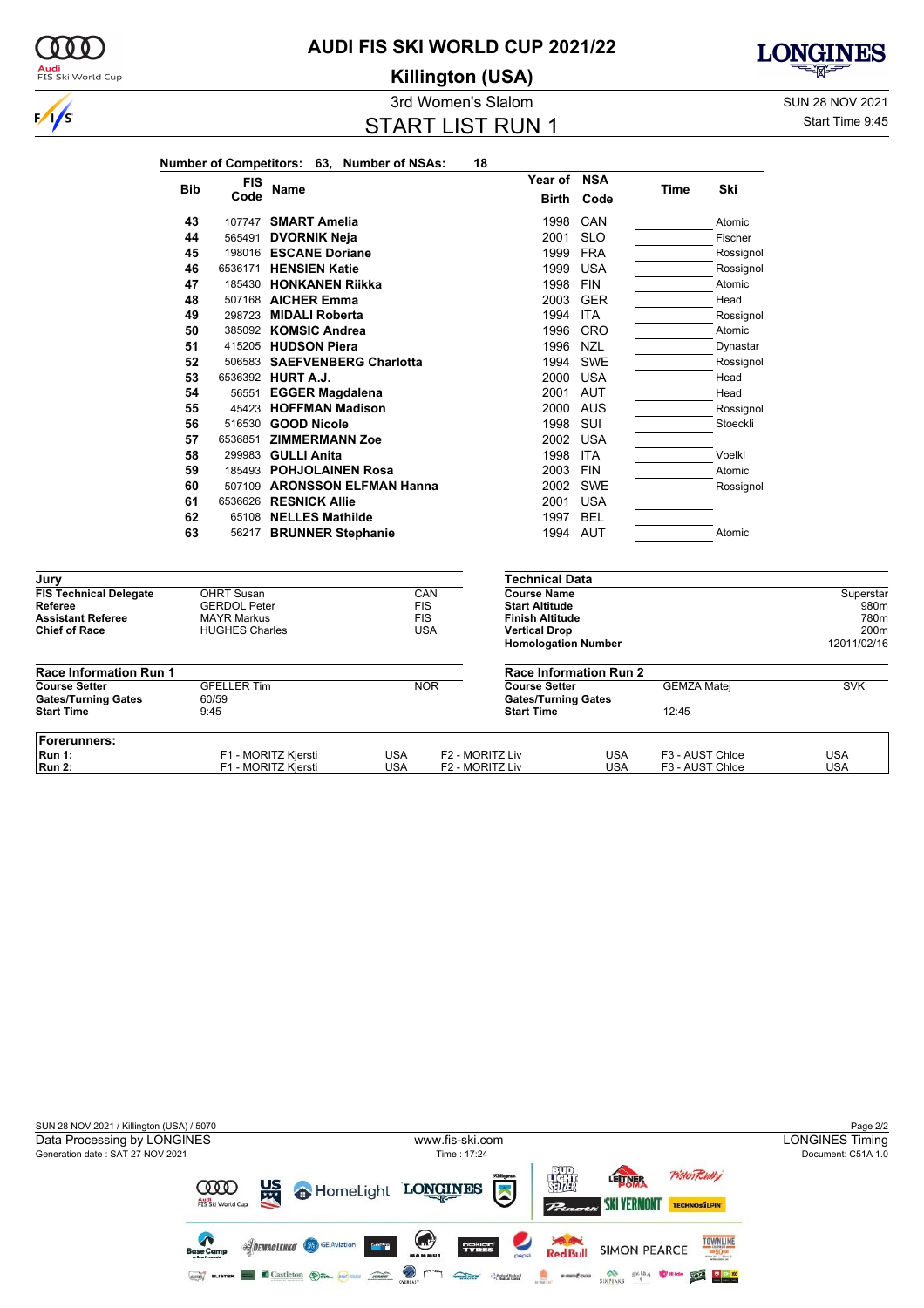# AUDI FIS SKI WORLD CUP 2021/22

## Killington (USA)

### 3rd Women's Slalom

## START LIST RUN 1

SUN 28 NOV 2021

Start Time 9:45

**Number of Competitors: 63, Number of NSAs: 18**

| Bib | FIS Code | Name | Year of Birth | NSA Code | Time | Ski |
|---|---|---|---|---|---|---|
| 43 | 107747 | **SMART Amelia** | 1998 | CAN | | Atomic |
| 44 | 565491 | **DVORNIK Neja** | 2001 | SLO | | Fischer |
| 45 | 198016 | **ESCANE Doriane** | 1999 | FRA | | Rossignol |
| 46 | 6536171 | **HENSIEN Katie** | 1999 | USA | | Rossignol |
| 47 | 185430 | **HONKANEN Riikka** | 1998 | FIN | | Atomic |
| 48 | 507168 | **AICHER Emma** | 2003 | GER | | Head |
| 49 | 298723 | **MIDALI Roberta** | 1994 | ITA | | Rossignol |
| 50 | 385092 | **KOMSIC Andrea** | 1996 | CRO | | Atomic |
| 51 | 415205 | **HUDSON Piera** | 1996 | NZL | | Dynastar |
| 52 | 506583 | **SAEFVENBERG Charlotta** | 1994 | SWE | | Rossignol |
| 53 | 6536392 | **HURT A.J.** | 2000 | USA | | Head |
| 54 | 56551 | **EGGER Magdalena** | 2001 | AUT | | Head |
| 55 | 45423 | **HOFFMAN Madison** | 2000 | AUS | | Rossignol |
| 56 | 516530 | **GOOD Nicole** | 1998 | SUI | | Stoeckli |
| 57 | 6536851 | **ZIMMERMANN Zoe** | 2002 | USA | | |
| 58 | 299983 | **GULLI Anita** | 1998 | ITA | | Voelkl |
| 59 | 185493 | **POHJOLAINEN Rosa** | 2003 | FIN | | Atomic |
| 60 | 507109 | **ARONSSON ELFMAN Hanna** | 2002 | SWE | | Rossignol |
| 61 | 6536626 | **RESNICK Allie** | 2001 | USA | | |
| 62 | 65108 | **NELLES Mathilde** | 1997 | BEL | | |
| 63 | 56217 | **BRUNNER Stephanie** | 1994 | AUT | | Atomic |

| Jury | | |
|---|---|---|
| **FIS Technical Delegate** | OHRT Susan | CAN |
| **Referee** | GERDOL Peter | FIS |
| **Assistant Referee** | MAYR Markus | FIS |
| **Chief of Race** | HUGHES Charles | USA |

| Technical Data | |
|---|---|
| **Course Name** | Superstar |
| **Start Altitude** | 980m |
| **Finish Altitude** | 780m |
| **Vertical Drop** | 200m |
| **Homologation Number** | 12011/02/16 |

| Race Information Run 1 | | |
|---|---|---|
| **Course Setter** | GFELLER Tim | NOR |
| **Gates/Turning Gates** | 60/59 | |
| **Start Time** | 9:45 | |

| Race Information Run 2 | | |
|---|---|---|
| **Course Setter** | GEMZA Matej | SVK |
| **Gates/Turning Gates** | | |
| **Start Time** | 12:45 | |

| Forerunners: | | | | | | |
|---|---|---|---|---|---|---|
| **Run 1:** | F1 - MORITZ Kjersti | USA | F2 - MORITZ Liv | USA | F3 - AUST Chloe | USA |
| **Run 2:** | F1 - MORITZ Kjersti | USA | F2 - MORITZ Liv | USA | F3 - AUST Chloe | USA |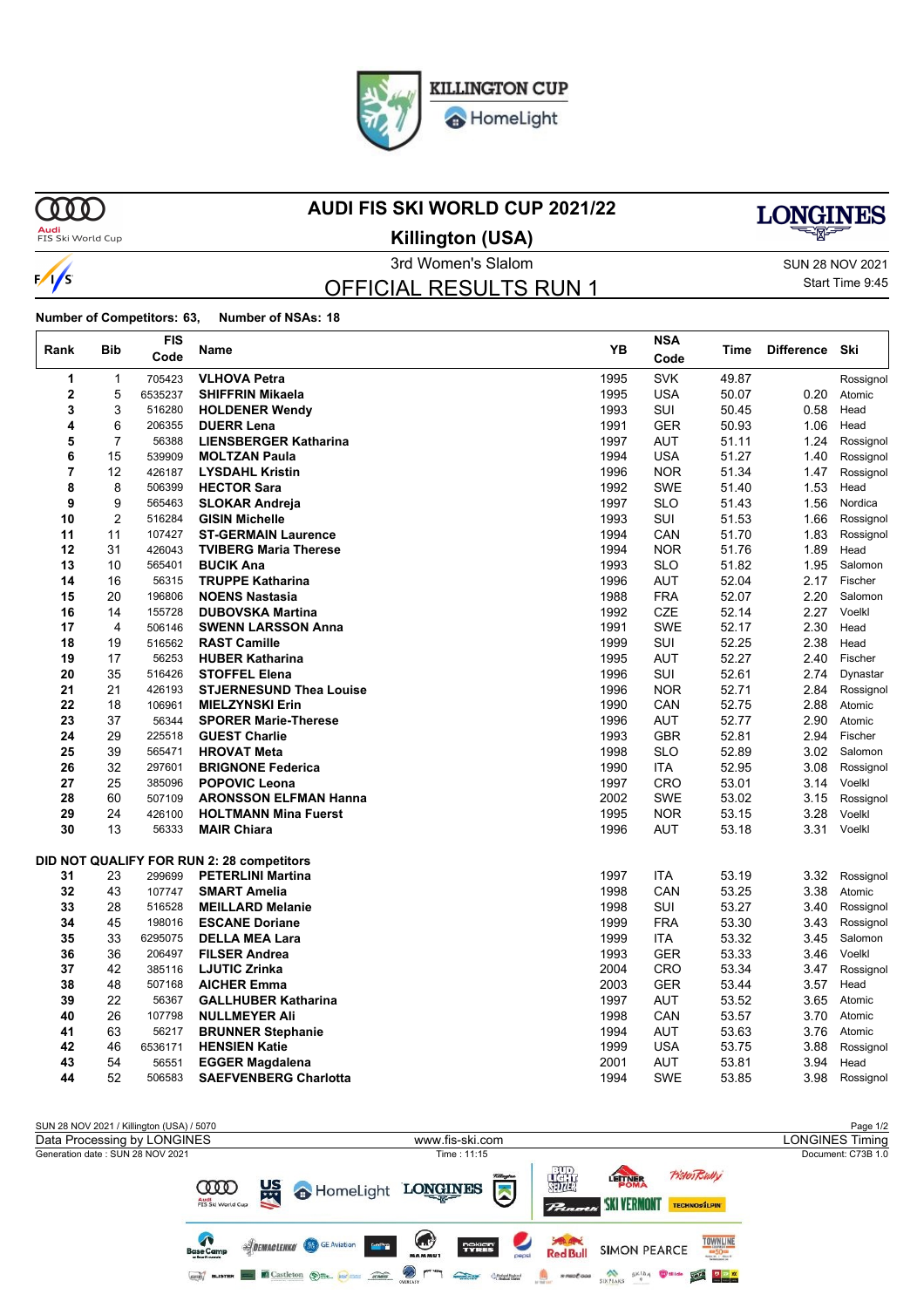KILLINGTON CUP
HomeLight

# AUDI FIS SKI WORLD CUP 2021/22

## Killington (USA)

3rd Women's Slalom

SUN 28 NOV 2021
Start Time 9:45

## OFFICIAL RESULTS RUN 1

**Number of Competitors: 63, Number of NSAs: 18**

| Rank | Bib | FIS Code | Name | YB | NSA Code | Time | Difference | Ski |
|---|---|---|---|---|---|---|---|---|
| 1 | 1 | 705423 | **VLHOVA Petra** | 1995 | SVK | 49.87 | | Rossignol |
| 2 | 5 | 6535237 | **SHIFFRIN Mikaela** | 1995 | USA | 50.07 | 0.20 | Atomic |
| 3 | 3 | 516280 | **HOLDENER Wendy** | 1993 | SUI | 50.45 | 0.58 | Head |
| 4 | 6 | 206355 | **DUERR Lena** | 1991 | GER | 50.93 | 1.06 | Head |
| 5 | 7 | 56388 | **LIENSBERGER Katharina** | 1997 | AUT | 51.11 | 1.24 | Rossignol |
| 6 | 15 | 539909 | **MOLTZAN Paula** | 1994 | USA | 51.27 | 1.40 | Rossignol |
| 7 | 12 | 426187 | **LYSDAHL Kristin** | 1996 | NOR | 51.34 | 1.47 | Rossignol |
| 8 | 8 | 506399 | **HECTOR Sara** | 1992 | SWE | 51.40 | 1.53 | Head |
| 9 | 9 | 565463 | **SLOKAR Andreja** | 1997 | SLO | 51.43 | 1.56 | Nordica |
| 10 | 2 | 516284 | **GISIN Michelle** | 1993 | SUI | 51.53 | 1.66 | Rossignol |
| 11 | 11 | 107427 | **ST-GERMAIN Laurence** | 1994 | CAN | 51.70 | 1.83 | Rossignol |
| 12 | 31 | 426043 | **TVIBERG Maria Therese** | 1994 | NOR | 51.76 | 1.89 | Head |
| 13 | 10 | 565401 | **BUCIK Ana** | 1993 | SLO | 51.82 | 1.95 | Salomon |
| 14 | 16 | 56315 | **TRUPPE Katharina** | 1996 | AUT | 52.04 | 2.17 | Fischer |
| 15 | 20 | 196806 | **NOENS Nastasia** | 1988 | FRA | 52.07 | 2.20 | Salomon |
| 16 | 14 | 155728 | **DUBOVSKA Martina** | 1992 | CZE | 52.14 | 2.27 | Voelkl |
| 17 | 4 | 506146 | **SWENN LARSSON Anna** | 1991 | SWE | 52.17 | 2.30 | Head |
| 18 | 19 | 516562 | **RAST Camille** | 1999 | SUI | 52.25 | 2.38 | Head |
| 19 | 17 | 56253 | **HUBER Katharina** | 1995 | AUT | 52.27 | 2.40 | Fischer |
| 20 | 35 | 516426 | **STOFFEL Elena** | 1996 | SUI | 52.61 | 2.74 | Dynastar |
| 21 | 21 | 426193 | **STJERNESUND Thea Louise** | 1996 | NOR | 52.71 | 2.84 | Rossignol |
| 22 | 18 | 106961 | **MIELZYNSKI Erin** | 1990 | CAN | 52.75 | 2.88 | Atomic |
| 23 | 37 | 56344 | **SPORER Marie-Therese** | 1996 | AUT | 52.77 | 2.90 | Atomic |
| 24 | 29 | 225518 | **GUEST Charlie** | 1993 | GBR | 52.81 | 2.94 | Fischer |
| 25 | 39 | 565471 | **HROVAT Meta** | 1998 | SLO | 52.89 | 3.02 | Salomon |
| 26 | 32 | 297601 | **BRIGNONE Federica** | 1990 | ITA | 52.95 | 3.08 | Rossignol |
| 27 | 25 | 385096 | **POPOVIC Leona** | 1997 | CRO | 53.01 | 3.14 | Voelkl |
| 28 | 60 | 507109 | **ARONSSON ELFMAN Hanna** | 2002 | SWE | 53.02 | 3.15 | Rossignol |
| 29 | 24 | 426100 | **HOLTMANN Mina Fuerst** | 1995 | NOR | 53.15 | 3.28 | Voelkl |
| 30 | 13 | 56333 | **MAIR Chiara** | 1996 | AUT | 53.18 | 3.31 | Voelkl |
| **DID NOT QUALIFY FOR RUN 2: 28 competitors** | | | | | | | | |
| 31 | 23 | 299699 | **PETERLINI Martina** | 1997 | ITA | 53.19 | 3.32 | Rossignol |
| 32 | 43 | 107747 | **SMART Amelia** | 1998 | CAN | 53.25 | 3.38 | Atomic |
| 33 | 28 | 516528 | **MEILLARD Melanie** | 1998 | SUI | 53.27 | 3.40 | Rossignol |
| 34 | 45 | 198016 | **ESCANE Doriane** | 1999 | FRA | 53.30 | 3.43 | Rossignol |
| 35 | 33 | 6295075 | **DELLA MEA Lara** | 1999 | ITA | 53.32 | 3.45 | Salomon |
| 36 | 36 | 206497 | **FILSER Andrea** | 1993 | GER | 53.33 | 3.46 | Voelkl |
| 37 | 42 | 385116 | **LJUTIC Zrinka** | 2004 | CRO | 53.34 | 3.47 | Rossignol |
| 38 | 48 | 507168 | **AICHER Emma** | 2003 | GER | 53.44 | 3.57 | Head |
| 39 | 22 | 56367 | **GALLHUBER Katharina** | 1997 | AUT | 53.52 | 3.65 | Atomic |
| 40 | 26 | 107798 | **NULLMEYER Ali** | 1998 | CAN | 53.57 | 3.70 | Atomic |
| 41 | 63 | 56217 | **BRUNNER Stephanie** | 1994 | AUT | 53.63 | 3.76 | Atomic |
| 42 | 46 | 6536171 | **HENSIEN Katie** | 1999 | USA | 53.75 | 3.88 | Rossignol |
| 43 | 54 | 56551 | **EGGER Magdalena** | 2001 | AUT | 53.81 | 3.94 | Head |
| 44 | 52 | 506583 | **SAEFVENBERG Charlotta** | 1994 | SWE | 53.85 | 3.98 | Rossignol |

SUN 28 NOV 2021 / Killington (USA) / 5070
Data Processing by LONGINES — www.fis-ski.com — LONGINES Timing
Generation date : SUN 28 NOV 2021 — Time : 11:15 — Document: C73B 1.0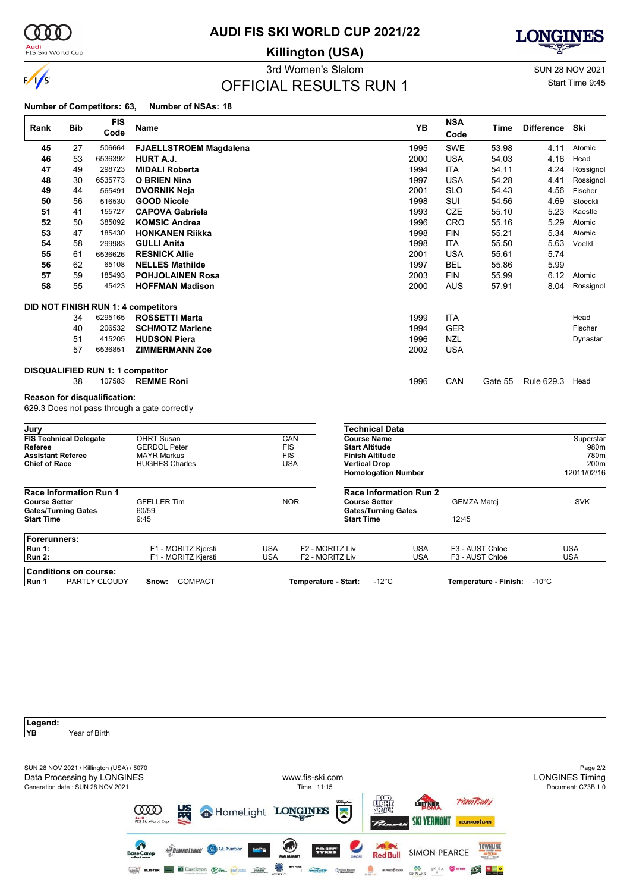# AUDI FIS SKI WORLD CUP 2021/22

## Killington (USA)

3rd Women's Slalom

SUN 28 NOV 2021

## OFFICIAL RESULTS RUN 1

Start Time 9:45

**Number of Competitors: 63, Number of NSAs: 18**

| Rank | Bib | FIS Code | Name | YB | NSA Code | Time | Difference | Ski |
|---|---|---|---|---|---|---|---|---|
| 45 | 27 | 506664 | **FJAELLSTROEM Magdalena** | 1995 | SWE | 53.98 | 4.11 | Atomic |
| 46 | 53 | 6536392 | **HURT A.J.** | 2000 | USA | 54.03 | 4.16 | Head |
| 47 | 49 | 298723 | **MIDALI Roberta** | 1994 | ITA | 54.11 | 4.24 | Rossignol |
| 48 | 30 | 6535773 | **O BRIEN Nina** | 1997 | USA | 54.28 | 4.41 | Rossignol |
| 49 | 44 | 565491 | **DVORNIK Neja** | 2001 | SLO | 54.43 | 4.56 | Fischer |
| 50 | 56 | 516530 | **GOOD Nicole** | 1998 | SUI | 54.56 | 4.69 | Stoeckli |
| 51 | 41 | 155727 | **CAPOVA Gabriela** | 1993 | CZE | 55.10 | 5.23 | Kaestle |
| 52 | 50 | 385092 | **KOMSIC Andrea** | 1996 | CRO | 55.16 | 5.29 | Atomic |
| 53 | 47 | 185430 | **HONKANEN Riikka** | 1998 | FIN | 55.21 | 5.34 | Atomic |
| 54 | 58 | 299983 | **GULLI Anita** | 1998 | ITA | 55.50 | 5.63 | Voelkl |
| 55 | 61 | 6536626 | **RESNICK Allie** | 2001 | USA | 55.61 | 5.74 | |
| 56 | 62 | 65108 | **NELLES Mathilde** | 1997 | BEL | 55.86 | 5.99 | |
| 57 | 59 | 185493 | **POHJOLAINEN Rosa** | 2003 | FIN | 55.99 | 6.12 | Atomic |
| 58 | 55 | 45423 | **HOFFMAN Madison** | 2000 | AUS | 57.91 | 8.04 | Rossignol |

**DID NOT FINISH RUN 1: 4 competitors**

| Bib | FIS Code | Name | YB | NSA Code | Ski |
|---|---|---|---|---|---|
| 34 | 6295165 | **ROSSETTI Marta** | 1999 | ITA | Head |
| 40 | 206532 | **SCHMOTZ Marlene** | 1994 | GER | Fischer |
| 51 | 415205 | **HUDSON Piera** | 1996 | NZL | Dynastar |
| 57 | 6536851 | **ZIMMERMANN Zoe** | 2002 | USA | |

**DISQUALIFIED RUN 1: 1 competitor**

| Bib | FIS Code | Name | YB | NSA Code | Gate | Rule | Ski |
|---|---|---|---|---|---|---|---|
| 38 | 107583 | **REMME Roni** | 1996 | CAN | Gate 55 | Rule 629.3 | Head |

**Reason for disqualification:**
629.3 Does not pass through a gate correctly

| Jury | | |
|---|---|---|
| **FIS Technical Delegate** | OHRT Susan | CAN |
| **Referee** | GERDOL Peter | FIS |
| **Assistant Referee** | MAYR Markus | FIS |
| **Chief of Race** | HUGHES Charles | USA |

| Technical Data | |
|---|---|
| **Course Name** | Superstar |
| **Start Altitude** | 980m |
| **Finish Altitude** | 780m |
| **Vertical Drop** | 200m |
| **Homologation Number** | 12011/02/16 |

| Race Information Run 1 | | |
|---|---|---|
| **Course Setter** | GFELLER Tim | NOR |
| **Gates/Turning Gates** | 60/59 | |
| **Start Time** | 9:45 | |

| Race Information Run 2 | | |
|---|---|---|
| **Course Setter** | GEMZA Matej | SVK |
| **Gates/Turning Gates** | | |
| **Start Time** | 12:45 | |

| Forerunners: | | | | | | |
|---|---|---|---|---|---|---|
| **Run 1:** | F1 - MORITZ Kjersti | USA | F2 - MORITZ Liv | USA | F3 - AUST Chloe | USA |
| **Run 2:** | F1 - MORITZ Kjersti | USA | F2 - MORITZ Liv | USA | F3 - AUST Chloe | USA |

| Conditions on course: | | | |
|---|---|---|---|
| **Run 1** PARTLY CLOUDY | **Snow:** COMPACT | **Temperature - Start:** -12°C | **Temperature - Finish:** -10°C |

**Legend:**
**YB** Year of Birth

SUN 28 NOV 2021 / Killington (USA) / 5070

Data Processing by LONGINES — www.fis-ski.com — LONGINES Timing

Generation date : SUN 28 NOV 2021 — Time : 11:15 — Document: C73B 1.0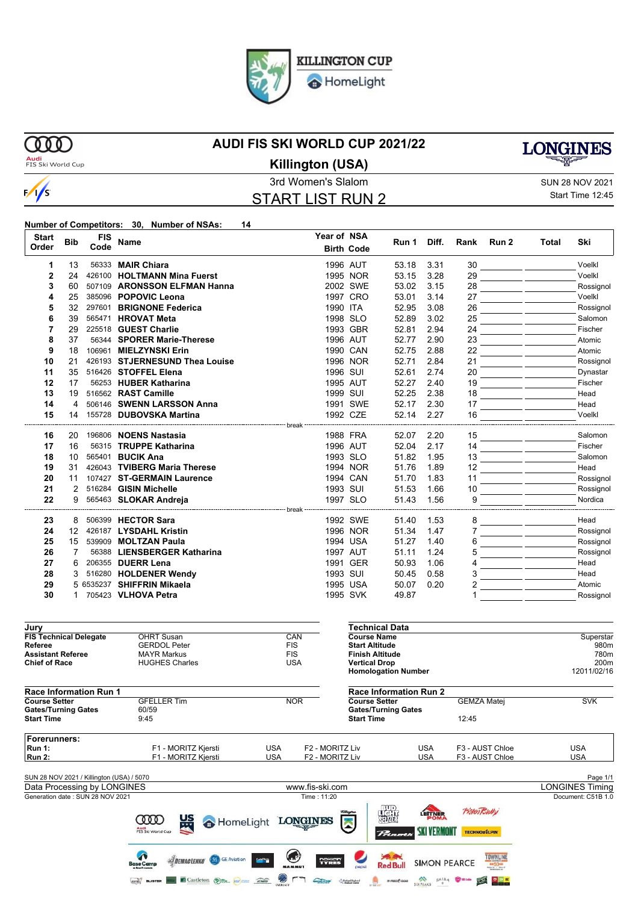# KILLINGTON CUP HomeLight

# AUDI FIS SKI WORLD CUP 2021/22

## Killington (USA)

3rd Women's Slalom

SUN 28 NOV 2021

Start Time 12:45

## START LIST RUN 2

**Number of Competitors: 30, Number of NSAs: 14**

| Start Order | Bib | FIS Code | Name | Year of Birth | NSA Code | Run 1 | Diff. | Rank | Run 2 | Total | Ski |
|---|---|---|---|---|---|---|---|---|---|---|---|
| 1 | 13 | 56333 | **MAIR Chiara** | 1996 | AUT | 53.18 | 3.31 | 30 | | | Voelkl |
| 2 | 24 | 426100 | **HOLTMANN Mina Fuerst** | 1995 | NOR | 53.15 | 3.28 | 29 | | | Voelkl |
| 3 | 60 | 507109 | **ARONSSON ELFMAN Hanna** | 2002 | SWE | 53.02 | 3.15 | 28 | | | Rossignol |
| 4 | 25 | 385096 | **POPOVIC Leona** | 1997 | CRO | 53.01 | 3.14 | 27 | | | Voelkl |
| 5 | 32 | 297601 | **BRIGNONE Federica** | 1990 | ITA | 52.95 | 3.08 | 26 | | | Rossignol |
| 6 | 39 | 565471 | **HROVAT Meta** | 1998 | SLO | 52.89 | 3.02 | 25 | | | Salomon |
| 7 | 29 | 225518 | **GUEST Charlie** | 1993 | GBR | 52.81 | 2.94 | 24 | | | Fischer |
| 8 | 37 | 56344 | **SPORER Marie-Therese** | 1996 | AUT | 52.77 | 2.90 | 23 | | | Atomic |
| 9 | 18 | 106961 | **MIELZYNSKI Erin** | 1990 | CAN | 52.75 | 2.88 | 22 | | | Atomic |
| 10 | 21 | 426193 | **STJERNESUND Thea Louise** | 1996 | NOR | 52.71 | 2.84 | 21 | | | Rossignol |
| 11 | 35 | 516426 | **STOFFEL Elena** | 1996 | SUI | 52.61 | 2.74 | 20 | | | Dynastar |
| 12 | 17 | 56253 | **HUBER Katharina** | 1995 | AUT | 52.27 | 2.40 | 19 | | | Fischer |
| 13 | 19 | 516562 | **RAST Camille** | 1999 | SUI | 52.25 | 2.38 | 18 | | | Head |
| 14 | 4 | 506146 | **SWENN LARSSON Anna** | 1991 | SWE | 52.17 | 2.30 | 17 | | | Head |
| 15 | 14 | 155728 | **DUBOVSKA Martina** | 1992 | CZE | 52.14 | 2.27 | 16 | | | Voelkl |
| | | | break | | | | | | | | |
| 16 | 20 | 196806 | **NOENS Nastasia** | 1988 | FRA | 52.07 | 2.20 | 15 | | | Salomon |
| 17 | 16 | 56315 | **TRUPPE Katharina** | 1996 | AUT | 52.04 | 2.17 | 14 | | | Fischer |
| 18 | 10 | 565401 | **BUCIK Ana** | 1993 | SLO | 51.82 | 1.95 | 13 | | | Salomon |
| 19 | 31 | 426043 | **TVIBERG Maria Therese** | 1994 | NOR | 51.76 | 1.89 | 12 | | | Head |
| 20 | 11 | 107427 | **ST-GERMAIN Laurence** | 1994 | CAN | 51.70 | 1.83 | 11 | | | Rossignol |
| 21 | 2 | 516284 | **GISIN Michelle** | 1993 | SUI | 51.53 | 1.66 | 10 | | | Rossignol |
| 22 | 9 | 565463 | **SLOKAR Andreja** | 1997 | SLO | 51.43 | 1.56 | 9 | | | Nordica |
| | | | break | | | | | | | | |
| 23 | 8 | 506399 | **HECTOR Sara** | 1992 | SWE | 51.40 | 1.53 | 8 | | | Head |
| 24 | 12 | 426187 | **LYSDAHL Kristin** | 1996 | NOR | 51.34 | 1.47 | 7 | | | Rossignol |
| 25 | 15 | 539909 | **MOLTZAN Paula** | 1994 | USA | 51.27 | 1.40 | 6 | | | Rossignol |
| 26 | 7 | 56388 | **LIENSBERGER Katharina** | 1997 | AUT | 51.11 | 1.24 | 5 | | | Rossignol |
| 27 | 6 | 206355 | **DUERR Lena** | 1991 | GER | 50.93 | 1.06 | 4 | | | Head |
| 28 | 3 | 516280 | **HOLDENER Wendy** | 1993 | SUI | 50.45 | 0.58 | 3 | | | Head |
| 29 | 5 | 6535237 | **SHIFFRIN Mikaela** | 1995 | USA | 50.07 | 0.20 | 2 | | | Atomic |
| 30 | 1 | 705423 | **VLHOVA Petra** | 1995 | SVK | 49.87 | | 1 | | | Rossignol |

| Jury | | |
|---|---|---|
| **FIS Technical Delegate** | OHRT Susan | CAN |
| **Referee** | GERDOL Peter | FIS |
| **Assistant Referee** | MAYR Markus | FIS |
| **Chief of Race** | HUGHES Charles | USA |

| Technical Data | |
|---|---|
| **Course Name** | Superstar |
| **Start Altitude** | 980m |
| **Finish Altitude** | 780m |
| **Vertical Drop** | 200m |
| **Homologation Number** | 12011/02/16 |

| Race Information Run 1 | | |
|---|---|---|
| **Course Setter** | GFELLER Tim | NOR |
| **Gates/Turning Gates** | 60/59 | |
| **Start Time** | 9:45 | |

| Race Information Run 2 | | |
|---|---|---|
| **Course Setter** | GEMZA Matej | SVK |
| **Gates/Turning Gates** | | |
| **Start Time** | 12:45 | |

| Forerunners: | | | | | | |
|---|---|---|---|---|---|---|
| **Run 1:** | F1 - MORITZ Kjersti | USA | F2 - MORITZ Liv | USA | F3 - AUST Chloe | USA |
| **Run 2:** | F1 - MORITZ Kjersti | USA | F2 - MORITZ Liv | USA | F3 - AUST Chloe | USA |

SUN 28 NOV 2021 / Killington (USA) / 5070

Data Processing by LONGINES — www.fis-ski.com — LONGINES Timing

Generation date : SUN 28 NOV 2021 — Time : 11:20 — Document: C51B 1.0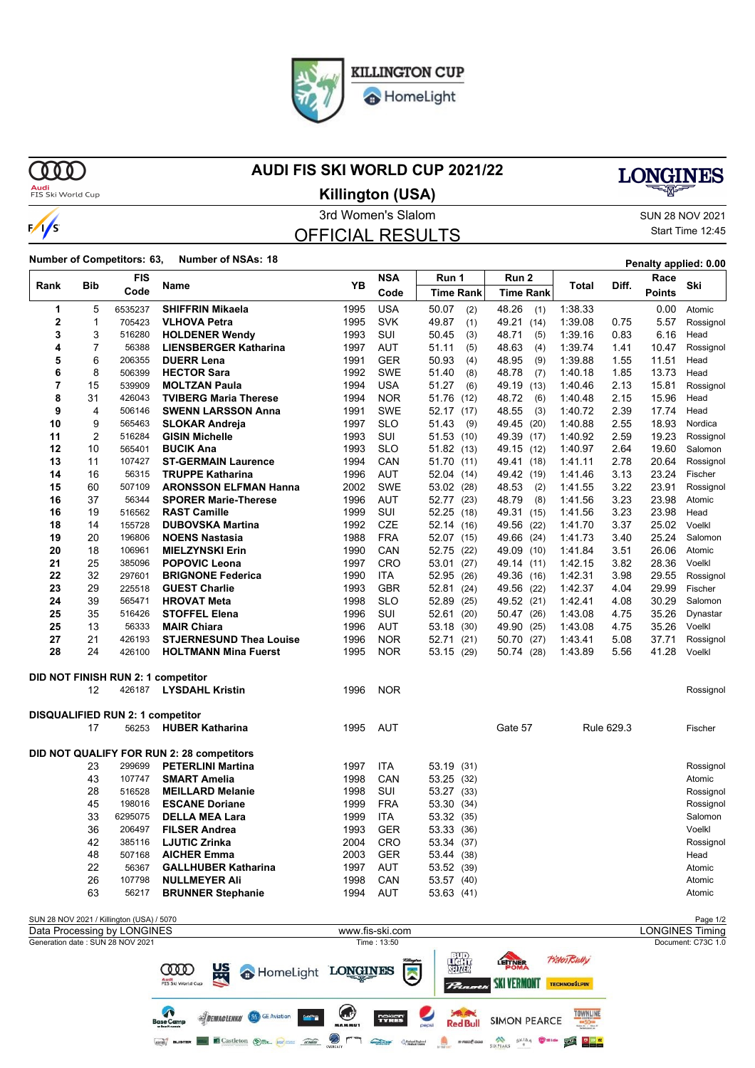KILLINGTON CUP
HomeLight

# AUDI FIS SKI WORLD CUP 2021/22

## Killington (USA)

3rd Women's Slalom

SUN 28 NOV 2021
Start Time 12:45

## OFFICIAL RESULTS

**Number of Competitors: 63, Number of NSAs: 18**

**Penalty applied: 0.00**

| Rank | Bib | FIS Code | Name | YB | NSA Code | Run 1 Time | Run 1 Rank | Run 2 Time | Run 2 Rank | Total | Diff. | Race Points | Ski |
|---|---|---|---|---|---|---|---|---|---|---|---|---|---|
| 1 | 5 | 6535237 | **SHIFFRIN Mikaela** | 1995 | USA | 50.07 | (2) | 48.26 | (1) | 1:38.33 | | 0.00 | Atomic |
| 2 | 1 | 705423 | **VLHOVA Petra** | 1995 | SVK | 49.87 | (1) | 49.21 | (14) | 1:39.08 | 0.75 | 5.57 | Rossignol |
| 3 | 3 | 516280 | **HOLDENER Wendy** | 1993 | SUI | 50.45 | (3) | 48.71 | (5) | 1:39.16 | 0.83 | 6.16 | Head |
| 4 | 7 | 56388 | **LIENSBERGER Katharina** | 1997 | AUT | 51.11 | (5) | 48.63 | (4) | 1:39.74 | 1.41 | 10.47 | Rossignol |
| 5 | 6 | 206355 | **DUERR Lena** | 1991 | GER | 50.93 | (4) | 48.95 | (9) | 1:39.88 | 1.55 | 11.51 | Head |
| 6 | 8 | 506399 | **HECTOR Sara** | 1992 | SWE | 51.40 | (8) | 48.78 | (7) | 1:40.18 | 1.85 | 13.73 | Head |
| 7 | 15 | 539909 | **MOLTZAN Paula** | 1994 | USA | 51.27 | (6) | 49.19 | (13) | 1:40.46 | 2.13 | 15.81 | Rossignol |
| 8 | 31 | 426043 | **TVIBERG Maria Therese** | 1994 | NOR | 51.76 | (12) | 48.72 | (6) | 1:40.48 | 2.15 | 15.96 | Head |
| 9 | 4 | 506146 | **SWENN LARSSON Anna** | 1991 | SWE | 52.17 | (17) | 48.55 | (3) | 1:40.72 | 2.39 | 17.74 | Head |
| 10 | 9 | 565463 | **SLOKAR Andreja** | 1997 | SLO | 51.43 | (9) | 49.45 | (20) | 1:40.88 | 2.55 | 18.93 | Nordica |
| 11 | 2 | 516284 | **GISIN Michelle** | 1993 | SUI | 51.53 | (10) | 49.39 | (17) | 1:40.92 | 2.59 | 19.23 | Rossignol |
| 12 | 10 | 565401 | **BUCIK Ana** | 1993 | SLO | 51.82 | (13) | 49.15 | (12) | 1:40.97 | 2.64 | 19.60 | Salomon |
| 13 | 11 | 107427 | **ST-GERMAIN Laurence** | 1994 | CAN | 51.70 | (11) | 49.41 | (18) | 1:41.11 | 2.78 | 20.64 | Rossignol |
| 14 | 16 | 56315 | **TRUPPE Katharina** | 1996 | AUT | 52.04 | (14) | 49.42 | (19) | 1:41.46 | 3.13 | 23.24 | Fischer |
| 15 | 60 | 507109 | **ARONSSON ELFMAN Hanna** | 2002 | SWE | 53.02 | (28) | 48.53 | (2) | 1:41.55 | 3.22 | 23.91 | Rossignol |
| 16 | 37 | 56344 | **SPORER Marie-Therese** | 1996 | AUT | 52.77 | (23) | 48.79 | (8) | 1:41.56 | 3.23 | 23.98 | Atomic |
| 16 | 19 | 516562 | **RAST Camille** | 1999 | SUI | 52.25 | (18) | 49.31 | (15) | 1:41.56 | 3.23 | 23.98 | Head |
| 18 | 14 | 155728 | **DUBOVSKA Martina** | 1992 | CZE | 52.14 | (16) | 49.56 | (22) | 1:41.70 | 3.37 | 25.02 | Voelkl |
| 19 | 20 | 196806 | **NOENS Nastasia** | 1988 | FRA | 52.07 | (15) | 49.66 | (24) | 1:41.73 | 3.40 | 25.24 | Salomon |
| 20 | 18 | 106961 | **MIELZYNSKI Erin** | 1990 | CAN | 52.75 | (22) | 49.09 | (10) | 1:41.84 | 3.51 | 26.06 | Atomic |
| 21 | 25 | 385096 | **POPOVIC Leona** | 1997 | CRO | 53.01 | (27) | 49.14 | (11) | 1:42.15 | 3.82 | 28.36 | Voelkl |
| 22 | 32 | 297601 | **BRIGNONE Federica** | 1990 | ITA | 52.95 | (26) | 49.36 | (16) | 1:42.31 | 3.98 | 29.55 | Rossignol |
| 23 | 29 | 225518 | **GUEST Charlie** | 1993 | GBR | 52.81 | (24) | 49.56 | (22) | 1:42.37 | 4.04 | 29.99 | Fischer |
| 24 | 39 | 565471 | **HROVAT Meta** | 1998 | SLO | 52.89 | (25) | 49.52 | (21) | 1:42.41 | 4.08 | 30.29 | Salomon |
| 25 | 35 | 516426 | **STOFFEL Elena** | 1996 | SUI | 52.61 | (20) | 50.47 | (26) | 1:43.08 | 4.75 | 35.26 | Dynastar |
| 25 | 13 | 56333 | **MAIR Chiara** | 1996 | AUT | 53.18 | (30) | 49.90 | (25) | 1:43.08 | 4.75 | 35.26 | Voelkl |
| 27 | 21 | 426193 | **STJERNESUND Thea Louise** | 1996 | NOR | 52.71 | (21) | 50.70 | (27) | 1:43.41 | 5.08 | 37.71 | Rossignol |
| 28 | 24 | 426100 | **HOLTMANN Mina Fuerst** | 1995 | NOR | 53.15 | (29) | 50.74 | (28) | 1:43.89 | 5.56 | 41.28 | Voelkl |

**DID NOT FINISH RUN 2: 1 competitor**

| Bib | FIS Code | Name | YB | NSA Code | Ski |
|---|---|---|---|---|---|
| 12 | 426187 | **LYSDAHL Kristin** | 1996 | NOR | Rossignol |

**DISQUALIFIED RUN 2: 1 competitor**

| Bib | FIS Code | Name | YB | NSA Code | Run 2 | Reason | Ski |
|---|---|---|---|---|---|---|---|
| 17 | 56253 | **HUBER Katharina** | 1995 | AUT | Gate 57 | Rule 629.3 | Fischer |

**DID NOT QUALIFY FOR RUN 2: 28 competitors**

| Bib | FIS Code | Name | YB | NSA Code | Run 1 Time | Run 1 Rank | Ski |
|---|---|---|---|---|---|---|---|
| 23 | 299699 | **PETERLINI Martina** | 1997 | ITA | 53.19 | (31) | Rossignol |
| 43 | 107747 | **SMART Amelia** | 1998 | CAN | 53.25 | (32) | Atomic |
| 28 | 516528 | **MEILLARD Melanie** | 1998 | SUI | 53.27 | (33) | Rossignol |
| 45 | 198016 | **ESCANE Doriane** | 1999 | FRA | 53.30 | (34) | Rossignol |
| 33 | 6295075 | **DELLA MEA Lara** | 1999 | ITA | 53.32 | (35) | Salomon |
| 36 | 206497 | **FILSER Andrea** | 1993 | GER | 53.33 | (36) | Voelkl |
| 42 | 385116 | **LJUTIC Zrinka** | 2004 | CRO | 53.34 | (37) | Rossignol |
| 48 | 507168 | **AICHER Emma** | 2003 | GER | 53.44 | (38) | Head |
| 22 | 56367 | **GALLHUBER Katharina** | 1997 | AUT | 53.52 | (39) | Atomic |
| 26 | 107798 | **NULLMEYER Ali** | 1998 | CAN | 53.57 | (40) | Atomic |
| 63 | 56217 | **BRUNNER Stephanie** | 1994 | AUT | 53.63 | (41) | Atomic |

SUN 28 NOV 2021 / Killington (USA) / 5070

Data Processing by LONGINES — www.fis-ski.com — LONGINES Timing

Generation date : SUN 28 NOV 2021 — Time : 13:50 — Document: C73C 1.0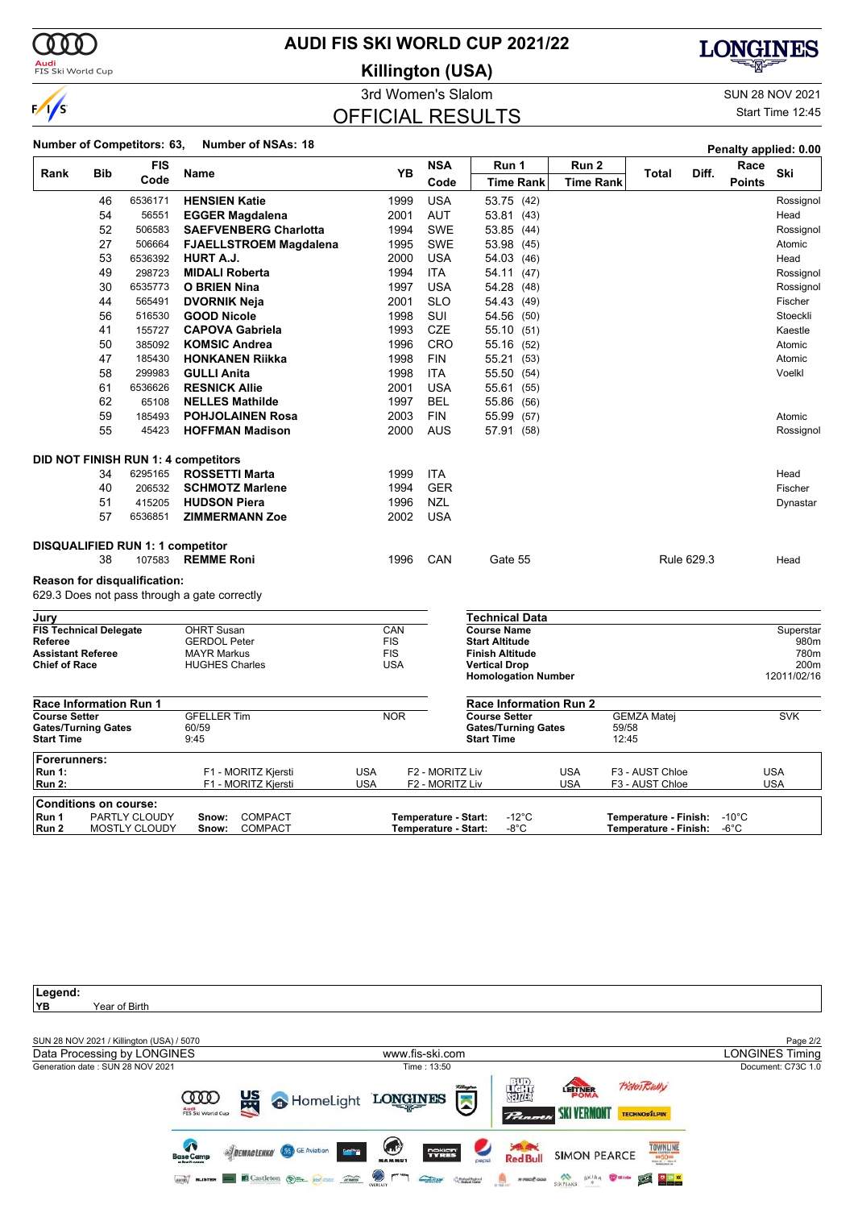# AUDI FIS SKI WORLD CUP 2021/22

## Killington (USA)

### 3rd Women's Slalom

## OFFICIAL RESULTS

SUN 28 NOV 2021

Start Time 12:45

**Number of Competitors: 63, Number of NSAs: 18**

**Penalty applied: 0.00**

| Rank | Bib | FIS Code | Name | YB | NSA Code | Run 1 Time Rank | Run 2 Time Rank | Total | Diff. | Race Points | Ski |
|---|---|---|---|---|---|---|---|---|---|---|---|
| | 46 | 6536171 | **HENSIEN Katie** | 1999 | USA | 53.75 (42) | | | | | Rossignol |
| | 54 | 56551 | **EGGER Magdalena** | 2001 | AUT | 53.81 (43) | | | | | Head |
| | 52 | 506583 | **SAEFVENBERG Charlotta** | 1994 | SWE | 53.85 (44) | | | | | Rossignol |
| | 27 | 506664 | **FJAELLSTROEM Magdalena** | 1995 | SWE | 53.98 (45) | | | | | Atomic |
| | 53 | 6536392 | **HURT A.J.** | 2000 | USA | 54.03 (46) | | | | | Head |
| | 49 | 298723 | **MIDALI Roberta** | 1994 | ITA | 54.11 (47) | | | | | Rossignol |
| | 30 | 6535773 | **O BRIEN Nina** | 1997 | USA | 54.28 (48) | | | | | Rossignol |
| | 44 | 565491 | **DVORNIK Neja** | 2001 | SLO | 54.43 (49) | | | | | Fischer |
| | 56 | 516530 | **GOOD Nicole** | 1998 | SUI | 54.56 (50) | | | | | Stoeckli |
| | 41 | 155727 | **CAPOVA Gabriela** | 1993 | CZE | 55.10 (51) | | | | | Kaestle |
| | 50 | 385092 | **KOMSIC Andrea** | 1996 | CRO | 55.16 (52) | | | | | Atomic |
| | 47 | 185430 | **HONKANEN Riikka** | 1998 | FIN | 55.21 (53) | | | | | Atomic |
| | 58 | 299983 | **GULLI Anita** | 1998 | ITA | 55.50 (54) | | | | | Voelkl |
| | 61 | 6536626 | **RESNICK Allie** | 2001 | USA | 55.61 (55) | | | | | |
| | 62 | 65108 | **NELLES Mathilde** | 1997 | BEL | 55.86 (56) | | | | | |
| | 59 | 185493 | **POHJOLAINEN Rosa** | 2003 | FIN | 55.99 (57) | | | | | Atomic |
| | 55 | 45423 | **HOFFMAN Madison** | 2000 | AUS | 57.91 (58) | | | | | Rossignol |

**DID NOT FINISH RUN 1: 4 competitors**

| Bib | FIS Code | Name | YB | NSA Code | Ski |
|---|---|---|---|---|---|
| 34 | 6295165 | **ROSSETTI Marta** | 1999 | ITA | Head |
| 40 | 206532 | **SCHMOTZ Marlene** | 1994 | GER | Fischer |
| 51 | 415205 | **HUDSON Piera** | 1996 | NZL | Dynastar |
| 57 | 6536851 | **ZIMMERMANN Zoe** | 2002 | USA | |

**DISQUALIFIED RUN 1: 1 competitor**

| Bib | FIS Code | Name | YB | NSA Code | Run 1 | Rule | Ski |
|---|---|---|---|---|---|---|---|
| 38 | 107583 | **REMME Roni** | 1996 | CAN | Gate 55 | Rule 629.3 | Head |

**Reason for disqualification:**
629.3 Does not pass through a gate correctly

| Jury | | |
|---|---|---|
| **FIS Technical Delegate** | OHRT Susan | CAN |
| **Referee** | GERDOL Peter | FIS |
| **Assistant Referee** | MAYR Markus | FIS |
| **Chief of Race** | HUGHES Charles | USA |

| Technical Data | |
|---|---|
| **Course Name** | Superstar |
| **Start Altitude** | 980m |
| **Finish Altitude** | 780m |
| **Vertical Drop** | 200m |
| **Homologation Number** | 12011/02/16 |

| Race Information Run 1 | | |
|---|---|---|
| **Course Setter** | GFELLER Tim | NOR |
| **Gates/Turning Gates** | 60/59 | |
| **Start Time** | 9:45 | |

| Race Information Run 2 | | |
|---|---|---|
| **Course Setter** | GEMZA Matej | SVK |
| **Gates/Turning Gates** | 59/58 | |
| **Start Time** | 12:45 | |

| Forerunners: | | | | | | |
|---|---|---|---|---|---|---|
| **Run 1:** | F1 - MORITZ Kjersti | USA | F2 - MORITZ Liv | USA | F3 - AUST Chloe | USA |
| **Run 2:** | F1 - MORITZ Kjersti | USA | F2 - MORITZ Liv | USA | F3 - AUST Chloe | USA |

| Conditions on course: | | | | |
|---|---|---|---|---|
| **Run 1** | PARTLY CLOUDY | **Snow:** COMPACT | **Temperature - Start:** -12°C | **Temperature - Finish:** -10°C |
| **Run 2** | MOSTLY CLOUDY | **Snow:** COMPACT | **Temperature - Start:** -8°C | **Temperature - Finish:** -6°C |

**Legend:**
**YB** Year of Birth

SUN 28 NOV 2021 / Killington (USA) / 5070

Data Processing by LONGINES — www.fis-ski.com — LONGINES Timing

Generation date : SUN 28 NOV 2021 — Time : 13:50 — Document: C73C 1.0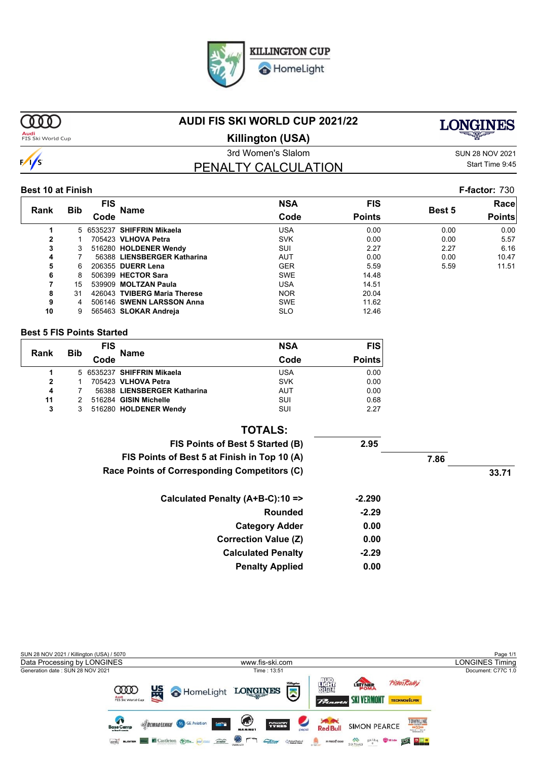KILLINGTON CUP
HomeLight

# AUDI FIS SKI WORLD CUP 2021/22

## Killington (USA)

3rd Women's Slalom

SUN 28 NOV 2021
Start Time 9:45

## PENALTY CALCULATION

**Best 10 at Finish** — **F-factor:** 730

| Rank | Bib | FIS Code | Name | NSA Code | FIS Points | Best 5 | Race Points |
|---|---|---|---|---|---|---|---|
| 1 | 5 | 6535237 | **SHIFFRIN Mikaela** | USA | 0.00 | 0.00 | 0.00 |
| 2 | 1 | 705423 | **VLHOVA Petra** | SVK | 0.00 | 0.00 | 5.57 |
| 3 | 3 | 516280 | **HOLDENER Wendy** | SUI | 2.27 | 2.27 | 6.16 |
| 4 | 7 | 56388 | **LIENSBERGER Katharina** | AUT | 0.00 | 0.00 | 10.47 |
| 5 | 6 | 206355 | **DUERR Lena** | GER | 5.59 | 5.59 | 11.51 |
| 6 | 8 | 506399 | **HECTOR Sara** | SWE | 14.48 | | |
| 7 | 15 | 539909 | **MOLTZAN Paula** | USA | 14.51 | | |
| 8 | 31 | 426043 | **TVIBERG Maria Therese** | NOR | 20.04 | | |
| 9 | 4 | 506146 | **SWENN LARSSON Anna** | SWE | 11.62 | | |
| 10 | 9 | 565463 | **SLOKAR Andreja** | SLO | 12.46 | | |

**Best 5 FIS Points Started**

| Rank | Bib | FIS Code | Name | NSA Code | FIS Points |
|---|---|---|---|---|---|
| 1 | 5 | 6535237 | **SHIFFRIN Mikaela** | USA | 0.00 |
| 2 | 1 | 705423 | **VLHOVA Petra** | SVK | 0.00 |
| 4 | 7 | 56388 | **LIENSBERGER Katharina** | AUT | 0.00 |
| 11 | 2 | 516284 | **GISIN Michelle** | SUI | 0.68 |
| 3 | 3 | 516280 | **HOLDENER Wendy** | SUI | 2.27 |

**TOTALS:**

| | | | |
|---|---|---|---|
| **FIS Points of Best 5 Started (B)** | **2.95** | | |
| **FIS Points of Best 5 at Finish in Top 10 (A)** | | **7.86** | |
| **Race Points of Corresponding Competitors (C)** | | | **33.71** |

| | |
|---|---|
| **Calculated Penalty (A+B-C):10 =>** | **-2.290** |
| **Rounded** | **-2.29** |
| **Category Adder** | **0.00** |
| **Correction Value (Z)** | **0.00** |
| **Calculated Penalty** | **-2.29** |
| **Penalty Applied** | **0.00** |

SUN 28 NOV 2021 / Killington (USA) / 5070
Data Processing by LONGINES — www.fis-ski.com — LONGINES Timing
Generation date : SUN 28 NOV 2021 — Time : 13:51 — Document: C77C 1.0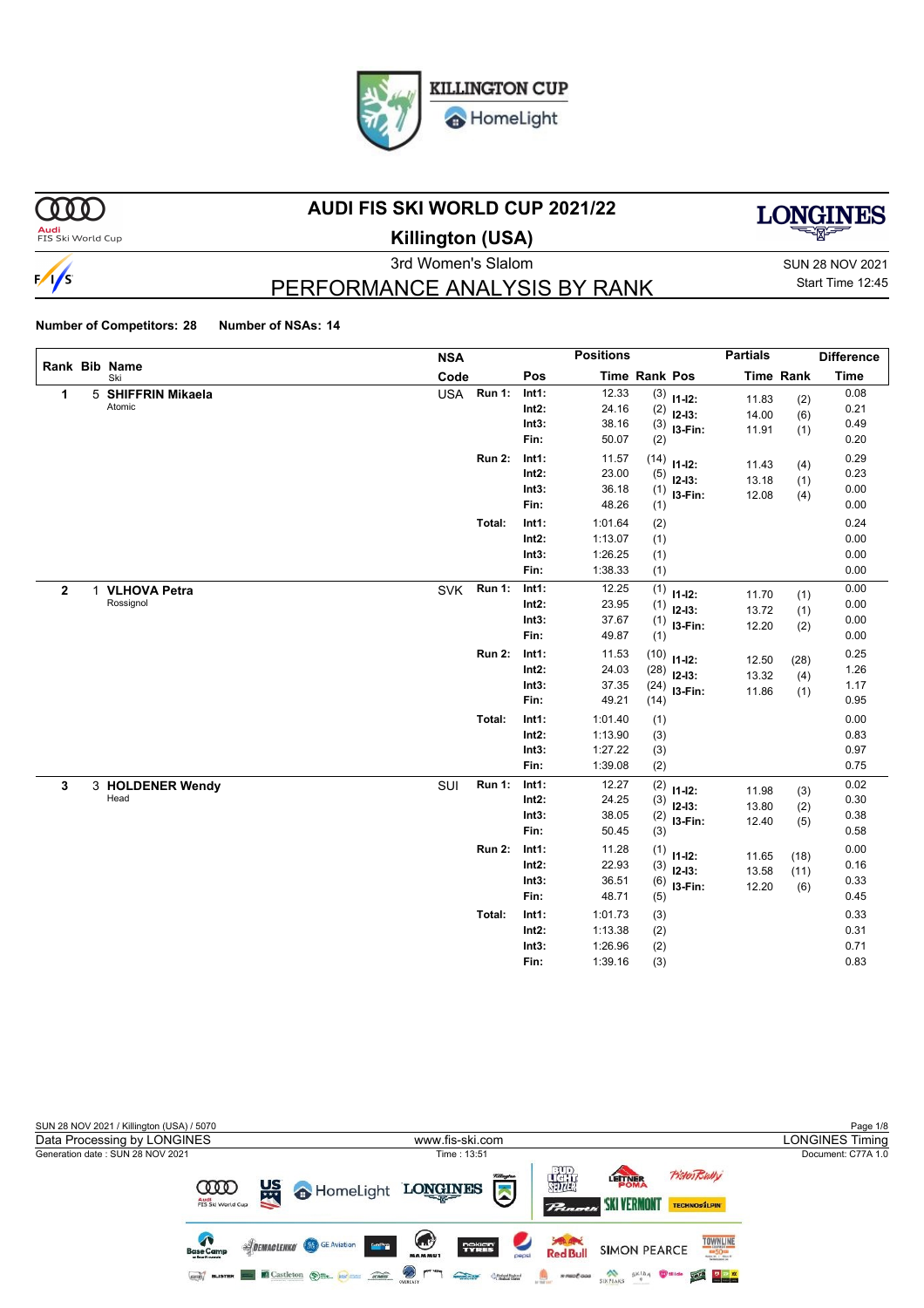# AUDI FIS SKI WORLD CUP 2021/22

## Killington (USA)

3rd Women's Slalom

SUN 28 NOV 2021

Start Time 12:45

## PERFORMANCE ANALYSIS BY RANK

**Number of Competitors: 28** **Number of NSAs: 14**

| Rank | Bib | Name / Ski | NSA Code | | Pos | Time | Rank | Pos | Partials Time | Partials Rank | Difference Time |
|---|---|---|---|---|---|---|---|---|---|---|---|
| 1 | 5 | **SHIFFRIN Mikaela** Atomic | USA | Run 1: | Int1: | 12.33 | (3) | I1-I2: | 11.83 | (2) | 0.08 |
| | | | | | Int2: | 24.16 | (2) | I2-I3: | 14.00 | (6) | 0.21 |
| | | | | | Int3: | 38.16 | (3) | I3-Fin: | 11.91 | (1) | 0.49 |
| | | | | | Fin: | 50.07 | (2) | | | | 0.20 |
| | | | | Run 2: | Int1: | 11.57 | (14) | I1-I2: | 11.43 | (4) | 0.29 |
| | | | | | Int2: | 23.00 | (5) | I2-I3: | 13.18 | (1) | 0.23 |
| | | | | | Int3: | 36.18 | (1) | I3-Fin: | 12.08 | (4) | 0.00 |
| | | | | | Fin: | 48.26 | (1) | | | | 0.00 |
| | | | | Total: | Int1: | 1:01.64 | (2) | | | | 0.24 |
| | | | | | Int2: | 1:13.07 | (1) | | | | 0.00 |
| | | | | | Int3: | 1:26.25 | (1) | | | | 0.00 |
| | | | | | Fin: | 1:38.33 | (1) | | | | 0.00 |
| 2 | 1 | **VLHOVA Petra** Rossignol | SVK | Run 1: | Int1: | 12.25 | (1) | I1-I2: | 11.70 | (1) | 0.00 |
| | | | | | Int2: | 23.95 | (1) | I2-I3: | 13.72 | (1) | 0.00 |
| | | | | | Int3: | 37.67 | (1) | I3-Fin: | 12.20 | (2) | 0.00 |
| | | | | | Fin: | 49.87 | (1) | | | | 0.00 |
| | | | | Run 2: | Int1: | 11.53 | (10) | I1-I2: | 12.50 | (28) | 0.25 |
| | | | | | Int2: | 24.03 | (28) | I2-I3: | 13.32 | (4) | 1.26 |
| | | | | | Int3: | 37.35 | (24) | I3-Fin: | 11.86 | (1) | 1.17 |
| | | | | | Fin: | 49.21 | (14) | | | | 0.95 |
| | | | | Total: | Int1: | 1:01.40 | (1) | | | | 0.00 |
| | | | | | Int2: | 1:13.90 | (3) | | | | 0.83 |
| | | | | | Int3: | 1:27.22 | (3) | | | | 0.97 |
| | | | | | Fin: | 1:39.08 | (2) | | | | 0.75 |
| 3 | 3 | **HOLDENER Wendy** Head | SUI | Run 1: | Int1: | 12.27 | (2) | I1-I2: | 11.98 | (3) | 0.02 |
| | | | | | Int2: | 24.25 | (3) | I2-I3: | 13.80 | (2) | 0.30 |
| | | | | | Int3: | 38.05 | (2) | I3-Fin: | 12.40 | (5) | 0.38 |
| | | | | | Fin: | 50.45 | (3) | | | | 0.58 |
| | | | | Run 2: | Int1: | 11.28 | (1) | I1-I2: | 11.65 | (18) | 0.00 |
| | | | | | Int2: | 22.93 | (3) | I2-I3: | 13.58 | (11) | 0.16 |
| | | | | | Int3: | 36.51 | (6) | I3-Fin: | 12.20 | (6) | 0.33 |
| | | | | | Fin: | 48.71 | (5) | | | | 0.45 |
| | | | | Total: | Int1: | 1:01.73 | (3) | | | | 0.33 |
| | | | | | Int2: | 1:13.38 | (2) | | | | 0.31 |
| | | | | | Int3: | 1:26.96 | (2) | | | | 0.71 |
| | | | | | Fin: | 1:39.16 | (3) | | | | 0.83 |

SUN 28 NOV 2021 / Killington (USA) / 5070

Data Processing by LONGINES — www.fis-ski.com — LONGINES Timing

Generation date : SUN 28 NOV 2021 — Time : 13:51 — Document: C77A 1.0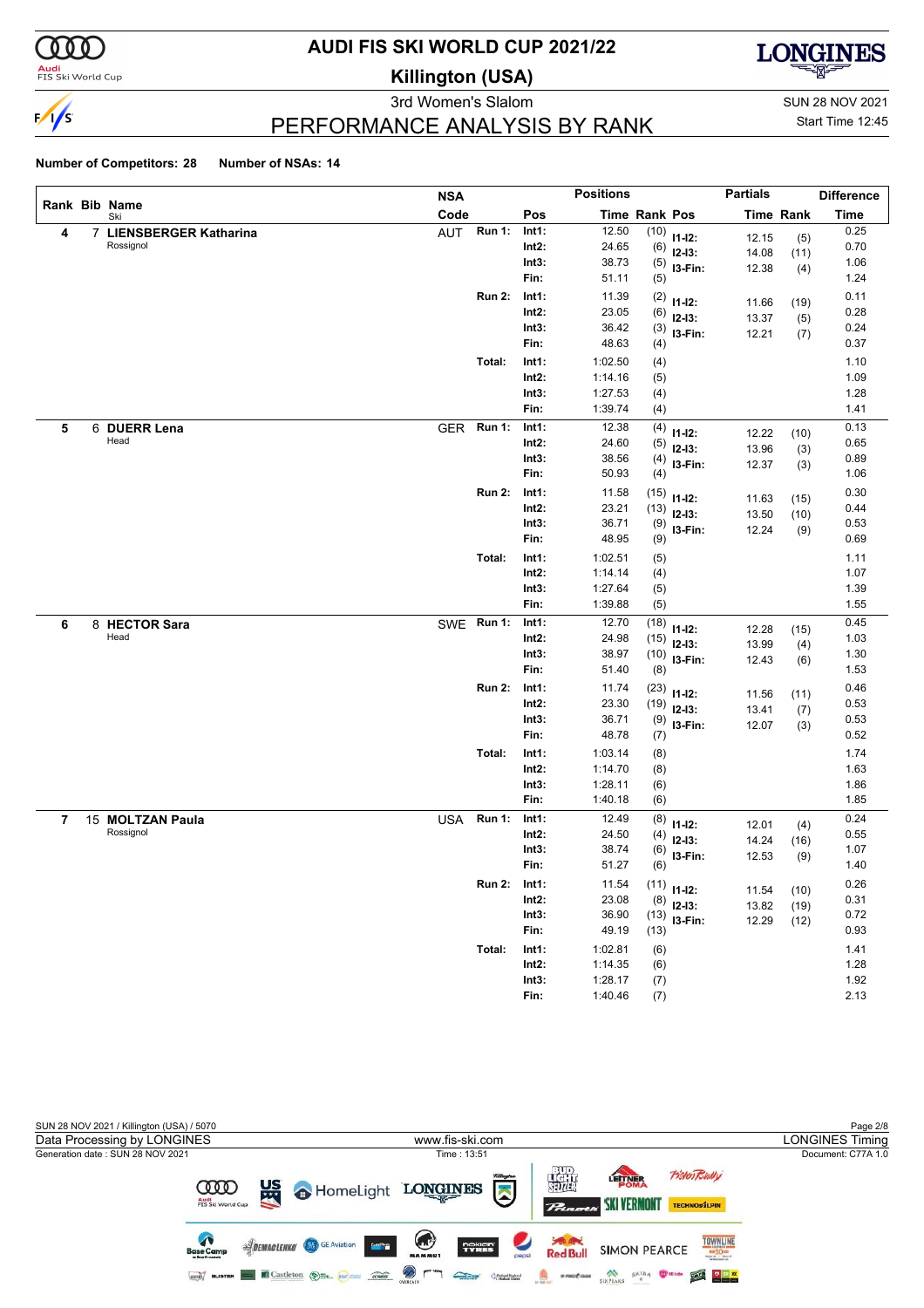# AUDI FIS SKI WORLD CUP 2021/22

## Killington (USA)

3rd Women's Slalom

SUN 28 NOV 2021

## PERFORMANCE ANALYSIS BY RANK

Start Time 12:45

**Number of Competitors: 28** **Number of NSAs: 14**

| Rank | Bib | Name / Ski | NSA Code | Run | Pos | Time | Rank | Pos | Partial Time | Partial Rank | Difference Time |
|---|---|---|---|---|---|---|---|---|---|---|---|
| 4 | 7 | **LIENSBERGER Katharina** Rossignol | AUT | Run 1: | Int1: | 12.50 | (10) | I1-I2: | 12.15 | (5) | 0.25 |
| | | | | | Int2: | 24.65 | (6) | I2-I3: | 14.08 | (11) | 0.70 |
| | | | | | Int3: | 38.73 | (5) | I3-Fin: | 12.38 | (4) | 1.06 |
| | | | | | Fin: | 51.11 | (5) | | | | 1.24 |
| | | | | Run 2: | Int1: | 11.39 | (2) | I1-I2: | 11.66 | (19) | 0.11 |
| | | | | | Int2: | 23.05 | (6) | I2-I3: | 13.37 | (5) | 0.28 |
| | | | | | Int3: | 36.42 | (3) | I3-Fin: | 12.21 | (7) | 0.24 |
| | | | | | Fin: | 48.63 | (4) | | | | 0.37 |
| | | | | Total: | Int1: | 1:02.50 | (4) | | | | 1.10 |
| | | | | | Int2: | 1:14.16 | (5) | | | | 1.09 |
| | | | | | Int3: | 1:27.53 | (4) | | | | 1.28 |
| | | | | | Fin: | 1:39.74 | (4) | | | | 1.41 |
| 5 | 6 | **DUERR Lena** Head | GER | Run 1: | Int1: | 12.38 | (4) | I1-I2: | 12.22 | (10) | 0.13 |
| | | | | | Int2: | 24.60 | (5) | I2-I3: | 13.96 | (3) | 0.65 |
| | | | | | Int3: | 38.56 | (4) | I3-Fin: | 12.37 | (3) | 0.89 |
| | | | | | Fin: | 50.93 | (4) | | | | 1.06 |
| | | | | Run 2: | Int1: | 11.58 | (15) | I1-I2: | 11.63 | (15) | 0.30 |
| | | | | | Int2: | 23.21 | (13) | I2-I3: | 13.50 | (10) | 0.44 |
| | | | | | Int3: | 36.71 | (9) | I3-Fin: | 12.24 | (9) | 0.53 |
| | | | | | Fin: | 48.95 | (9) | | | | 0.69 |
| | | | | Total: | Int1: | 1:02.51 | (5) | | | | 1.11 |
| | | | | | Int2: | 1:14.14 | (4) | | | | 1.07 |
| | | | | | Int3: | 1:27.64 | (5) | | | | 1.39 |
| | | | | | Fin: | 1:39.88 | (5) | | | | 1.55 |
| 6 | 8 | **HECTOR Sara** Head | SWE | Run 1: | Int1: | 12.70 | (18) | I1-I2: | 12.28 | (15) | 0.45 |
| | | | | | Int2: | 24.98 | (15) | I2-I3: | 13.99 | (4) | 1.03 |
| | | | | | Int3: | 38.97 | (10) | I3-Fin: | 12.43 | (6) | 1.30 |
| | | | | | Fin: | 51.40 | (8) | | | | 1.53 |
| | | | | Run 2: | Int1: | 11.74 | (23) | I1-I2: | 11.56 | (11) | 0.46 |
| | | | | | Int2: | 23.30 | (19) | I2-I3: | 13.41 | (7) | 0.53 |
| | | | | | Int3: | 36.71 | (9) | I3-Fin: | 12.07 | (3) | 0.53 |
| | | | | | Fin: | 48.78 | (7) | | | | 0.52 |
| | | | | Total: | Int1: | 1:03.14 | (8) | | | | 1.74 |
| | | | | | Int2: | 1:14.70 | (8) | | | | 1.63 |
| | | | | | Int3: | 1:28.11 | (6) | | | | 1.86 |
| | | | | | Fin: | 1:40.18 | (6) | | | | 1.85 |
| 7 | 15 | **MOLTZAN Paula** Rossignol | USA | Run 1: | Int1: | 12.49 | (8) | I1-I2: | 12.01 | (4) | 0.24 |
| | | | | | Int2: | 24.50 | (4) | I2-I3: | 14.24 | (16) | 0.55 |
| | | | | | Int3: | 38.74 | (6) | I3-Fin: | 12.53 | (9) | 1.07 |
| | | | | | Fin: | 51.27 | (6) | | | | 1.40 |
| | | | | Run 2: | Int1: | 11.54 | (11) | I1-I2: | 11.54 | (10) | 0.26 |
| | | | | | Int2: | 23.08 | (8) | I2-I3: | 13.82 | (19) | 0.31 |
| | | | | | Int3: | 36.90 | (13) | I3-Fin: | 12.29 | (12) | 0.72 |
| | | | | | Fin: | 49.19 | (13) | | | | 0.93 |
| | | | | Total: | Int1: | 1:02.81 | (6) | | | | 1.41 |
| | | | | | Int2: | 1:14.35 | (6) | | | | 1.28 |
| | | | | | Int3: | 1:28.17 | (7) | | | | 1.92 |
| | | | | | Fin: | 1:40.46 | (7) | | | | 2.13 |

SUN 28 NOV 2021 / Killington (USA) / 5070

Data Processing by LONGINES — www.fis-ski.com — LONGINES Timing

Generation date : SUN 28 NOV 2021 — Time : 13:51 — Document: C77A 1.0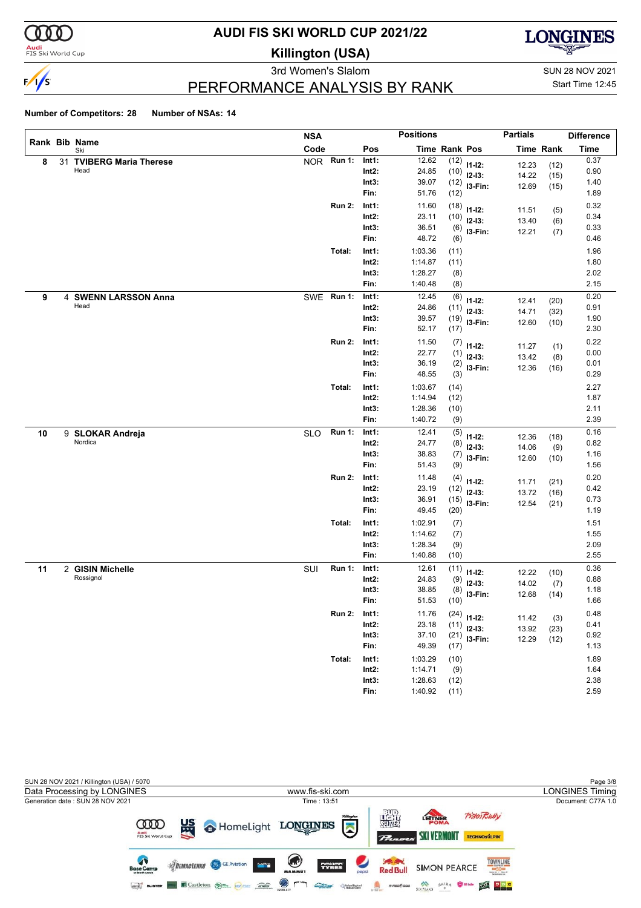# AUDI FIS SKI WORLD CUP 2021/22

## Killington (USA)

3rd Women's Slalom

SUN 28 NOV 2021

Start Time 12:45

## PERFORMANCE ANALYSIS BY RANK

**Number of Competitors: 28** **Number of NSAs: 14**

| Rank | Bib | Name / Ski | NSA Code | | Pos | Time | Rank | Pos | Time | Rank | Difference Time |
|---|---|---|---|---|---|---|---|---|---|---|---|
| 8 | 31 | **TVIBERG Maria Therese** | NOR | Run 1: | Int1: | 12.62 | (12) | I1-I2: | 12.23 | (12) | 0.37 |
| | | Head | | | Int2: | 24.85 | (10) | I2-I3: | 14.22 | (15) | 0.90 |
| | | | | | Int3: | 39.07 | (12) | I3-Fin: | 12.69 | (15) | 1.40 |
| | | | | | Fin: | 51.76 | (12) | | | | 1.89 |
| | | | | Run 2: | Int1: | 11.60 | (18) | I1-I2: | 11.51 | (5) | 0.32 |
| | | | | | Int2: | 23.11 | (10) | I2-I3: | 13.40 | (6) | 0.34 |
| | | | | | Int3: | 36.51 | (6) | I3-Fin: | 12.21 | (7) | 0.33 |
| | | | | | Fin: | 48.72 | (6) | | | | 0.46 |
| | | | | Total: | Int1: | 1:03.36 | (11) | | | | 1.96 |
| | | | | | Int2: | 1:14.87 | (11) | | | | 1.80 |
| | | | | | Int3: | 1:28.27 | (8) | | | | 2.02 |
| | | | | | Fin: | 1:40.48 | (8) | | | | 2.15 |
| 9 | 4 | **SWENN LARSSON Anna** | SWE | Run 1: | Int1: | 12.45 | (6) | I1-I2: | 12.41 | (20) | 0.20 |
| | | Head | | | Int2: | 24.86 | (11) | I2-I3: | 14.71 | (32) | 0.91 |
| | | | | | Int3: | 39.57 | (19) | I3-Fin: | 12.60 | (10) | 1.90 |
| | | | | | Fin: | 52.17 | (17) | | | | 2.30 |
| | | | | Run 2: | Int1: | 11.50 | (7) | I1-I2: | 11.27 | (1) | 0.22 |
| | | | | | Int2: | 22.77 | (1) | I2-I3: | 13.42 | (8) | 0.00 |
| | | | | | Int3: | 36.19 | (2) | I3-Fin: | 12.36 | (16) | 0.01 |
| | | | | | Fin: | 48.55 | (3) | | | | 0.29 |
| | | | | Total: | Int1: | 1:03.67 | (14) | | | | 2.27 |
| | | | | | Int2: | 1:14.94 | (12) | | | | 1.87 |
| | | | | | Int3: | 1:28.36 | (10) | | | | 2.11 |
| | | | | | Fin: | 1:40.72 | (9) | | | | 2.39 |
| 10 | 9 | **SLOKAR Andreja** | SLO | Run 1: | Int1: | 12.41 | (5) | I1-I2: | 12.36 | (18) | 0.16 |
| | | Nordica | | | Int2: | 24.77 | (8) | I2-I3: | 14.06 | (9) | 0.82 |
| | | | | | Int3: | 38.83 | (7) | I3-Fin: | 12.60 | (10) | 1.16 |
| | | | | | Fin: | 51.43 | (9) | | | | 1.56 |
| | | | | Run 2: | Int1: | 11.48 | (4) | I1-I2: | 11.71 | (21) | 0.20 |
| | | | | | Int2: | 23.19 | (12) | I2-I3: | 13.72 | (16) | 0.42 |
| | | | | | Int3: | 36.91 | (15) | I3-Fin: | 12.54 | (21) | 0.73 |
| | | | | | Fin: | 49.45 | (20) | | | | 1.19 |
| | | | | Total: | Int1: | 1:02.91 | (7) | | | | 1.51 |
| | | | | | Int2: | 1:14.62 | (7) | | | | 1.55 |
| | | | | | Int3: | 1:28.34 | (9) | | | | 2.09 |
| | | | | | Fin: | 1:40.88 | (10) | | | | 2.55 |
| 11 | 2 | **GISIN Michelle** | SUI | Run 1: | Int1: | 12.61 | (11) | I1-I2: | 12.22 | (10) | 0.36 |
| | | Rossignol | | | Int2: | 24.83 | (9) | I2-I3: | 14.02 | (7) | 0.88 |
| | | | | | Int3: | 38.85 | (8) | I3-Fin: | 12.68 | (14) | 1.18 |
| | | | | | Fin: | 51.53 | (10) | | | | 1.66 |
| | | | | Run 2: | Int1: | 11.76 | (24) | I1-I2: | 11.42 | (3) | 0.48 |
| | | | | | Int2: | 23.18 | (11) | I2-I3: | 13.92 | (23) | 0.41 |
| | | | | | Int3: | 37.10 | (21) | I3-Fin: | 12.29 | (12) | 0.92 |
| | | | | | Fin: | 49.39 | (17) | | | | 1.13 |
| | | | | Total: | Int1: | 1:03.29 | (10) | | | | 1.89 |
| | | | | | Int2: | 1:14.71 | (9) | | | | 1.64 |
| | | | | | Int3: | 1:28.63 | (12) | | | | 2.38 |
| | | | | | Fin: | 1:40.92 | (11) | | | | 2.59 |

SUN 28 NOV 2021 / Killington (USA) / 5070

Data Processing by LONGINES — www.fis-ski.com — LONGINES Timing

Generation date : SUN 28 NOV 2021 — Time : 13:51 — Document: C77A 1.0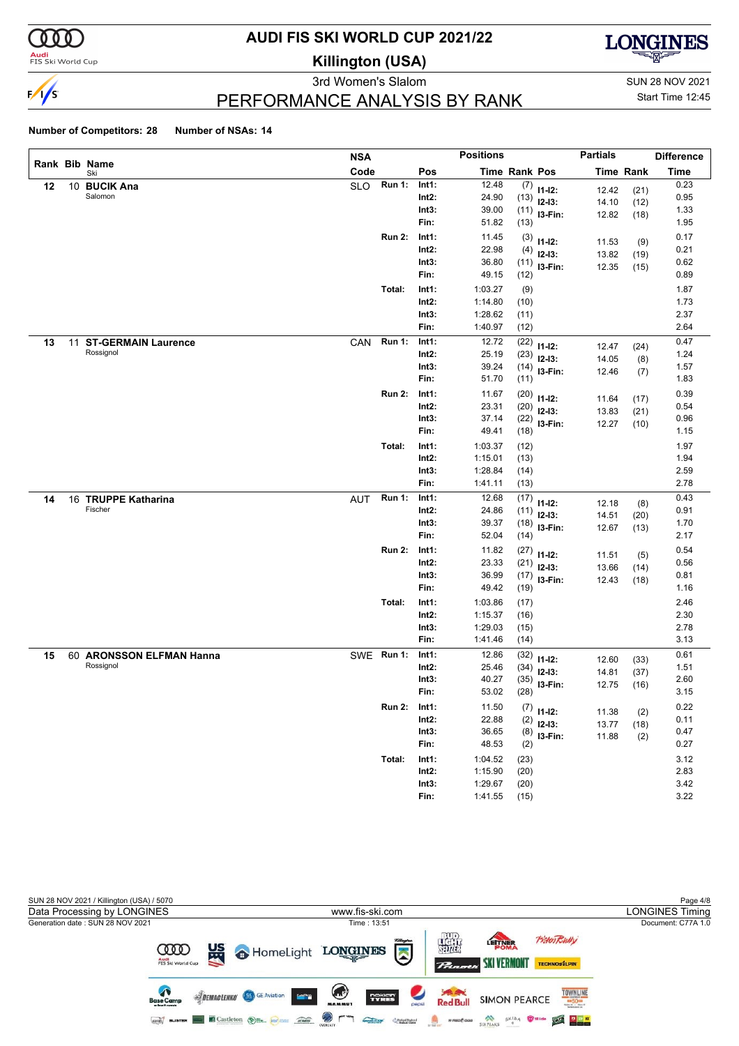# AUDI FIS SKI WORLD CUP 2021/22

## Killington (USA)

3rd Women's Slalom

SUN 28 NOV 2021

## PERFORMANCE ANALYSIS BY RANK

Start Time 12:45

**Number of Competitors: 28** **Number of NSAs: 14**

| Rank | Bib | Name / Ski | NSA Code | | Pos | Time | Rank | Pos | Partials Time | Partials Rank | Difference Time |
|---|---|---|---|---|---|---|---|---|---|---|---|
| 12 | 10 | **BUCIK Ana** Salomon | SLO | Run 1: | Int1: | 12.48 | (7) | I1-I2: | 12.42 | (21) | 0.23 |
| | | | | | Int2: | 24.90 | (13) | I2-I3: | 14.10 | (12) | 0.95 |
| | | | | | Int3: | 39.00 | (11) | I3-Fin: | 12.82 | (18) | 1.33 |
| | | | | | Fin: | 51.82 | (13) | | | | 1.95 |
| | | | | Run 2: | Int1: | 11.45 | (3) | I1-I2: | 11.53 | (9) | 0.17 |
| | | | | | Int2: | 22.98 | (4) | I2-I3: | 13.82 | (19) | 0.21 |
| | | | | | Int3: | 36.80 | (11) | I3-Fin: | 12.35 | (15) | 0.62 |
| | | | | | Fin: | 49.15 | (12) | | | | 0.89 |
| | | | | Total: | Int1: | 1:03.27 | (9) | | | | 1.87 |
| | | | | | Int2: | 1:14.80 | (10) | | | | 1.73 |
| | | | | | Int3: | 1:28.62 | (11) | | | | 2.37 |
| | | | | | Fin: | 1:40.97 | (12) | | | | 2.64 |
| 13 | 11 | **ST-GERMAIN Laurence** Rossignol | CAN | Run 1: | Int1: | 12.72 | (22) | I1-I2: | 12.47 | (24) | 0.47 |
| | | | | | Int2: | 25.19 | (23) | I2-I3: | 14.05 | (8) | 1.24 |
| | | | | | Int3: | 39.24 | (14) | I3-Fin: | 12.46 | (7) | 1.57 |
| | | | | | Fin: | 51.70 | (11) | | | | 1.83 |
| | | | | Run 2: | Int1: | 11.67 | (20) | I1-I2: | 11.64 | (17) | 0.39 |
| | | | | | Int2: | 23.31 | (20) | I2-I3: | 13.83 | (21) | 0.54 |
| | | | | | Int3: | 37.14 | (22) | I3-Fin: | 12.27 | (10) | 0.96 |
| | | | | | Fin: | 49.41 | (18) | | | | 1.15 |
| | | | | Total: | Int1: | 1:03.37 | (12) | | | | 1.97 |
| | | | | | Int2: | 1:15.01 | (13) | | | | 1.94 |
| | | | | | Int3: | 1:28.84 | (14) | | | | 2.59 |
| | | | | | Fin: | 1:41.11 | (13) | | | | 2.78 |
| 14 | 16 | **TRUPPE Katharina** Fischer | AUT | Run 1: | Int1: | 12.68 | (17) | I1-I2: | 12.18 | (8) | 0.43 |
| | | | | | Int2: | 24.86 | (11) | I2-I3: | 14.51 | (20) | 0.91 |
| | | | | | Int3: | 39.37 | (18) | I3-Fin: | 12.67 | (13) | 1.70 |
| | | | | | Fin: | 52.04 | (14) | | | | 2.17 |
| | | | | Run 2: | Int1: | 11.82 | (27) | I1-I2: | 11.51 | (5) | 0.54 |
| | | | | | Int2: | 23.33 | (21) | I2-I3: | 13.66 | (14) | 0.56 |
| | | | | | Int3: | 36.99 | (17) | I3-Fin: | 12.43 | (18) | 0.81 |
| | | | | | Fin: | 49.42 | (19) | | | | 1.16 |
| | | | | Total: | Int1: | 1:03.86 | (17) | | | | 2.46 |
| | | | | | Int2: | 1:15.37 | (16) | | | | 2.30 |
| | | | | | Int3: | 1:29.03 | (15) | | | | 2.78 |
| | | | | | Fin: | 1:41.46 | (14) | | | | 3.13 |
| 15 | 60 | **ARONSSON ELFMAN Hanna** Rossignol | SWE | Run 1: | Int1: | 12.86 | (32) | I1-I2: | 12.60 | (33) | 0.61 |
| | | | | | Int2: | 25.46 | (34) | I2-I3: | 14.81 | (37) | 1.51 |
| | | | | | Int3: | 40.27 | (35) | I3-Fin: | 12.75 | (16) | 2.60 |
| | | | | | Fin: | 53.02 | (28) | | | | 3.15 |
| | | | | Run 2: | Int1: | 11.50 | (7) | I1-I2: | 11.38 | (2) | 0.22 |
| | | | | | Int2: | 22.88 | (2) | I2-I3: | 13.77 | (18) | 0.11 |
| | | | | | Int3: | 36.65 | (8) | I3-Fin: | 11.88 | (2) | 0.47 |
| | | | | | Fin: | 48.53 | (2) | | | | 0.27 |
| | | | | Total: | Int1: | 1:04.52 | (23) | | | | 3.12 |
| | | | | | Int2: | 1:15.90 | (20) | | | | 2.83 |
| | | | | | Int3: | 1:29.67 | (20) | | | | 3.42 |
| | | | | | Fin: | 1:41.55 | (15) | | | | 3.22 |

SUN 28 NOV 2021 / Killington (USA) / 5070

Data Processing by LONGINES | www.fis-ski.com | LONGINES Timing

Generation date : SUN 28 NOV 2021 | Time : 13:51 | Document: C77A 1.0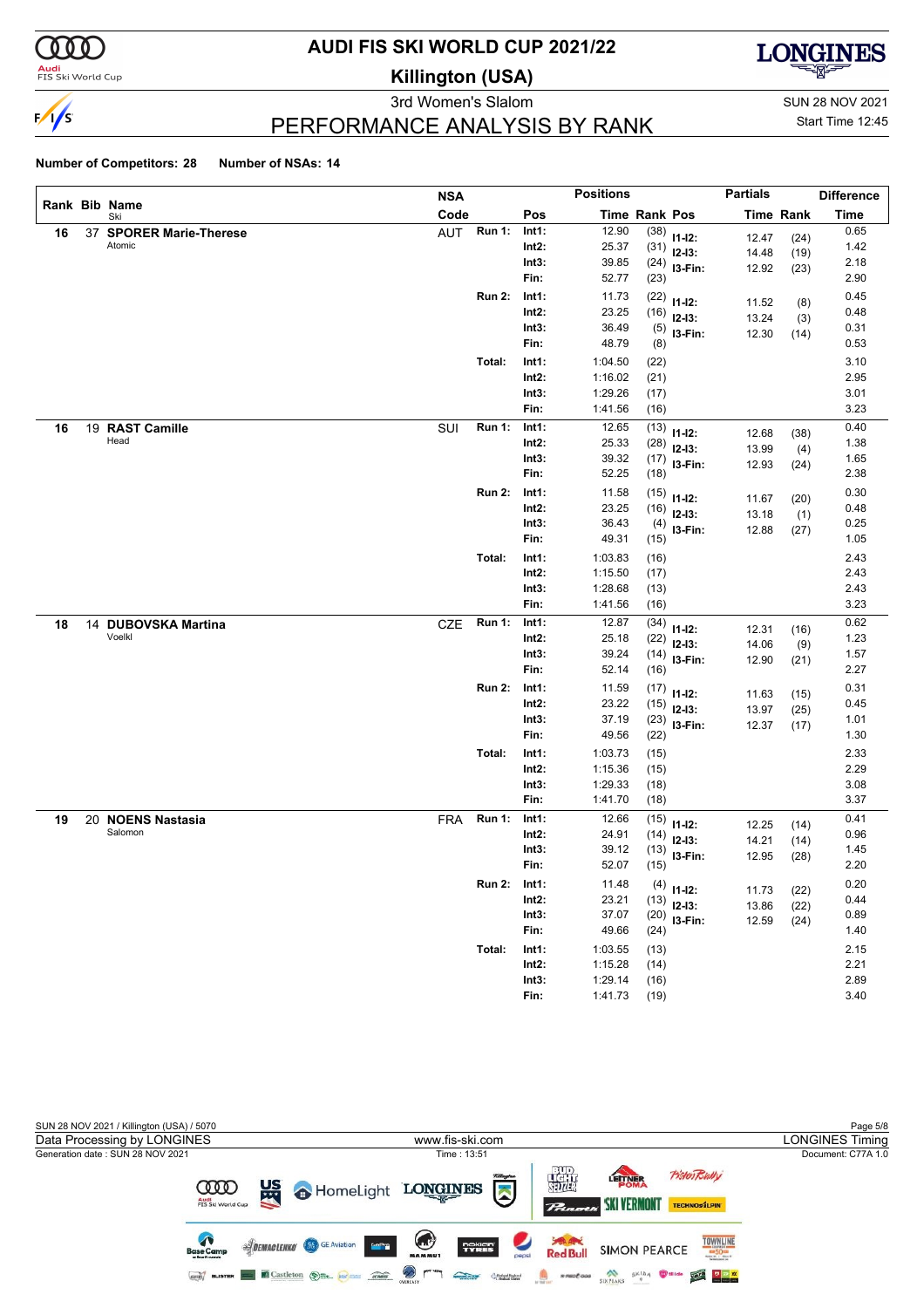# AUDI FIS SKI WORLD CUP 2021/22

## Killington (USA)

3rd Women's Slalom

SUN 28 NOV 2021

Start Time 12:45

## PERFORMANCE ANALYSIS BY RANK

**Number of Competitors: 28** **Number of NSAs: 14**

| Rank | Bib | Name | NSA Code | | Pos | Positions Time | Rank | Pos | Partials Time | Rank | Difference Time |
|---|---|---|---|---|---|---|---|---|---|---|---|
| 16 | 37 | **SPORER Marie-Therese** (Atomic) | AUT | Run 1: | Int1: | 12.90 | (38) | I1-I2: | 12.47 | (24) | 0.65 |
| | | | | | Int2: | 25.37 | (31) | I2-I3: | 14.48 | (19) | 1.42 |
| | | | | | Int3: | 39.85 | (24) | I3-Fin: | 12.92 | (23) | 2.18 |
| | | | | | Fin: | 52.77 | (23) | | | | 2.90 |
| | | | | Run 2: | Int1: | 11.73 | (22) | I1-I2: | 11.52 | (8) | 0.45 |
| | | | | | Int2: | 23.25 | (16) | I2-I3: | 13.24 | (3) | 0.48 |
| | | | | | Int3: | 36.49 | (5) | I3-Fin: | 12.30 | (14) | 0.31 |
| | | | | | Fin: | 48.79 | (8) | | | | 0.53 |
| | | | | Total: | Int1: | 1:04.50 | (22) | | | | 3.10 |
| | | | | | Int2: | 1:16.02 | (21) | | | | 2.95 |
| | | | | | Int3: | 1:29.26 | (17) | | | | 3.01 |
| | | | | | Fin: | 1:41.56 | (16) | | | | 3.23 |
| 16 | 19 | **RAST Camille** (Head) | SUI | Run 1: | Int1: | 12.65 | (13) | I1-I2: | 12.68 | (38) | 0.40 |
| | | | | | Int2: | 25.33 | (28) | I2-I3: | 13.99 | (4) | 1.38 |
| | | | | | Int3: | 39.32 | (17) | I3-Fin: | 12.93 | (24) | 1.65 |
| | | | | | Fin: | 52.25 | (18) | | | | 2.38 |
| | | | | Run 2: | Int1: | 11.58 | (15) | I1-I2: | 11.67 | (20) | 0.30 |
| | | | | | Int2: | 23.25 | (16) | I2-I3: | 13.18 | (1) | 0.48 |
| | | | | | Int3: | 36.43 | (4) | I3-Fin: | 12.88 | (27) | 0.25 |
| | | | | | Fin: | 49.31 | (15) | | | | 1.05 |
| | | | | Total: | Int1: | 1:03.83 | (16) | | | | 2.43 |
| | | | | | Int2: | 1:15.50 | (17) | | | | 2.43 |
| | | | | | Int3: | 1:28.68 | (13) | | | | 2.43 |
| | | | | | Fin: | 1:41.56 | (16) | | | | 3.23 |
| 18 | 14 | **DUBOVSKA Martina** (Voelkl) | CZE | Run 1: | Int1: | 12.87 | (34) | I1-I2: | 12.31 | (16) | 0.62 |
| | | | | | Int2: | 25.18 | (22) | I2-I3: | 14.06 | (9) | 1.23 |
| | | | | | Int3: | 39.24 | (14) | I3-Fin: | 12.90 | (21) | 1.57 |
| | | | | | Fin: | 52.14 | (16) | | | | 2.27 |
| | | | | Run 2: | Int1: | 11.59 | (17) | I1-I2: | 11.63 | (15) | 0.31 |
| | | | | | Int2: | 23.22 | (15) | I2-I3: | 13.97 | (25) | 0.45 |
| | | | | | Int3: | 37.19 | (23) | I3-Fin: | 12.37 | (17) | 1.01 |
| | | | | | Fin: | 49.56 | (22) | | | | 1.30 |
| | | | | Total: | Int1: | 1:03.73 | (15) | | | | 2.33 |
| | | | | | Int2: | 1:15.36 | (15) | | | | 2.29 |
| | | | | | Int3: | 1:29.33 | (18) | | | | 3.08 |
| | | | | | Fin: | 1:41.70 | (18) | | | | 3.37 |
| 19 | 20 | **NOENS Nastasia** (Salomon) | FRA | Run 1: | Int1: | 12.66 | (15) | I1-I2: | 12.25 | (14) | 0.41 |
| | | | | | Int2: | 24.91 | (14) | I2-I3: | 14.21 | (14) | 0.96 |
| | | | | | Int3: | 39.12 | (13) | I3-Fin: | 12.95 | (28) | 1.45 |
| | | | | | Fin: | 52.07 | (15) | | | | 2.20 |
| | | | | Run 2: | Int1: | 11.48 | (4) | I1-I2: | 11.73 | (22) | 0.20 |
| | | | | | Int2: | 23.21 | (13) | I2-I3: | 13.86 | (22) | 0.44 |
| | | | | | Int3: | 37.07 | (20) | I3-Fin: | 12.59 | (24) | 0.89 |
| | | | | | Fin: | 49.66 | (24) | | | | 1.40 |
| | | | | Total: | Int1: | 1:03.55 | (13) | | | | 2.15 |
| | | | | | Int2: | 1:15.28 | (14) | | | | 2.21 |
| | | | | | Int3: | 1:29.14 | (16) | | | | 2.89 |
| | | | | | Fin: | 1:41.73 | (19) | | | | 3.40 |

SUN 28 NOV 2021 / Killington (USA) / 5070

Data Processing by LONGINES — www.fis-ski.com — LONGINES Timing

Generation date : SUN 28 NOV 2021 — Time : 13:51 — Document: C77A 1.0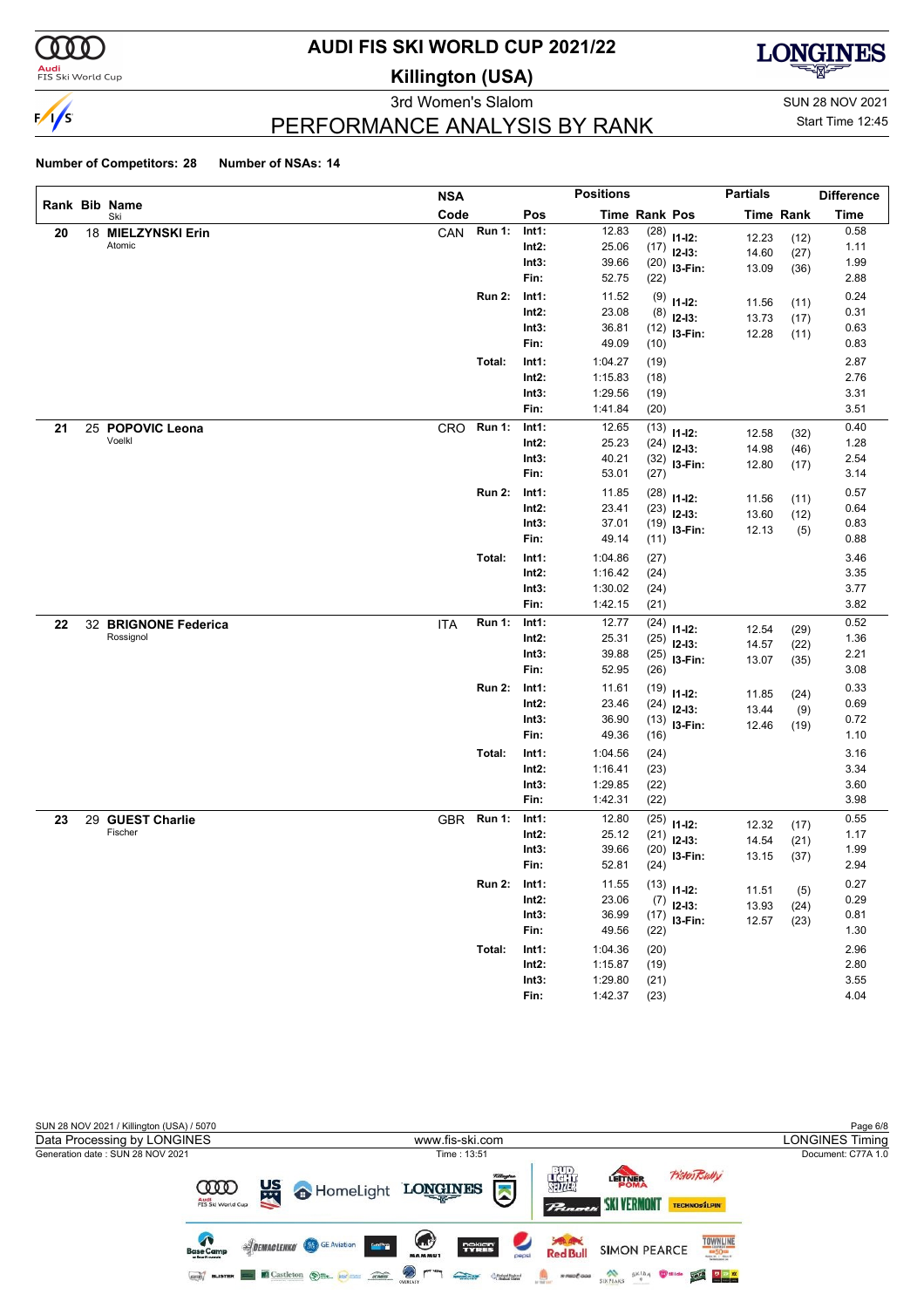# AUDI FIS SKI WORLD CUP 2021/22

## Killington (USA)

3rd Women's Slalom

SUN 28 NOV 2021

Start Time 12:45

## PERFORMANCE ANALYSIS BY RANK

**Number of Competitors: 28** **Number of NSAs: 14**

| Rank | Bib | Name / Ski | NSA Code | Run | Pos | Time | Rank | Pos | Time | Rank | Difference Time |
|---|---|---|---|---|---|---|---|---|---|---|---|
| 20 | 18 | **MIELZYNSKI Erin** Atomic | CAN | Run 1: | Int1: | 12.83 | (28) | I1-I2: | 12.23 | (12) | 0.58 |
| | | | | | Int2: | 25.06 | (17) | I2-I3: | 14.60 | (27) | 1.11 |
| | | | | | Int3: | 39.66 | (20) | I3-Fin: | 13.09 | (36) | 1.99 |
| | | | | | Fin: | 52.75 | (22) | | | | 2.88 |
| | | | | Run 2: | Int1: | 11.52 | (9) | I1-I2: | 11.56 | (11) | 0.24 |
| | | | | | Int2: | 23.08 | (8) | I2-I3: | 13.73 | (17) | 0.31 |
| | | | | | Int3: | 36.81 | (12) | I3-Fin: | 12.28 | (11) | 0.63 |
| | | | | | Fin: | 49.09 | (10) | | | | 0.83 |
| | | | | Total: | Int1: | 1:04.27 | (19) | | | | 2.87 |
| | | | | | Int2: | 1:15.83 | (18) | | | | 2.76 |
| | | | | | Int3: | 1:29.56 | (19) | | | | 3.31 |
| | | | | | Fin: | 1:41.84 | (20) | | | | 3.51 |
| 21 | 25 | **POPOVIC Leona** Voelkl | CRO | Run 1: | Int1: | 12.65 | (13) | I1-I2: | 12.58 | (32) | 0.40 |
| | | | | | Int2: | 25.23 | (24) | I2-I3: | 14.98 | (46) | 1.28 |
| | | | | | Int3: | 40.21 | (32) | I3-Fin: | 12.80 | (17) | 2.54 |
| | | | | | Fin: | 53.01 | (27) | | | | 3.14 |
| | | | | Run 2: | Int1: | 11.85 | (28) | I1-I2: | 11.56 | (11) | 0.57 |
| | | | | | Int2: | 23.41 | (23) | I2-I3: | 13.60 | (12) | 0.64 |
| | | | | | Int3: | 37.01 | (19) | I3-Fin: | 12.13 | (5) | 0.83 |
| | | | | | Fin: | 49.14 | (11) | | | | 0.88 |
| | | | | Total: | Int1: | 1:04.86 | (27) | | | | 3.46 |
| | | | | | Int2: | 1:16.42 | (24) | | | | 3.35 |
| | | | | | Int3: | 1:30.02 | (24) | | | | 3.77 |
| | | | | | Fin: | 1:42.15 | (21) | | | | 3.82 |
| 22 | 32 | **BRIGNONE Federica** Rossignol | ITA | Run 1: | Int1: | 12.77 | (24) | I1-I2: | 12.54 | (29) | 0.52 |
| | | | | | Int2: | 25.31 | (25) | I2-I3: | 14.57 | (22) | 1.36 |
| | | | | | Int3: | 39.88 | (25) | I3-Fin: | 13.07 | (35) | 2.21 |
| | | | | | Fin: | 52.95 | (26) | | | | 3.08 |
| | | | | Run 2: | Int1: | 11.61 | (19) | I1-I2: | 11.85 | (24) | 0.33 |
| | | | | | Int2: | 23.46 | (24) | I2-I3: | 13.44 | (9) | 0.69 |
| | | | | | Int3: | 36.90 | (13) | I3-Fin: | 12.46 | (19) | 0.72 |
| | | | | | Fin: | 49.36 | (16) | | | | 1.10 |
| | | | | Total: | Int1: | 1:04.56 | (24) | | | | 3.16 |
| | | | | | Int2: | 1:16.41 | (23) | | | | 3.34 |
| | | | | | Int3: | 1:29.85 | (22) | | | | 3.60 |
| | | | | | Fin: | 1:42.31 | (22) | | | | 3.98 |
| 23 | 29 | **GUEST Charlie** Fischer | GBR | Run 1: | Int1: | 12.80 | (25) | I1-I2: | 12.32 | (17) | 0.55 |
| | | | | | Int2: | 25.12 | (21) | I2-I3: | 14.54 | (21) | 1.17 |
| | | | | | Int3: | 39.66 | (20) | I3-Fin: | 13.15 | (37) | 1.99 |
| | | | | | Fin: | 52.81 | (24) | | | | 2.94 |
| | | | | Run 2: | Int1: | 11.55 | (13) | I1-I2: | 11.51 | (5) | 0.27 |
| | | | | | Int2: | 23.06 | (7) | I2-I3: | 13.93 | (24) | 0.29 |
| | | | | | Int3: | 36.99 | (17) | I3-Fin: | 12.57 | (23) | 0.81 |
| | | | | | Fin: | 49.56 | (22) | | | | 1.30 |
| | | | | Total: | Int1: | 1:04.36 | (20) | | | | 2.96 |
| | | | | | Int2: | 1:15.87 | (19) | | | | 2.80 |
| | | | | | Int3: | 1:29.80 | (21) | | | | 3.55 |
| | | | | | Fin: | 1:42.37 | (23) | | | | 4.04 |

SUN 28 NOV 2021 / Killington (USA) / 5070

Data Processing by LONGINES — www.fis-ski.com — LONGINES Timing

Generation date : SUN 28 NOV 2021 — Time : 13:51 — Document: C77A 1.0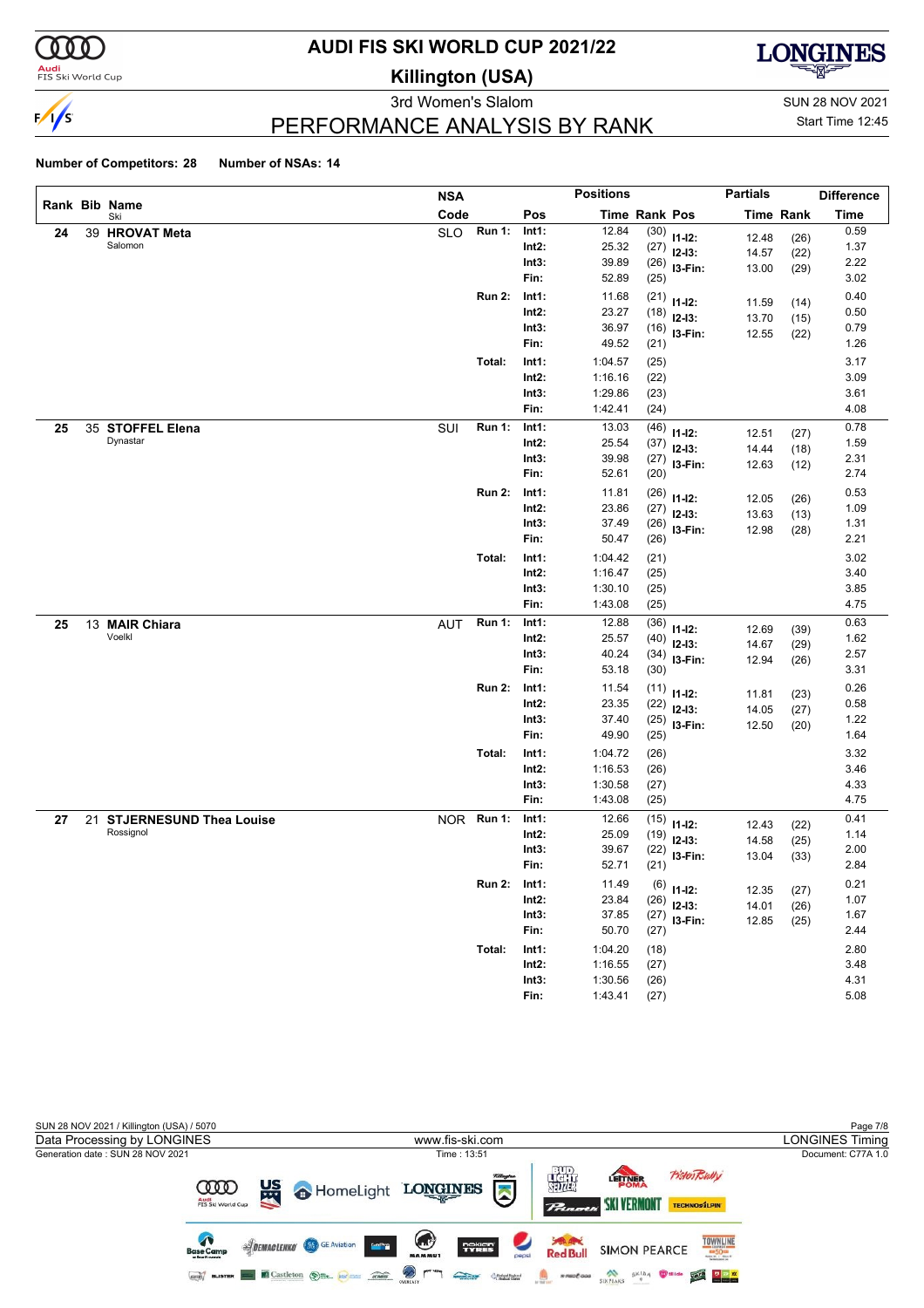# AUDI FIS SKI WORLD CUP 2021/22

## Killington (USA)

3rd Women's Slalom

SUN 28 NOV 2021

Start Time 12:45

## PERFORMANCE ANALYSIS BY RANK

**Number of Competitors: 28** **Number of NSAs: 14**

| Rank | Bib | Name / Ski | NSA Code | | Pos | Positions Time | Rank | Pos | Partials Time | Rank | Difference Time |
|---|---|---|---|---|---|---|---|---|---|---|---|
| **24** | 39 | **HROVAT Meta** Salomon | SLO | **Run 1:** | **Int1:** | 12.84 | (30) | **I1-I2:** | 12.48 | (26) | 0.59 |
| | | | | | **Int2:** | 25.32 | (27) | **I2-I3:** | 14.57 | (22) | 1.37 |
| | | | | | **Int3:** | 39.89 | (26) | **I3-Fin:** | 13.00 | (29) | 2.22 |
| | | | | | **Fin:** | 52.89 | (25) | | | | 3.02 |
| | | | | **Run 2:** | **Int1:** | 11.68 | (21) | **I1-I2:** | 11.59 | (14) | 0.40 |
| | | | | | **Int2:** | 23.27 | (18) | **I2-I3:** | 13.70 | (15) | 0.50 |
| | | | | | **Int3:** | 36.97 | (16) | **I3-Fin:** | 12.55 | (22) | 0.79 |
| | | | | | **Fin:** | 49.52 | (21) | | | | 1.26 |
| | | | | **Total:** | **Int1:** | 1:04.57 | (25) | | | | 3.17 |
| | | | | | **Int2:** | 1:16.16 | (22) | | | | 3.09 |
| | | | | | **Int3:** | 1:29.86 | (23) | | | | 3.61 |
| | | | | | **Fin:** | 1:42.41 | (24) | | | | 4.08 |
| **25** | 35 | **STOFFEL Elena** Dynastar | SUI | **Run 1:** | **Int1:** | 13.03 | (46) | **I1-I2:** | 12.51 | (27) | 0.78 |
| | | | | | **Int2:** | 25.54 | (37) | **I2-I3:** | 14.44 | (18) | 1.59 |
| | | | | | **Int3:** | 39.98 | (27) | **I3-Fin:** | 12.63 | (12) | 2.31 |
| | | | | | **Fin:** | 52.61 | (20) | | | | 2.74 |
| | | | | **Run 2:** | **Int1:** | 11.81 | (26) | **I1-I2:** | 12.05 | (26) | 0.53 |
| | | | | | **Int2:** | 23.86 | (27) | **I2-I3:** | 13.63 | (13) | 1.09 |
| | | | | | **Int3:** | 37.49 | (26) | **I3-Fin:** | 12.98 | (28) | 1.31 |
| | | | | | **Fin:** | 50.47 | (26) | | | | 2.21 |
| | | | | **Total:** | **Int1:** | 1:04.42 | (21) | | | | 3.02 |
| | | | | | **Int2:** | 1:16.47 | (25) | | | | 3.40 |
| | | | | | **Int3:** | 1:30.10 | (25) | | | | 3.85 |
| | | | | | **Fin:** | 1:43.08 | (25) | | | | 4.75 |
| **25** | 13 | **MAIR Chiara** Voelkl | AUT | **Run 1:** | **Int1:** | 12.88 | (36) | **I1-I2:** | 12.69 | (39) | 0.63 |
| | | | | | **Int2:** | 25.57 | (40) | **I2-I3:** | 14.67 | (29) | 1.62 |
| | | | | | **Int3:** | 40.24 | (34) | **I3-Fin:** | 12.94 | (26) | 2.57 |
| | | | | | **Fin:** | 53.18 | (30) | | | | 3.31 |
| | | | | **Run 2:** | **Int1:** | 11.54 | (11) | **I1-I2:** | 11.81 | (23) | 0.26 |
| | | | | | **Int2:** | 23.35 | (22) | **I2-I3:** | 14.05 | (27) | 0.58 |
| | | | | | **Int3:** | 37.40 | (25) | **I3-Fin:** | 12.50 | (20) | 1.22 |
| | | | | | **Fin:** | 49.90 | (25) | | | | 1.64 |
| | | | | **Total:** | **Int1:** | 1:04.72 | (26) | | | | 3.32 |
| | | | | | **Int2:** | 1:16.53 | (26) | | | | 3.46 |
| | | | | | **Int3:** | 1:30.58 | (27) | | | | 4.33 |
| | | | | | **Fin:** | 1:43.08 | (25) | | | | 4.75 |
| **27** | 21 | **STJERNESUND Thea Louise** Rossignol | NOR | **Run 1:** | **Int1:** | 12.66 | (15) | **I1-I2:** | 12.43 | (22) | 0.41 |
| | | | | | **Int2:** | 25.09 | (19) | **I2-I3:** | 14.58 | (25) | 1.14 |
| | | | | | **Int3:** | 39.67 | (22) | **I3-Fin:** | 13.04 | (33) | 2.00 |
| | | | | | **Fin:** | 52.71 | (21) | | | | 2.84 |
| | | | | **Run 2:** | **Int1:** | 11.49 | (6) | **I1-I2:** | 12.35 | (27) | 0.21 |
| | | | | | **Int2:** | 23.84 | (26) | **I2-I3:** | 14.01 | (26) | 1.07 |
| | | | | | **Int3:** | 37.85 | (27) | **I3-Fin:** | 12.85 | (25) | 1.67 |
| | | | | | **Fin:** | 50.70 | (27) | | | | 2.44 |
| | | | | **Total:** | **Int1:** | 1:04.20 | (18) | | | | 2.80 |
| | | | | | **Int2:** | 1:16.55 | (27) | | | | 3.48 |
| | | | | | **Int3:** | 1:30.56 | (26) | | | | 4.31 |
| | | | | | **Fin:** | 1:43.41 | (27) | | | | 5.08 |

SUN 28 NOV 2021 / Killington (USA) / 5070

Data Processing by LONGINES | www.fis-ski.com | LONGINES Timing

Generation date : SUN 28 NOV 2021 | Time : 13:51 | Document: C77A 1.0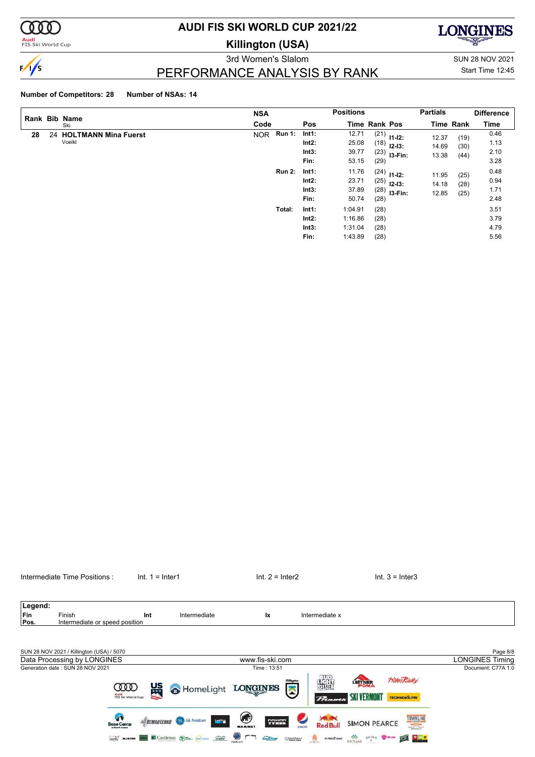# AUDI FIS SKI WORLD CUP 2021/22

## Killington (USA)

3rd Women's Slalom

SUN 28 NOV 2021

Start Time 12:45

## PERFORMANCE ANALYSIS BY RANK

**Number of Competitors: 28** **Number of NSAs: 14**

| Rank | Bib | Name / Ski | NSA Code | | Pos | Positions Time | Rank | Pos | Partials Time | Rank | Difference Time |
|---|---|---|---|---|---|---|---|---|---|---|---|
| 28 | 24 | **HOLTMANN Mina Fuerst** Voelkl | NOR | **Run 1:** | **Int1:** | 12.71 | (21) | **I1-I2:** | 12.37 | (19) | 0.46 |
| | | | | | **Int2:** | 25.08 | (18) | **I2-I3:** | 14.69 | (30) | 1.13 |
| | | | | | **Int3:** | 39.77 | (23) | **I3-Fin:** | 13.38 | (44) | 2.10 |
| | | | | | **Fin:** | 53.15 | (29) | | | | 3.28 |
| | | | | **Run 2:** | **Int1:** | 11.76 | (24) | **I1-I2:** | 11.95 | (25) | 0.48 |
| | | | | | **Int2:** | 23.71 | (25) | **I2-I3:** | 14.18 | (28) | 0.94 |
| | | | | | **Int3:** | 37.89 | (28) | **I3-Fin:** | 12.85 | (25) | 1.71 |
| | | | | | **Fin:** | 50.74 | (28) | | | | 2.48 |
| | | | | **Total:** | **Int1:** | 1:04.91 | (28) | | | | 3.51 |
| | | | | | **Int2:** | 1:16.86 | (28) | | | | 3.79 |
| | | | | | **Int3:** | 1:31.04 | (28) | | | | 4.79 |
| | | | | | **Fin:** | 1:43.89 | (28) | | | | 5.56 |

Intermediate Time Positions : Int. 1 = Inter1 Int. 2 = Inter2 Int. 3 = Inter3

| **Legend:** | | | | | |
|---|---|---|---|---|---|
| **Fin** | Finish | **Int** | Intermediate | **Ix** | Intermediate x |
| **Pos.** | Intermediate or speed position | | | | |

SUN 28 NOV 2021 / Killington (USA) / 5070

Data Processing by LONGINES www.fis-ski.com LONGINES Timing

Generation date : SUN 28 NOV 2021 Time : 13:51 Document: C77A 1.0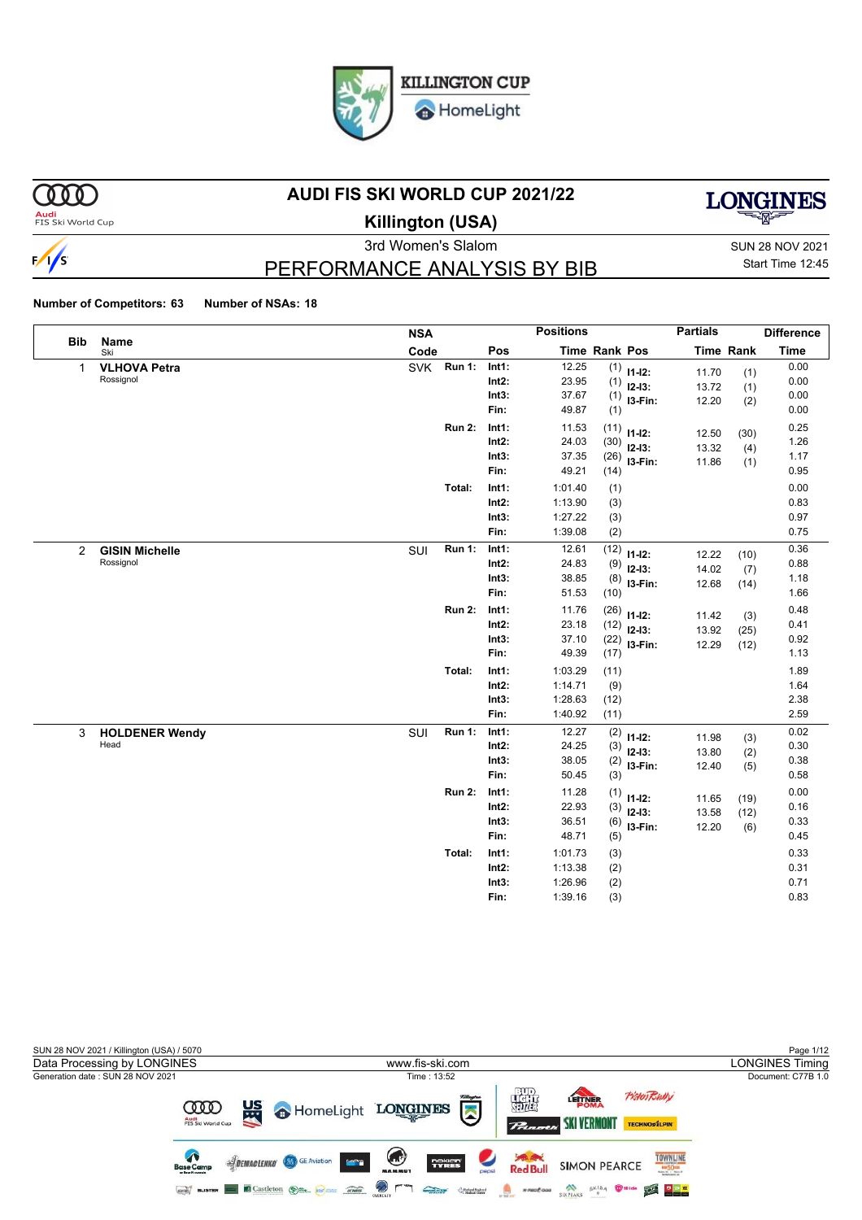# AUDI FIS SKI WORLD CUP 2021/22

## Killington (USA)

3rd Women's Slalom

SUN 28 NOV 2021

Start Time 12:45

## PERFORMANCE ANALYSIS BY BIB

**Number of Competitors: 63** **Number of NSAs: 18**

| Bib | Name / Ski | NSA Code | | Pos | Positions Time | Rank | Pos | Partials Time | Rank | Difference Time |
|---|---|---|---|---|---|---|---|---|---|---|
| 1 | **VLHOVA Petra** Rossignol | SVK | Run 1: | Int1: | 12.25 | (1) | I1-I2: | 11.70 | (1) | 0.00 |
| | | | | Int2: | 23.95 | (1) | I2-I3: | 13.72 | (1) | 0.00 |
| | | | | Int3: | 37.67 | (1) | I3-Fin: | 12.20 | (2) | 0.00 |
| | | | | Fin: | 49.87 | (1) | | | | 0.00 |
| | | | Run 2: | Int1: | 11.53 | (11) | I1-I2: | 12.50 | (30) | 0.25 |
| | | | | Int2: | 24.03 | (30) | I2-I3: | 13.32 | (4) | 1.26 |
| | | | | Int3: | 37.35 | (26) | I3-Fin: | 11.86 | (1) | 1.17 |
| | | | | Fin: | 49.21 | (14) | | | | 0.95 |
| | | | Total: | Int1: | 1:01.40 | (1) | | | | 0.00 |
| | | | | Int2: | 1:13.90 | (3) | | | | 0.83 |
| | | | | Int3: | 1:27.22 | (3) | | | | 0.97 |
| | | | | Fin: | 1:39.08 | (2) | | | | 0.75 |
| 2 | **GISIN Michelle** Rossignol | SUI | Run 1: | Int1: | 12.61 | (12) | I1-I2: | 12.22 | (10) | 0.36 |
| | | | | Int2: | 24.83 | (9) | I2-I3: | 14.02 | (7) | 0.88 |
| | | | | Int3: | 38.85 | (8) | I3-Fin: | 12.68 | (14) | 1.18 |
| | | | | Fin: | 51.53 | (10) | | | | 1.66 |
| | | | Run 2: | Int1: | 11.76 | (26) | I1-I2: | 11.42 | (3) | 0.48 |
| | | | | Int2: | 23.18 | (12) | I2-I3: | 13.92 | (25) | 0.41 |
| | | | | Int3: | 37.10 | (22) | I3-Fin: | 12.29 | (12) | 0.92 |
| | | | | Fin: | 49.39 | (17) | | | | 1.13 |
| | | | Total: | Int1: | 1:03.29 | (11) | | | | 1.89 |
| | | | | Int2: | 1:14.71 | (9) | | | | 1.64 |
| | | | | Int3: | 1:28.63 | (12) | | | | 2.38 |
| | | | | Fin: | 1:40.92 | (11) | | | | 2.59 |
| 3 | **HOLDENER Wendy** Head | SUI | Run 1: | Int1: | 12.27 | (2) | I1-I2: | 11.98 | (3) | 0.02 |
| | | | | Int2: | 24.25 | (3) | I2-I3: | 13.80 | (2) | 0.30 |
| | | | | Int3: | 38.05 | (2) | I3-Fin: | 12.40 | (5) | 0.38 |
| | | | | Fin: | 50.45 | (3) | | | | 0.58 |
| | | | Run 2: | Int1: | 11.28 | (1) | I1-I2: | 11.65 | (19) | 0.00 |
| | | | | Int2: | 22.93 | (3) | I2-I3: | 13.58 | (12) | 0.16 |
| | | | | Int3: | 36.51 | (6) | I3-Fin: | 12.20 | (6) | 0.33 |
| | | | | Fin: | 48.71 | (5) | | | | 0.45 |
| | | | Total: | Int1: | 1:01.73 | (3) | | | | 0.33 |
| | | | | Int2: | 1:13.38 | (2) | | | | 0.31 |
| | | | | Int3: | 1:26.96 | (2) | | | | 0.71 |
| | | | | Fin: | 1:39.16 | (3) | | | | 0.83 |

SUN 28 NOV 2021 / Killington (USA) / 5070

Data Processing by LONGINES — www.fis-ski.com — LONGINES Timing

Generation date : SUN 28 NOV 2021 — Time : 13:52 — Document: C77B 1.0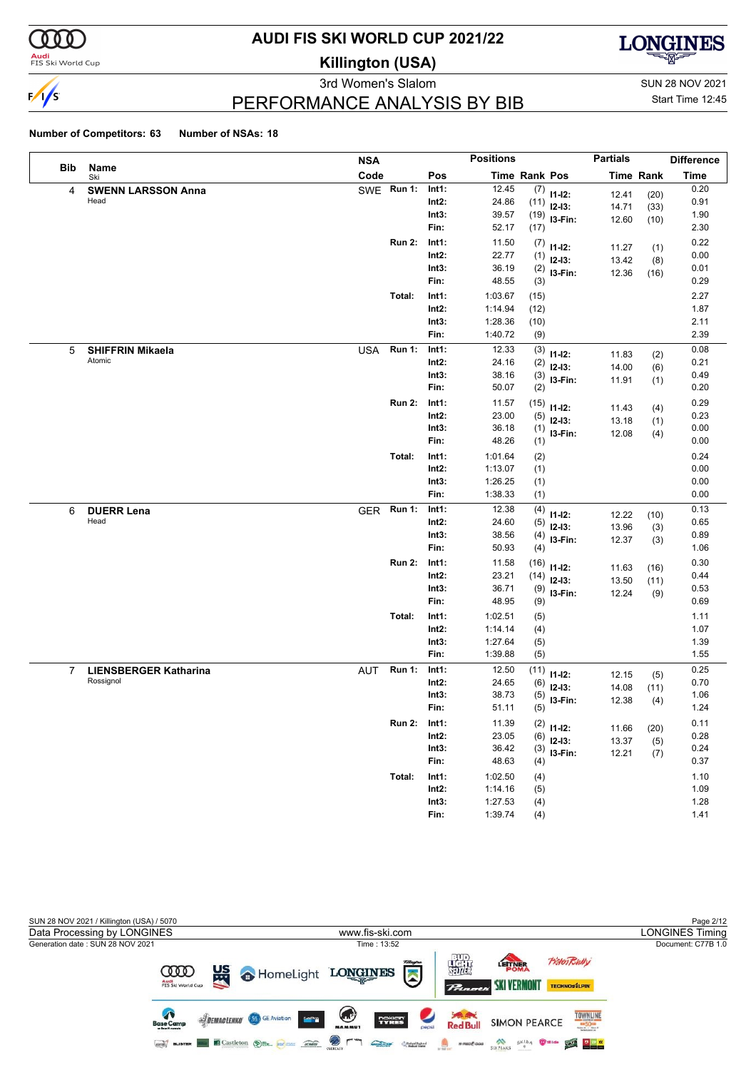# AUDI FIS SKI WORLD CUP 2021/22

## Killington (USA)

3rd Women's Slalom

SUN 28 NOV 2021

Start Time 12:45

## PERFORMANCE ANALYSIS BY BIB

**Number of Competitors: 63** **Number of NSAs: 18**

| Bib | Name / Ski | NSA Code | | Pos | Time | Rank | Pos | Partials Time | Partials Rank | Difference Time |
|---|---|---|---|---|---|---|---|---|---|---|
| 4 | **SWENN LARSSON Anna** | SWE | Run 1: | Int1: | 12.45 | (7) | I1-I2: | 12.41 | (20) | 0.20 |
| | Head | | | Int2: | 24.86 | (11) | I2-I3: | 14.71 | (33) | 0.91 |
| | | | | Int3: | 39.57 | (19) | I3-Fin: | 12.60 | (10) | 1.90 |
| | | | | Fin: | 52.17 | (17) | | | | 2.30 |
| | | | Run 2: | Int1: | 11.50 | (7) | I1-I2: | 11.27 | (1) | 0.22 |
| | | | | Int2: | 22.77 | (1) | I2-I3: | 13.42 | (8) | 0.00 |
| | | | | Int3: | 36.19 | (2) | I3-Fin: | 12.36 | (16) | 0.01 |
| | | | | Fin: | 48.55 | (3) | | | | 0.29 |
| | | | Total: | Int1: | 1:03.67 | (15) | | | | 2.27 |
| | | | | Int2: | 1:14.94 | (12) | | | | 1.87 |
| | | | | Int3: | 1:28.36 | (10) | | | | 2.11 |
| | | | | Fin: | 1:40.72 | (9) | | | | 2.39 |
| 5 | **SHIFFRIN Mikaela** | USA | Run 1: | Int1: | 12.33 | (3) | I1-I2: | 11.83 | (2) | 0.08 |
| | Atomic | | | Int2: | 24.16 | (2) | I2-I3: | 14.00 | (6) | 0.21 |
| | | | | Int3: | 38.16 | (3) | I3-Fin: | 11.91 | (1) | 0.49 |
| | | | | Fin: | 50.07 | (2) | | | | 0.20 |
| | | | Run 2: | Int1: | 11.57 | (15) | I1-I2: | 11.43 | (4) | 0.29 |
| | | | | Int2: | 23.00 | (5) | I2-I3: | 13.18 | (1) | 0.23 |
| | | | | Int3: | 36.18 | (1) | I3-Fin: | 12.08 | (4) | 0.00 |
| | | | | Fin: | 48.26 | (1) | | | | 0.00 |
| | | | Total: | Int1: | 1:01.64 | (2) | | | | 0.24 |
| | | | | Int2: | 1:13.07 | (1) | | | | 0.00 |
| | | | | Int3: | 1:26.25 | (1) | | | | 0.00 |
| | | | | Fin: | 1:38.33 | (1) | | | | 0.00 |
| 6 | **DUERR Lena** | GER | Run 1: | Int1: | 12.38 | (4) | I1-I2: | 12.22 | (10) | 0.13 |
| | Head | | | Int2: | 24.60 | (5) | I2-I3: | 13.96 | (3) | 0.65 |
| | | | | Int3: | 38.56 | (4) | I3-Fin: | 12.37 | (3) | 0.89 |
| | | | | Fin: | 50.93 | (4) | | | | 1.06 |
| | | | Run 2: | Int1: | 11.58 | (16) | I1-I2: | 11.63 | (16) | 0.30 |
| | | | | Int2: | 23.21 | (14) | I2-I3: | 13.50 | (11) | 0.44 |
| | | | | Int3: | 36.71 | (9) | I3-Fin: | 12.24 | (9) | 0.53 |
| | | | | Fin: | 48.95 | (9) | | | | 0.69 |
| | | | Total: | Int1: | 1:02.51 | (5) | | | | 1.11 |
| | | | | Int2: | 1:14.14 | (4) | | | | 1.07 |
| | | | | Int3: | 1:27.64 | (5) | | | | 1.39 |
| | | | | Fin: | 1:39.88 | (5) | | | | 1.55 |
| 7 | **LIENSBERGER Katharina** | AUT | Run 1: | Int1: | 12.50 | (11) | I1-I2: | 12.15 | (5) | 0.25 |
| | Rossignol | | | Int2: | 24.65 | (6) | I2-I3: | 14.08 | (11) | 0.70 |
| | | | | Int3: | 38.73 | (5) | I3-Fin: | 12.38 | (4) | 1.06 |
| | | | | Fin: | 51.11 | (5) | | | | 1.24 |
| | | | Run 2: | Int1: | 11.39 | (2) | I1-I2: | 11.66 | (20) | 0.11 |
| | | | | Int2: | 23.05 | (6) | I2-I3: | 13.37 | (5) | 0.28 |
| | | | | Int3: | 36.42 | (3) | I3-Fin: | 12.21 | (7) | 0.24 |
| | | | | Fin: | 48.63 | (4) | | | | 0.37 |
| | | | Total: | Int1: | 1:02.50 | (4) | | | | 1.10 |
| | | | | Int2: | 1:14.16 | (5) | | | | 1.09 |
| | | | | Int3: | 1:27.53 | (4) | | | | 1.28 |
| | | | | Fin: | 1:39.74 | (4) | | | | 1.41 |

SUN 28 NOV 2021 / Killington (USA) / 5070

Data Processing by LONGINES — www.fis-ski.com — LONGINES Timing

Generation date : SUN 28 NOV 2021 — Time : 13:52 — Document: C77B 1.0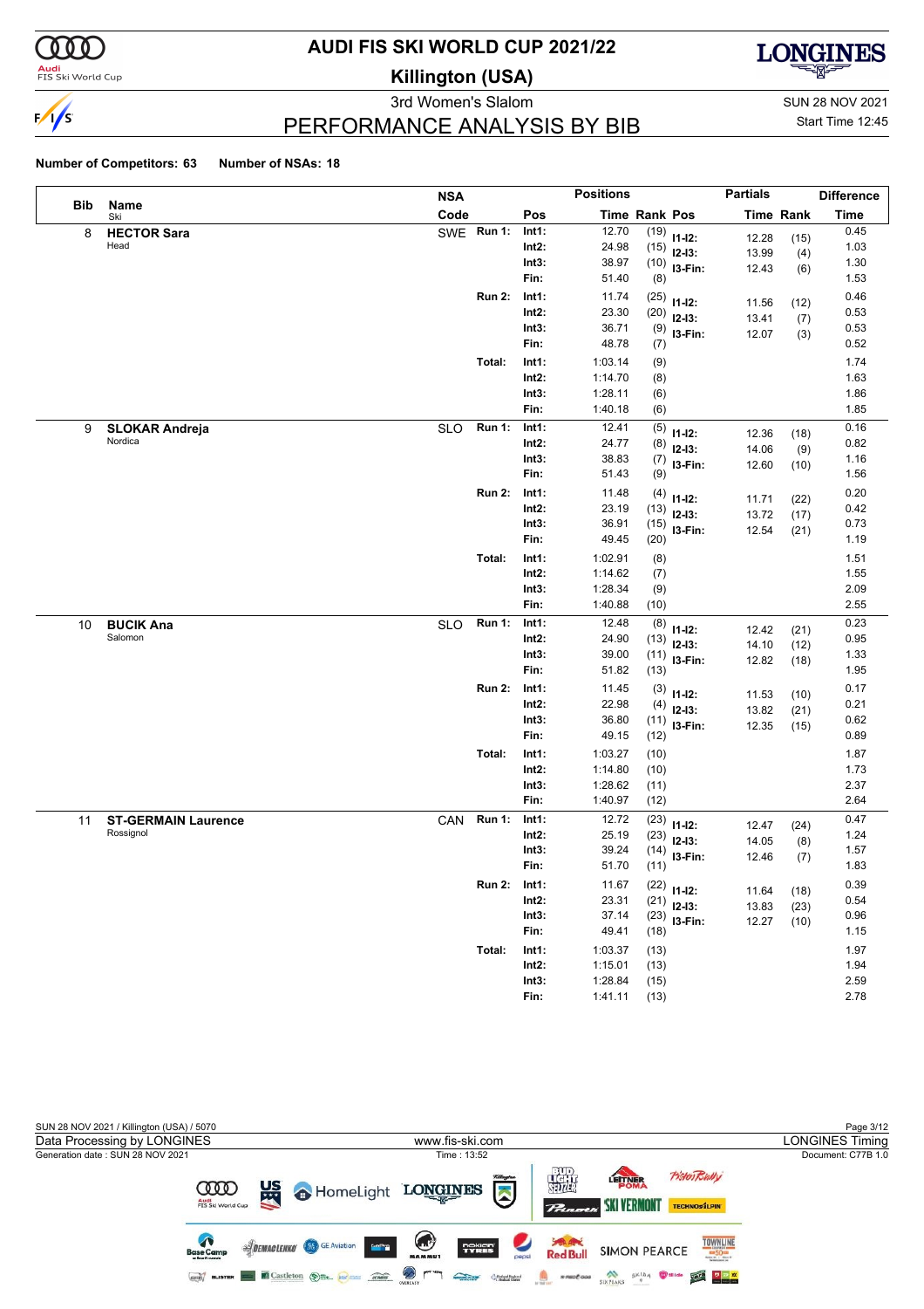# AUDI FIS SKI WORLD CUP 2021/22

## Killington (USA)

### 3rd Women's Slalom

SUN 28 NOV 2021
Start Time 12:45

## PERFORMANCE ANALYSIS BY BIB

**Number of Competitors: 63** **Number of NSAs: 18**

| Bib | Name / Ski | NSA Code | | Pos | Time | Rank | Pos | Time | Rank | Difference Time |
|---|---|---|---|---|---|---|---|---|---|---|
| 8 | **HECTOR Sara** | SWE | **Run 1:** | **Int1:** | 12.70 | (19) | **I1-I2:** | 12.28 | (15) | 0.45 |
| | Head | | | **Int2:** | 24.98 | (15) | **I2-I3:** | 13.99 | (4) | 1.03 |
| | | | | **Int3:** | 38.97 | (10) | **I3-Fin:** | 12.43 | (6) | 1.30 |
| | | | | **Fin:** | 51.40 | (8) | | | | 1.53 |
| | | | **Run 2:** | **Int1:** | 11.74 | (25) | **I1-I2:** | 11.56 | (12) | 0.46 |
| | | | | **Int2:** | 23.30 | (20) | **I2-I3:** | 13.41 | (7) | 0.53 |
| | | | | **Int3:** | 36.71 | (9) | **I3-Fin:** | 12.07 | (3) | 0.53 |
| | | | | **Fin:** | 48.78 | (7) | | | | 0.52 |
| | | | **Total:** | **Int1:** | 1:03.14 | (9) | | | | 1.74 |
| | | | | **Int2:** | 1:14.70 | (8) | | | | 1.63 |
| | | | | **Int3:** | 1:28.11 | (6) | | | | 1.86 |
| | | | | **Fin:** | 1:40.18 | (6) | | | | 1.85 |
| 9 | **SLOKAR Andreja** | SLO | **Run 1:** | **Int1:** | 12.41 | (5) | **I1-I2:** | 12.36 | (18) | 0.16 |
| | Nordica | | | **Int2:** | 24.77 | (8) | **I2-I3:** | 14.06 | (9) | 0.82 |
| | | | | **Int3:** | 38.83 | (7) | **I3-Fin:** | 12.60 | (10) | 1.16 |
| | | | | **Fin:** | 51.43 | (9) | | | | 1.56 |
| | | | **Run 2:** | **Int1:** | 11.48 | (4) | **I1-I2:** | 11.71 | (22) | 0.20 |
| | | | | **Int2:** | 23.19 | (13) | **I2-I3:** | 13.72 | (17) | 0.42 |
| | | | | **Int3:** | 36.91 | (15) | **I3-Fin:** | 12.54 | (21) | 0.73 |
| | | | | **Fin:** | 49.45 | (20) | | | | 1.19 |
| | | | **Total:** | **Int1:** | 1:02.91 | (8) | | | | 1.51 |
| | | | | **Int2:** | 1:14.62 | (7) | | | | 1.55 |
| | | | | **Int3:** | 1:28.34 | (9) | | | | 2.09 |
| | | | | **Fin:** | 1:40.88 | (10) | | | | 2.55 |
| 10 | **BUCIK Ana** | SLO | **Run 1:** | **Int1:** | 12.48 | (8) | **I1-I2:** | 12.42 | (21) | 0.23 |
| | Salomon | | | **Int2:** | 24.90 | (13) | **I2-I3:** | 14.10 | (12) | 0.95 |
| | | | | **Int3:** | 39.00 | (11) | **I3-Fin:** | 12.82 | (18) | 1.33 |
| | | | | **Fin:** | 51.82 | (13) | | | | 1.95 |
| | | | **Run 2:** | **Int1:** | 11.45 | (3) | **I1-I2:** | 11.53 | (10) | 0.17 |
| | | | | **Int2:** | 22.98 | (4) | **I2-I3:** | 13.82 | (21) | 0.21 |
| | | | | **Int3:** | 36.80 | (11) | **I3-Fin:** | 12.35 | (15) | 0.62 |
| | | | | **Fin:** | 49.15 | (12) | | | | 0.89 |
| | | | **Total:** | **Int1:** | 1:03.27 | (10) | | | | 1.87 |
| | | | | **Int2:** | 1:14.80 | (10) | | | | 1.73 |
| | | | | **Int3:** | 1:28.62 | (11) | | | | 2.37 |
| | | | | **Fin:** | 1:40.97 | (12) | | | | 2.64 |
| 11 | **ST-GERMAIN Laurence** | CAN | **Run 1:** | **Int1:** | 12.72 | (23) | **I1-I2:** | 12.47 | (24) | 0.47 |
| | Rossignol | | | **Int2:** | 25.19 | (23) | **I2-I3:** | 14.05 | (8) | 1.24 |
| | | | | **Int3:** | 39.24 | (14) | **I3-Fin:** | 12.46 | (7) | 1.57 |
| | | | | **Fin:** | 51.70 | (11) | | | | 1.83 |
| | | | **Run 2:** | **Int1:** | 11.67 | (22) | **I1-I2:** | 11.64 | (18) | 0.39 |
| | | | | **Int2:** | 23.31 | (21) | **I2-I3:** | 13.83 | (23) | 0.54 |
| | | | | **Int3:** | 37.14 | (23) | **I3-Fin:** | 12.27 | (10) | 0.96 |
| | | | | **Fin:** | 49.41 | (18) | | | | 1.15 |
| | | | **Total:** | **Int1:** | 1:03.37 | (13) | | | | 1.97 |
| | | | | **Int2:** | 1:15.01 | (13) | | | | 1.94 |
| | | | | **Int3:** | 1:28.84 | (15) | | | | 2.59 |
| | | | | **Fin:** | 1:41.11 | (13) | | | | 2.78 |

SUN 28 NOV 2021 / Killington (USA) / 5070
Data Processing by LONGINES — www.fis-ski.com — LONGINES Timing
Generation date : SUN 28 NOV 2021 — Time : 13:52 — Document: C77B 1.0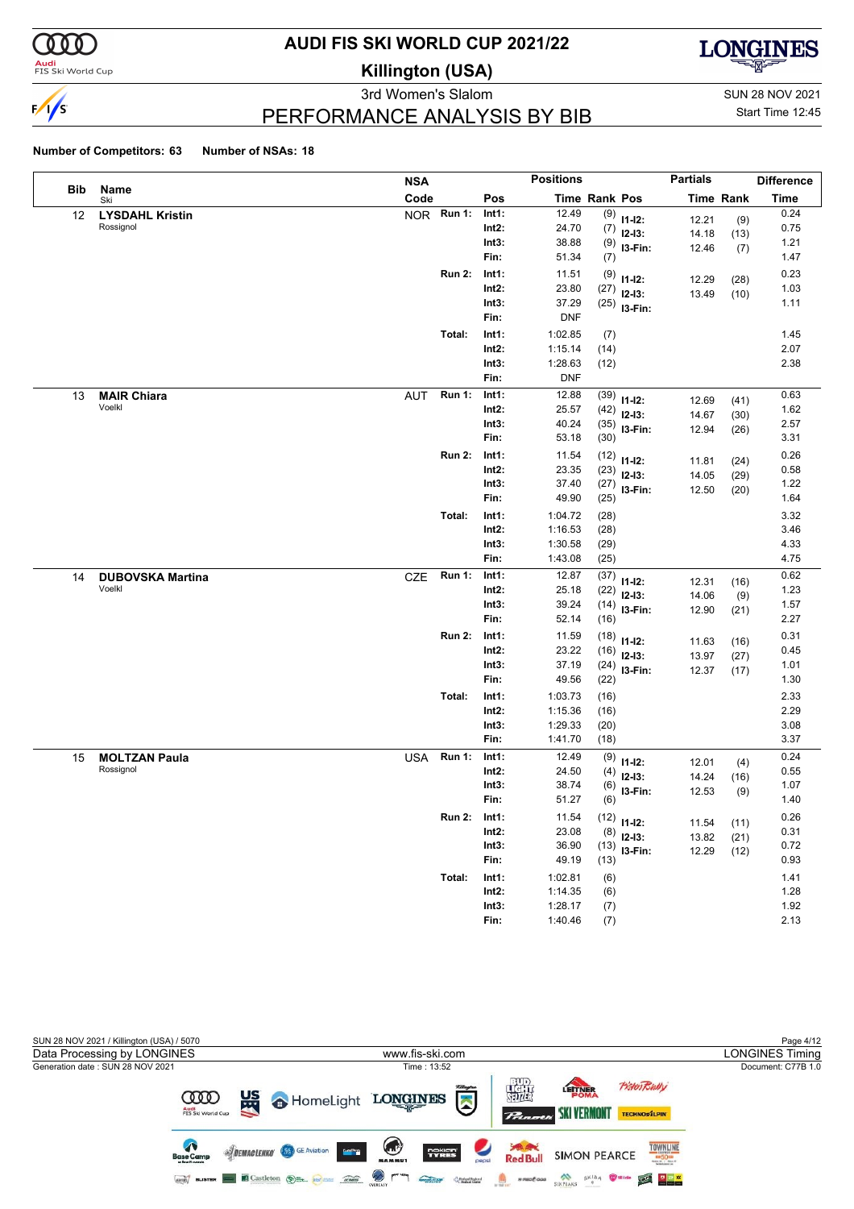# AUDI FIS SKI WORLD CUP 2021/22

## Killington (USA)

### 3rd Women's Slalom

SUN 28 NOV 2021
Start Time 12:45

## PERFORMANCE ANALYSIS BY BIB

**Number of Competitors: 63** **Number of NSAs: 18**

| Bib | Name / Ski | NSA Code | | Pos | Time | Rank | Pos | Partials Time | Partials Rank | Difference Time |
|---|---|---|---|---|---|---|---|---|---|---|
| 12 | **LYSDAHL Kristin** | NOR | **Run 1:** | **Int1:** | 12.49 | (9) | **I1-I2:** | 12.21 | (9) | 0.24 |
| | Rossignol | | | **Int2:** | 24.70 | (7) | **I2-I3:** | 14.18 | (13) | 0.75 |
| | | | | **Int3:** | 38.88 | (9) | **I3-Fin:** | 12.46 | (7) | 1.21 |
| | | | | **Fin:** | 51.34 | (7) | | | | 1.47 |
| | | | **Run 2:** | **Int1:** | 11.51 | (9) | **I1-I2:** | 12.29 | (28) | 0.23 |
| | | | | **Int2:** | 23.80 | (27) | **I2-I3:** | 13.49 | (10) | 1.03 |
| | | | | **Int3:** | 37.29 | (25) | **I3-Fin:** | | | 1.11 |
| | | | | **Fin:** | DNF | | | | | |
| | | | **Total:** | **Int1:** | 1:02.85 | (7) | | | | 1.45 |
| | | | | **Int2:** | 1:15.14 | (14) | | | | 2.07 |
| | | | | **Int3:** | 1:28.63 | (12) | | | | 2.38 |
| | | | | **Fin:** | DNF | | | | | |
| 13 | **MAIR Chiara** | AUT | **Run 1:** | **Int1:** | 12.88 | (39) | **I1-I2:** | 12.69 | (41) | 0.63 |
| | Voelkl | | | **Int2:** | 25.57 | (42) | **I2-I3:** | 14.67 | (30) | 1.62 |
| | | | | **Int3:** | 40.24 | (35) | **I3-Fin:** | 12.94 | (26) | 2.57 |
| | | | | **Fin:** | 53.18 | (30) | | | | 3.31 |
| | | | **Run 2:** | **Int1:** | 11.54 | (12) | **I1-I2:** | 11.81 | (24) | 0.26 |
| | | | | **Int2:** | 23.35 | (23) | **I2-I3:** | 14.05 | (29) | 0.58 |
| | | | | **Int3:** | 37.40 | (27) | **I3-Fin:** | 12.50 | (20) | 1.22 |
| | | | | **Fin:** | 49.90 | (25) | | | | 1.64 |
| | | | **Total:** | **Int1:** | 1:04.72 | (28) | | | | 3.32 |
| | | | | **Int2:** | 1:16.53 | (28) | | | | 3.46 |
| | | | | **Int3:** | 1:30.58 | (29) | | | | 4.33 |
| | | | | **Fin:** | 1:43.08 | (25) | | | | 4.75 |
| 14 | **DUBOVSKA Martina** | CZE | **Run 1:** | **Int1:** | 12.87 | (37) | **I1-I2:** | 12.31 | (16) | 0.62 |
| | Voelkl | | | **Int2:** | 25.18 | (22) | **I2-I3:** | 14.06 | (9) | 1.23 |
| | | | | **Int3:** | 39.24 | (14) | **I3-Fin:** | 12.90 | (21) | 1.57 |
| | | | | **Fin:** | 52.14 | (16) | | | | 2.27 |
| | | | **Run 2:** | **Int1:** | 11.59 | (18) | **I1-I2:** | 11.63 | (16) | 0.31 |
| | | | | **Int2:** | 23.22 | (16) | **I2-I3:** | 13.97 | (27) | 0.45 |
| | | | | **Int3:** | 37.19 | (24) | **I3-Fin:** | 12.37 | (17) | 1.01 |
| | | | | **Fin:** | 49.56 | (22) | | | | 1.30 |
| | | | **Total:** | **Int1:** | 1:03.73 | (16) | | | | 2.33 |
| | | | | **Int2:** | 1:15.36 | (16) | | | | 2.29 |
| | | | | **Int3:** | 1:29.33 | (20) | | | | 3.08 |
| | | | | **Fin:** | 1:41.70 | (18) | | | | 3.37 |
| 15 | **MOLTZAN Paula** | USA | **Run 1:** | **Int1:** | 12.49 | (9) | **I1-I2:** | 12.01 | (4) | 0.24 |
| | Rossignol | | | **Int2:** | 24.50 | (4) | **I2-I3:** | 14.24 | (16) | 0.55 |
| | | | | **Int3:** | 38.74 | (6) | **I3-Fin:** | 12.53 | (9) | 1.07 |
| | | | | **Fin:** | 51.27 | (6) | | | | 1.40 |
| | | | **Run 2:** | **Int1:** | 11.54 | (12) | **I1-I2:** | 11.54 | (11) | 0.26 |
| | | | | **Int2:** | 23.08 | (8) | **I2-I3:** | 13.82 | (21) | 0.31 |
| | | | | **Int3:** | 36.90 | (13) | **I3-Fin:** | 12.29 | (12) | 0.72 |
| | | | | **Fin:** | 49.19 | (13) | | | | 0.93 |
| | | | **Total:** | **Int1:** | 1:02.81 | (6) | | | | 1.41 |
| | | | | **Int2:** | 1:14.35 | (6) | | | | 1.28 |
| | | | | **Int3:** | 1:28.17 | (7) | | | | 1.92 |
| | | | | **Fin:** | 1:40.46 | (7) | | | | 2.13 |

SUN 28 NOV 2021 / Killington (USA) / 5070
Data Processing by LONGINES — www.fis-ski.com — LONGINES Timing
Generation date : SUN 28 NOV 2021 — Time : 13:52 — Document: C77B 1.0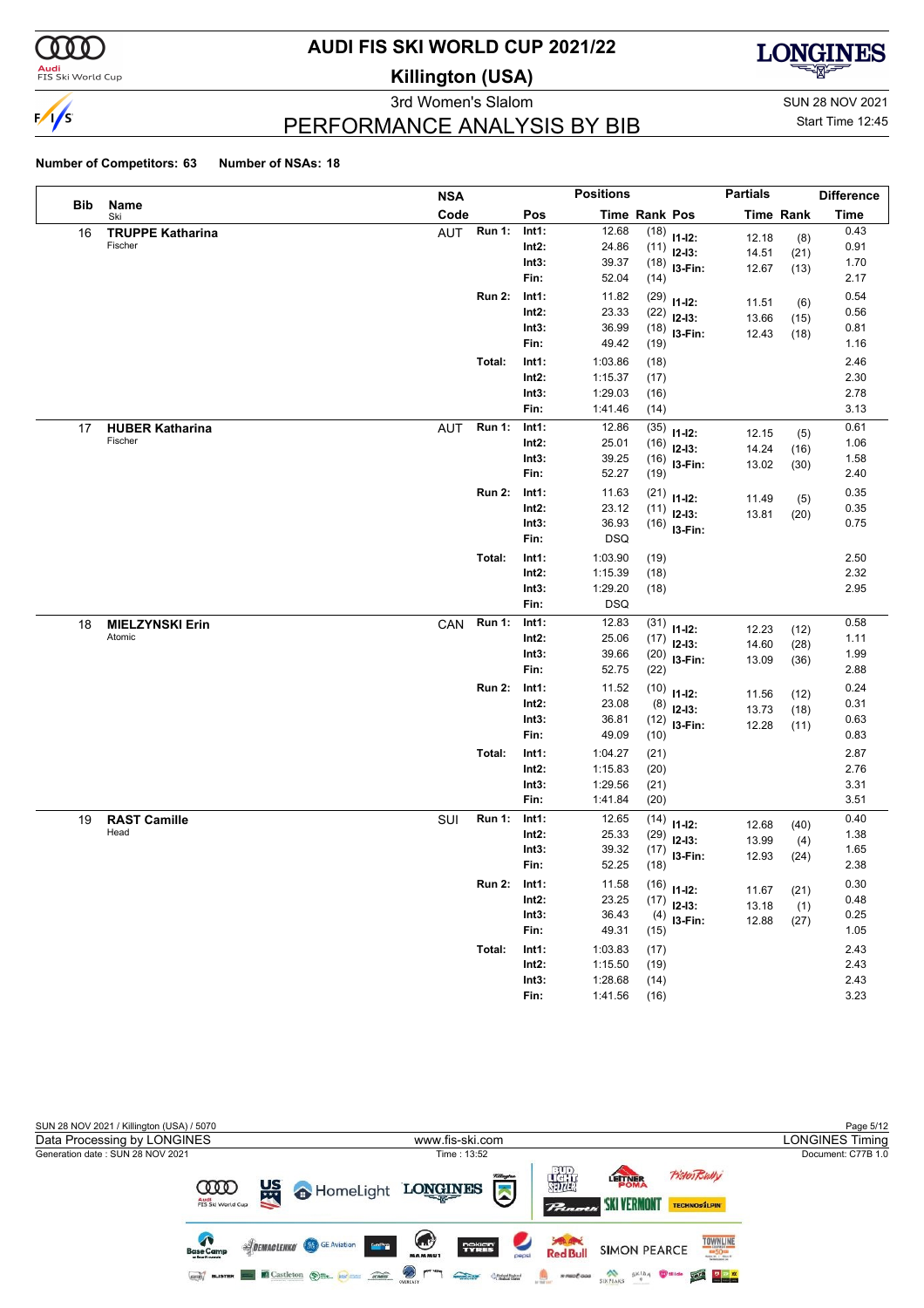# AUDI FIS SKI WORLD CUP 2021/22

**Killington (USA)**

3rd Women's Slalom

SUN 28 NOV 2021

## PERFORMANCE ANALYSIS BY BIB

Start Time 12:45

**Number of Competitors: 63** **Number of NSAs: 18**

| Bib | Name / Ski | NSA Code | Run | Pos | Time | Rank | Pos | Partial Time | Partial Rank | Difference Time |
|---|---|---|---|---|---|---|---|---|---|---|
| 16 | **TRUPPE Katharina** Fischer | AUT | **Run 1:** | **Int1:** | 12.68 | (18) | **I1-I2:** | 12.18 | (8) | 0.43 |
| | | | | **Int2:** | 24.86 | (11) | **I2-I3:** | 14.51 | (21) | 0.91 |
| | | | | **Int3:** | 39.37 | (18) | **I3-Fin:** | 12.67 | (13) | 1.70 |
| | | | | **Fin:** | 52.04 | (14) | | | | 2.17 |
| | | | **Run 2:** | **Int1:** | 11.82 | (29) | **I1-I2:** | 11.51 | (6) | 0.54 |
| | | | | **Int2:** | 23.33 | (22) | **I2-I3:** | 13.66 | (15) | 0.56 |
| | | | | **Int3:** | 36.99 | (18) | **I3-Fin:** | 12.43 | (18) | 0.81 |
| | | | | **Fin:** | 49.42 | (19) | | | | 1.16 |
| | | | **Total:** | **Int1:** | 1:03.86 | (18) | | | | 2.46 |
| | | | | **Int2:** | 1:15.37 | (17) | | | | 2.30 |
| | | | | **Int3:** | 1:29.03 | (16) | | | | 2.78 |
| | | | | **Fin:** | 1:41.46 | (14) | | | | 3.13 |
| 17 | **HUBER Katharina** Fischer | AUT | **Run 1:** | **Int1:** | 12.86 | (35) | **I1-I2:** | 12.15 | (5) | 0.61 |
| | | | | **Int2:** | 25.01 | (16) | **I2-I3:** | 14.24 | (16) | 1.06 |
| | | | | **Int3:** | 39.25 | (16) | **I3-Fin:** | 13.02 | (30) | 1.58 |
| | | | | **Fin:** | 52.27 | (19) | | | | 2.40 |
| | | | **Run 2:** | **Int1:** | 11.63 | (21) | **I1-I2:** | 11.49 | (5) | 0.35 |
| | | | | **Int2:** | 23.12 | (11) | **I2-I3:** | 13.81 | (20) | 0.35 |
| | | | | **Int3:** | 36.93 | (16) | **I3-Fin:** | | | 0.75 |
| | | | | **Fin:** | DSQ | | | | | |
| | | | **Total:** | **Int1:** | 1:03.90 | (19) | | | | 2.50 |
| | | | | **Int2:** | 1:15.39 | (18) | | | | 2.32 |
| | | | | **Int3:** | 1:29.20 | (18) | | | | 2.95 |
| | | | | **Fin:** | DSQ | | | | | |
| 18 | **MIELZYNSKI Erin** Atomic | CAN | **Run 1:** | **Int1:** | 12.83 | (31) | **I1-I2:** | 12.23 | (12) | 0.58 |
| | | | | **Int2:** | 25.06 | (17) | **I2-I3:** | 14.60 | (28) | 1.11 |
| | | | | **Int3:** | 39.66 | (20) | **I3-Fin:** | 13.09 | (36) | 1.99 |
| | | | | **Fin:** | 52.75 | (22) | | | | 2.88 |
| | | | **Run 2:** | **Int1:** | 11.52 | (10) | **I1-I2:** | 11.56 | (12) | 0.24 |
| | | | | **Int2:** | 23.08 | (8) | **I2-I3:** | 13.73 | (18) | 0.31 |
| | | | | **Int3:** | 36.81 | (12) | **I3-Fin:** | 12.28 | (11) | 0.63 |
| | | | | **Fin:** | 49.09 | (10) | | | | 0.83 |
| | | | **Total:** | **Int1:** | 1:04.27 | (21) | | | | 2.87 |
| | | | | **Int2:** | 1:15.83 | (20) | | | | 2.76 |
| | | | | **Int3:** | 1:29.56 | (21) | | | | 3.31 |
| | | | | **Fin:** | 1:41.84 | (20) | | | | 3.51 |
| 19 | **RAST Camille** Head | SUI | **Run 1:** | **Int1:** | 12.65 | (14) | **I1-I2:** | 12.68 | (40) | 0.40 |
| | | | | **Int2:** | 25.33 | (29) | **I2-I3:** | 13.99 | (4) | 1.38 |
| | | | | **Int3:** | 39.32 | (17) | **I3-Fin:** | 12.93 | (24) | 1.65 |
| | | | | **Fin:** | 52.25 | (18) | | | | 2.38 |
| | | | **Run 2:** | **Int1:** | 11.58 | (16) | **I1-I2:** | 11.67 | (21) | 0.30 |
| | | | | **Int2:** | 23.25 | (17) | **I2-I3:** | 13.18 | (1) | 0.48 |
| | | | | **Int3:** | 36.43 | (4) | **I3-Fin:** | 12.88 | (27) | 0.25 |
| | | | | **Fin:** | 49.31 | (15) | | | | 1.05 |
| | | | **Total:** | **Int1:** | 1:03.83 | (17) | | | | 2.43 |
| | | | | **Int2:** | 1:15.50 | (19) | | | | 2.43 |
| | | | | **Int3:** | 1:28.68 | (14) | | | | 2.43 |
| | | | | **Fin:** | 1:41.56 | (16) | | | | 3.23 |

SUN 28 NOV 2021 / Killington (USA) / 5070

Data Processing by LONGINES www.fis-ski.com LONGINES Timing

Generation date : SUN 28 NOV 2021 Time : 13:52 Document: C77B 1.0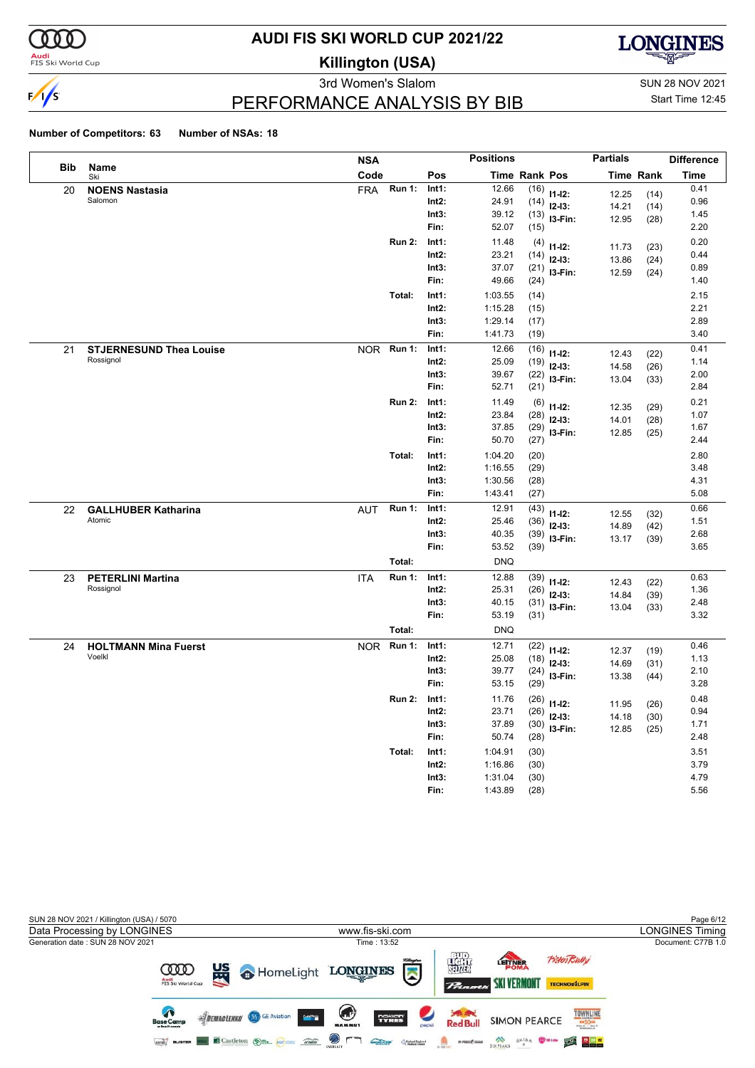# AUDI FIS SKI WORLD CUP 2021/22

## Killington (USA)

### 3rd Women's Slalom

SUN 28 NOV 2021
Start Time 12:45

## PERFORMANCE ANALYSIS BY BIB

**Number of Competitors: 63** **Number of NSAs: 18**

| Bib | Name / Ski | NSA Code | | Pos | Time | Rank | Pos | Partial Time | Partial Rank | Difference Time |
|---|---|---|---|---|---|---|---|---|---|---|
| 20 | **NOENS Nastasia** | FRA | Run 1: | Int1: | 12.66 | (16) | I1-I2: | 12.25 | (14) | 0.41 |
| | Salomon | | | Int2: | 24.91 | (14) | I2-I3: | 14.21 | (14) | 0.96 |
| | | | | Int3: | 39.12 | (13) | I3-Fin: | 12.95 | (28) | 1.45 |
| | | | | Fin: | 52.07 | (15) | | | | 2.20 |
| | | | Run 2: | Int1: | 11.48 | (4) | I1-I2: | 11.73 | (23) | 0.20 |
| | | | | Int2: | 23.21 | (14) | I2-I3: | 13.86 | (24) | 0.44 |
| | | | | Int3: | 37.07 | (21) | I3-Fin: | 12.59 | (24) | 0.89 |
| | | | | Fin: | 49.66 | (24) | | | | 1.40 |
| | | | Total: | Int1: | 1:03.55 | (14) | | | | 2.15 |
| | | | | Int2: | 1:15.28 | (15) | | | | 2.21 |
| | | | | Int3: | 1:29.14 | (17) | | | | 2.89 |
| | | | | Fin: | 1:41.73 | (19) | | | | 3.40 |
| 21 | **STJERNESUND Thea Louise** | NOR | Run 1: | Int1: | 12.66 | (16) | I1-I2: | 12.43 | (22) | 0.41 |
| | Rossignol | | | Int2: | 25.09 | (19) | I2-I3: | 14.58 | (26) | 1.14 |
| | | | | Int3: | 39.67 | (22) | I3-Fin: | 13.04 | (33) | 2.00 |
| | | | | Fin: | 52.71 | (21) | | | | 2.84 |
| | | | Run 2: | Int1: | 11.49 | (6) | I1-I2: | 12.35 | (29) | 0.21 |
| | | | | Int2: | 23.84 | (28) | I2-I3: | 14.01 | (28) | 1.07 |
| | | | | Int3: | 37.85 | (29) | I3-Fin: | 12.85 | (25) | 1.67 |
| | | | | Fin: | 50.70 | (27) | | | | 2.44 |
| | | | Total: | Int1: | 1:04.20 | (20) | | | | 2.80 |
| | | | | Int2: | 1:16.55 | (29) | | | | 3.48 |
| | | | | Int3: | 1:30.56 | (28) | | | | 4.31 |
| | | | | Fin: | 1:43.41 | (27) | | | | 5.08 |
| 22 | **GALLHUBER Katharina** | AUT | Run 1: | Int1: | 12.91 | (43) | I1-I2: | 12.55 | (32) | 0.66 |
| | Atomic | | | Int2: | 25.46 | (36) | I2-I3: | 14.89 | (42) | 1.51 |
| | | | | Int3: | 40.35 | (39) | I3-Fin: | 13.17 | (39) | 2.68 |
| | | | | Fin: | 53.52 | (39) | | | | 3.65 |
| | | | Total: | | DNQ | | | | | |
| 23 | **PETERLINI Martina** | ITA | Run 1: | Int1: | 12.88 | (39) | I1-I2: | 12.43 | (22) | 0.63 |
| | Rossignol | | | Int2: | 25.31 | (26) | I2-I3: | 14.84 | (39) | 1.36 |
| | | | | Int3: | 40.15 | (31) | I3-Fin: | 13.04 | (33) | 2.48 |
| | | | | Fin: | 53.19 | (31) | | | | 3.32 |
| | | | Total: | | DNQ | | | | | |
| 24 | **HOLTMANN Mina Fuerst** | NOR | Run 1: | Int1: | 12.71 | (22) | I1-I2: | 12.37 | (19) | 0.46 |
| | Voelkl | | | Int2: | 25.08 | (18) | I2-I3: | 14.69 | (31) | 1.13 |
| | | | | Int3: | 39.77 | (24) | I3-Fin: | 13.38 | (44) | 2.10 |
| | | | | Fin: | 53.15 | (29) | | | | 3.28 |
| | | | Run 2: | Int1: | 11.76 | (26) | I1-I2: | 11.95 | (26) | 0.48 |
| | | | | Int2: | 23.71 | (26) | I2-I3: | 14.18 | (30) | 0.94 |
| | | | | Int3: | 37.89 | (30) | I3-Fin: | 12.85 | (25) | 1.71 |
| | | | | Fin: | 50.74 | (28) | | | | 2.48 |
| | | | Total: | Int1: | 1:04.91 | (30) | | | | 3.51 |
| | | | | Int2: | 1:16.86 | (30) | | | | 3.79 |
| | | | | Int3: | 1:31.04 | (30) | | | | 4.79 |
| | | | | Fin: | 1:43.89 | (28) | | | | 5.56 |

SUN 28 NOV 2021 / Killington (USA) / 5070
Data Processing by LONGINES — www.fis-ski.com — LONGINES Timing
Generation date : SUN 28 NOV 2021 — Time : 13:52 — Document: C77B 1.0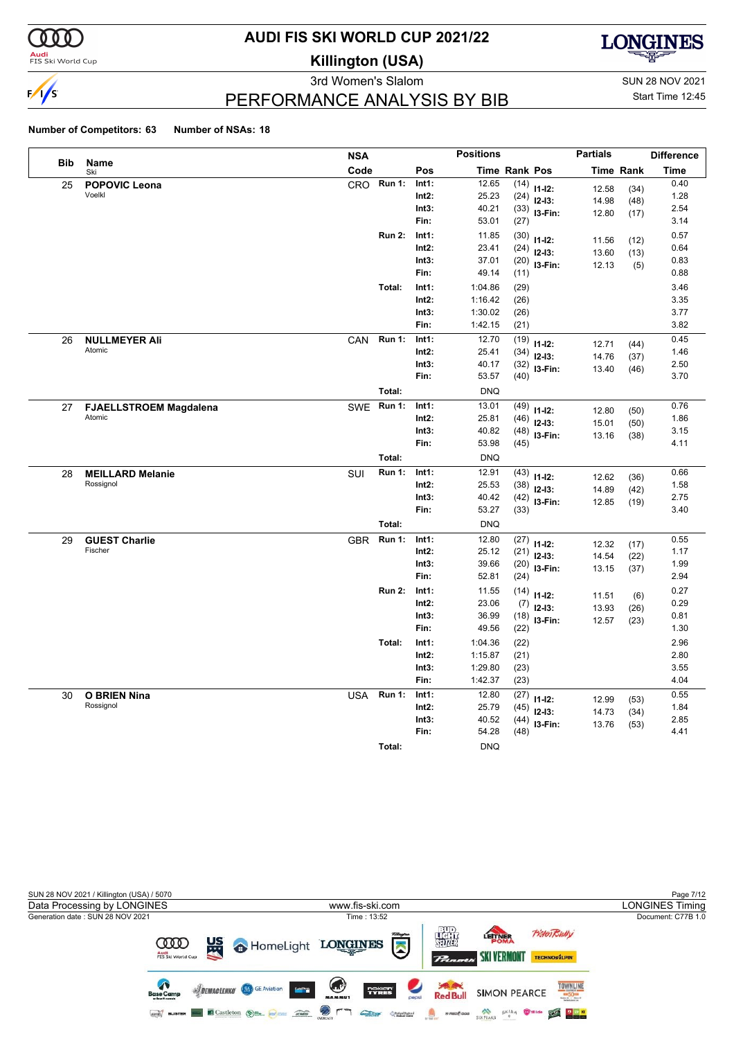# AUDI FIS SKI WORLD CUP 2021/22

## Killington (USA)

3rd Women's Slalom

SUN 28 NOV 2021

Start Time 12:45

## PERFORMANCE ANALYSIS BY BIB

**Number of Competitors: 63** **Number of NSAs: 18**

| Bib | Name / Ski | NSA Code | | Pos | Time | Rank | Pos | Partials Time | Partials Rank | Difference Time |
|---|---|---|---|---|---|---|---|---|---|---|
| 25 | **POPOVIC Leona** Voelkl | CRO | Run 1: | Int1: | 12.65 | (14) | I1-I2: | 12.58 | (34) | 0.40 |
| | | | | Int2: | 25.23 | (24) | I2-I3: | 14.98 | (48) | 1.28 |
| | | | | Int3: | 40.21 | (33) | I3-Fin: | 12.80 | (17) | 2.54 |
| | | | | Fin: | 53.01 | (27) | | | | 3.14 |
| | | | Run 2: | Int1: | 11.85 | (30) | I1-I2: | 11.56 | (12) | 0.57 |
| | | | | Int2: | 23.41 | (24) | I2-I3: | 13.60 | (13) | 0.64 |
| | | | | Int3: | 37.01 | (20) | I3-Fin: | 12.13 | (5) | 0.83 |
| | | | | Fin: | 49.14 | (11) | | | | 0.88 |
| | | | Total: | Int1: | 1:04.86 | (29) | | | | 3.46 |
| | | | | Int2: | 1:16.42 | (26) | | | | 3.35 |
| | | | | Int3: | 1:30.02 | (26) | | | | 3.77 |
| | | | | Fin: | 1:42.15 | (21) | | | | 3.82 |
| 26 | **NULLMEYER Ali** Atomic | CAN | Run 1: | Int1: | 12.70 | (19) | I1-I2: | 12.71 | (44) | 0.45 |
| | | | | Int2: | 25.41 | (34) | I2-I3: | 14.76 | (37) | 1.46 |
| | | | | Int3: | 40.17 | (32) | I3-Fin: | 13.40 | (46) | 2.50 |
| | | | | Fin: | 53.57 | (40) | | | | 3.70 |
| | | | Total: | | DNQ | | | | | |
| 27 | **FJAELLSTROEM Magdalena** Atomic | SWE | Run 1: | Int1: | 13.01 | (49) | I1-I2: | 12.80 | (50) | 0.76 |
| | | | | Int2: | 25.81 | (46) | I2-I3: | 15.01 | (50) | 1.86 |
| | | | | Int3: | 40.82 | (48) | I3-Fin: | 13.16 | (38) | 3.15 |
| | | | | Fin: | 53.98 | (45) | | | | 4.11 |
| | | | Total: | | DNQ | | | | | |
| 28 | **MEILLARD Melanie** Rossignol | SUI | Run 1: | Int1: | 12.91 | (43) | I1-I2: | 12.62 | (36) | 0.66 |
| | | | | Int2: | 25.53 | (38) | I2-I3: | 14.89 | (42) | 1.58 |
| | | | | Int3: | 40.42 | (42) | I3-Fin: | 12.85 | (19) | 2.75 |
| | | | | Fin: | 53.27 | (33) | | | | 3.40 |
| | | | Total: | | DNQ | | | | | |
| 29 | **GUEST Charlie** Fischer | GBR | Run 1: | Int1: | 12.80 | (27) | I1-I2: | 12.32 | (17) | 0.55 |
| | | | | Int2: | 25.12 | (21) | I2-I3: | 14.54 | (22) | 1.17 |
| | | | | Int3: | 39.66 | (20) | I3-Fin: | 13.15 | (37) | 1.99 |
| | | | | Fin: | 52.81 | (24) | | | | 2.94 |
| | | | Run 2: | Int1: | 11.55 | (14) | I1-I2: | 11.51 | (6) | 0.27 |
| | | | | Int2: | 23.06 | (7) | I2-I3: | 13.93 | (26) | 0.29 |
| | | | | Int3: | 36.99 | (18) | I3-Fin: | 12.57 | (23) | 0.81 |
| | | | | Fin: | 49.56 | (22) | | | | 1.30 |
| | | | Total: | Int1: | 1:04.36 | (22) | | | | 2.96 |
| | | | | Int2: | 1:15.87 | (21) | | | | 2.80 |
| | | | | Int3: | 1:29.80 | (23) | | | | 3.55 |
| | | | | Fin: | 1:42.37 | (23) | | | | 4.04 |
| 30 | **O BRIEN Nina** Rossignol | USA | Run 1: | Int1: | 12.80 | (27) | I1-I2: | 12.99 | (53) | 0.55 |
| | | | | Int2: | 25.79 | (45) | I2-I3: | 14.73 | (34) | 1.84 |
| | | | | Int3: | 40.52 | (44) | I3-Fin: | 13.76 | (53) | 2.85 |
| | | | | Fin: | 54.28 | (48) | | | | 4.41 |
| | | | Total: | | DNQ | | | | | |

SUN 28 NOV 2021 / Killington (USA) / 5070

Data Processing by LONGINES — www.fis-ski.com — LONGINES Timing

Generation date : SUN 28 NOV 2021 — Time : 13:52 — Document: C77B 1.0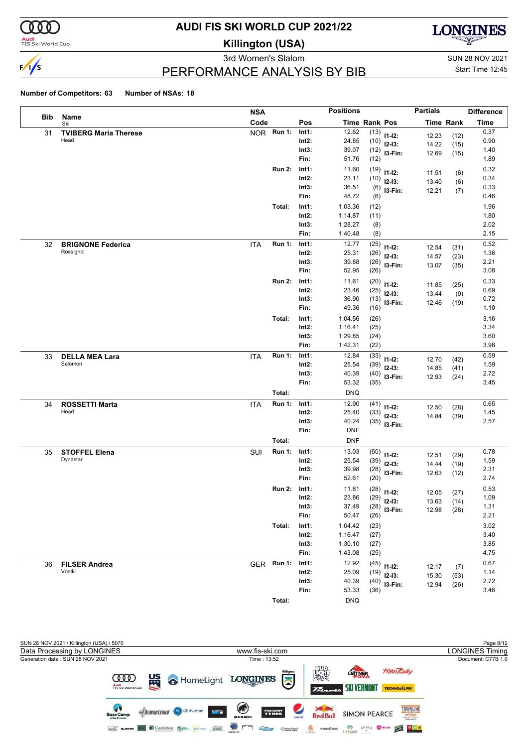# AUDI FIS SKI WORLD CUP 2021/22

## Killington (USA)

3rd Women's Slalom

SUN 28 NOV 2021

# PERFORMANCE ANALYSIS BY BIB

Start Time 12:45

**Number of Competitors: 63** **Number of NSAs: 18**

| Bib | Name / Ski | NSA Code | | Pos | Time | Rank | Pos | Partials Time | Partials Rank | Difference Time |
|---|---|---|---|---|---|---|---|---|---|---|
| 31 | **TVIBERG Maria Therese** Head | NOR | **Run 1:** | Int1: | 12.62 | (13) | I1-I2: | 12.23 | (12) | 0.37 |
| | | | | Int2: | 24.85 | (10) | I2-I3: | 14.22 | (15) | 0.90 |
| | | | | Int3: | 39.07 | (12) | I3-Fin: | 12.69 | (15) | 1.40 |
| | | | | Fin: | 51.76 | (12) | | | | 1.89 |
| | | | **Run 2:** | Int1: | 11.60 | (19) | I1-I2: | 11.51 | (6) | 0.32 |
| | | | | Int2: | 23.11 | (10) | I2-I3: | 13.40 | (6) | 0.34 |
| | | | | Int3: | 36.51 | (6) | I3-Fin: | 12.21 | (7) | 0.33 |
| | | | | Fin: | 48.72 | (6) | | | | 0.46 |
| | | | **Total:** | Int1: | 1:03.36 | (12) | | | | 1.96 |
| | | | | Int2: | 1:14.87 | (11) | | | | 1.80 |
| | | | | Int3: | 1:28.27 | (8) | | | | 2.02 |
| | | | | Fin: | 1:40.48 | (8) | | | | 2.15 |
| 32 | **BRIGNONE Federica** Rossignol | ITA | **Run 1:** | Int1: | 12.77 | (25) | I1-I2: | 12.54 | (31) | 0.52 |
| | | | | Int2: | 25.31 | (26) | I2-I3: | 14.57 | (23) | 1.36 |
| | | | | Int3: | 39.88 | (26) | I3-Fin: | 13.07 | (35) | 2.21 |
| | | | | Fin: | 52.95 | (26) | | | | 3.08 |
| | | | **Run 2:** | Int1: | 11.61 | (20) | I1-I2: | 11.85 | (25) | 0.33 |
| | | | | Int2: | 23.46 | (25) | I2-I3: | 13.44 | (9) | 0.69 |
| | | | | Int3: | 36.90 | (13) | I3-Fin: | 12.46 | (19) | 0.72 |
| | | | | Fin: | 49.36 | (16) | | | | 1.10 |
| | | | **Total:** | Int1: | 1:04.56 | (26) | | | | 3.16 |
| | | | | Int2: | 1:16.41 | (25) | | | | 3.34 |
| | | | | Int3: | 1:29.85 | (24) | | | | 3.60 |
| | | | | Fin: | 1:42.31 | (22) | | | | 3.98 |
| 33 | **DELLA MEA Lara** Salomon | ITA | **Run 1:** | Int1: | 12.84 | (33) | I1-I2: | 12.70 | (42) | 0.59 |
| | | | | Int2: | 25.54 | (39) | I2-I3: | 14.85 | (41) | 1.59 |
| | | | | Int3: | 40.39 | (40) | I3-Fin: | 12.93 | (24) | 2.72 |
| | | | | Fin: | 53.32 | (35) | | | | 3.45 |
| | | | **Total:** | | DNQ | | | | | |
| 34 | **ROSSETTI Marta** Head | ITA | **Run 1:** | Int1: | 12.90 | (41) | I1-I2: | 12.50 | (28) | 0.65 |
| | | | | Int2: | 25.40 | (33) | I2-I3: | 14.84 | (39) | 1.45 |
| | | | | Int3: | 40.24 | (35) | I3-Fin: | | | 2.57 |
| | | | | Fin: | DNF | | | | | |
| | | | **Total:** | | DNF | | | | | |
| 35 | **STOFFEL Elena** Dynastar | SUI | **Run 1:** | Int1: | 13.03 | (50) | I1-I2: | 12.51 | (29) | 0.78 |
| | | | | Int2: | 25.54 | (39) | I2-I3: | 14.44 | (19) | 1.59 |
| | | | | Int3: | 39.98 | (28) | I3-Fin: | 12.63 | (12) | 2.31 |
| | | | | Fin: | 52.61 | (20) | | | | 2.74 |
| | | | **Run 2:** | Int1: | 11.81 | (28) | I1-I2: | 12.05 | (27) | 0.53 |
| | | | | Int2: | 23.86 | (29) | I2-I3: | 13.63 | (14) | 1.09 |
| | | | | Int3: | 37.49 | (28) | I3-Fin: | 12.98 | (28) | 1.31 |
| | | | | Fin: | 50.47 | (26) | | | | 2.21 |
| | | | **Total:** | Int1: | 1:04.42 | (23) | | | | 3.02 |
| | | | | Int2: | 1:16.47 | (27) | | | | 3.40 |
| | | | | Int3: | 1:30.10 | (27) | | | | 3.85 |
| | | | | Fin: | 1:43.08 | (25) | | | | 4.75 |
| 36 | **FILSER Andrea** Voelkl | GER | **Run 1:** | Int1: | 12.92 | (45) | I1-I2: | 12.17 | (7) | 0.67 |
| | | | | Int2: | 25.09 | (19) | I2-I3: | 15.30 | (53) | 1.14 |
| | | | | Int3: | 40.39 | (40) | I3-Fin: | 12.94 | (26) | 2.72 |
| | | | | Fin: | 53.33 | (36) | | | | 3.46 |
| | | | **Total:** | | DNQ | | | | | |

SUN 28 NOV 2021 / Killington (USA) / 5070

Data Processing by LONGINES — www.fis-ski.com — LONGINES Timing

Generation date : SUN 28 NOV 2021 — Time : 13:52 — Document: C77B 1.0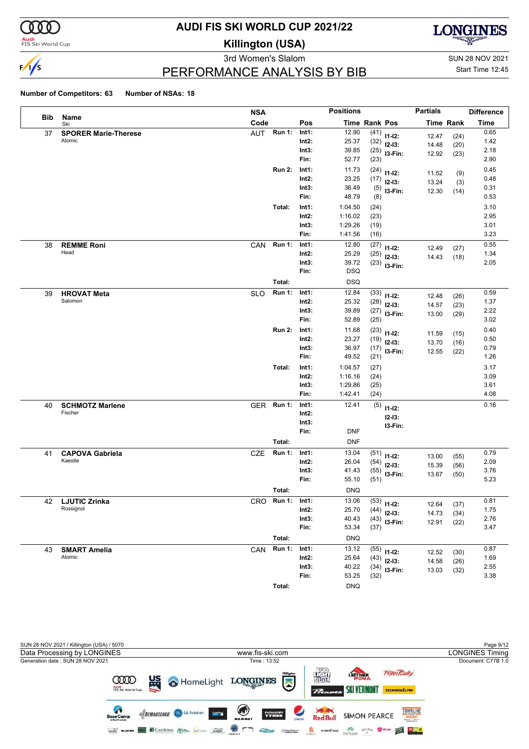# AUDI FIS SKI WORLD CUP 2021/22

## Killington (USA)

### 3rd Women's Slalom

SUN 28 NOV 2021
Start Time 12:45

## PERFORMANCE ANALYSIS BY BIB

**Number of Competitors: 63** **Number of NSAs: 18**

| Bib | Name / Ski | NSA Code | | Pos | Time | Rank | Pos | Partials Time | Partials Rank | Difference Time |
|---|---|---|---|---|---|---|---|---|---|---|
| 37 | **SPORER Marie-Therese** Atomic | AUT | Run 1: | Int1: | 12.90 | (41) | I1-I2: | 12.47 | (24) | 0.65 |
| | | | | Int2: | 25.37 | (32) | I2-I3: | 14.48 | (20) | 1.42 |
| | | | | Int3: | 39.85 | (25) | I3-Fin: | 12.92 | (23) | 2.18 |
| | | | | Fin: | 52.77 | (23) | | | | 2.90 |
| | | | Run 2: | Int1: | 11.73 | (24) | I1-I2: | 11.52 | (9) | 0.45 |
| | | | | Int2: | 23.25 | (17) | I2-I3: | 13.24 | (3) | 0.48 |
| | | | | Int3: | 36.49 | (5) | I3-Fin: | 12.30 | (14) | 0.31 |
| | | | | Fin: | 48.79 | (8) | | | | 0.53 |
| | | | Total: | Int1: | 1:04.50 | (24) | | | | 3.10 |
| | | | | Int2: | 1:16.02 | (23) | | | | 2.95 |
| | | | | Int3: | 1:29.26 | (19) | | | | 3.01 |
| | | | | Fin: | 1:41.56 | (16) | | | | 3.23 |
| 38 | **REMME Roni** Head | CAN | Run 1: | Int1: | 12.80 | (27) | I1-I2: | 12.49 | (27) | 0.55 |
| | | | | Int2: | 25.29 | (25) | I2-I3: | 14.43 | (18) | 1.34 |
| | | | | Int3: | 39.72 | (23) | I3-Fin: | | | 2.05 |
| | | | | Fin: | DSQ | | | | | |
| | | | Total: | | DSQ | | | | | |
| 39 | **HROVAT Meta** Salomon | SLO | Run 1: | Int1: | 12.84 | (33) | I1-I2: | 12.48 | (26) | 0.59 |
| | | | | Int2: | 25.32 | (28) | I2-I3: | 14.57 | (23) | 1.37 |
| | | | | Int3: | 39.89 | (27) | I3-Fin: | 13.00 | (29) | 2.22 |
| | | | | Fin: | 52.89 | (25) | | | | 3.02 |
| | | | Run 2: | Int1: | 11.68 | (23) | I1-I2: | 11.59 | (15) | 0.40 |
| | | | | Int2: | 23.27 | (19) | I2-I3: | 13.70 | (16) | 0.50 |
| | | | | Int3: | 36.97 | (17) | I3-Fin: | 12.55 | (22) | 0.79 |
| | | | | Fin: | 49.52 | (21) | | | | 1.26 |
| | | | Total: | Int1: | 1:04.57 | (27) | | | | 3.17 |
| | | | | Int2: | 1:16.16 | (24) | | | | 3.09 |
| | | | | Int3: | 1:29.86 | (25) | | | | 3.61 |
| | | | | Fin: | 1:42.41 | (24) | | | | 4.08 |
| 40 | **SCHMOTZ Marlene** Fischer | GER | Run 1: | Int1: | 12.41 | (5) | I1-I2: | | | 0.16 |
| | | | | Int2: | | | I2-I3: | | | |
| | | | | Int3: | | | I3-Fin: | | | |
| | | | | Fin: | DNF | | | | | |
| | | | Total: | | DNF | | | | | |
| 41 | **CAPOVA Gabriela** Kaestle | CZE | Run 1: | Int1: | 13.04 | (51) | I1-I2: | 13.00 | (55) | 0.79 |
| | | | | Int2: | 26.04 | (54) | I2-I3: | 15.39 | (56) | 2.09 |
| | | | | Int3: | 41.43 | (55) | I3-Fin: | 13.67 | (50) | 3.76 |
| | | | | Fin: | 55.10 | (51) | | | | 5.23 |
| | | | Total: | | DNQ | | | | | |
| 42 | **LJUTIC Zrinka** Rossignol | CRO | Run 1: | Int1: | 13.06 | (53) | I1-I2: | 12.64 | (37) | 0.81 |
| | | | | Int2: | 25.70 | (44) | I2-I3: | 14.73 | (34) | 1.75 |
| | | | | Int3: | 40.43 | (43) | I3-Fin: | 12.91 | (22) | 2.76 |
| | | | | Fin: | 53.34 | (37) | | | | 3.47 |
| | | | Total: | | DNQ | | | | | |
| 43 | **SMART Amelia** Atomic | CAN | Run 1: | Int1: | 13.12 | (55) | I1-I2: | 12.52 | (30) | 0.87 |
| | | | | Int2: | 25.64 | (43) | I2-I3: | 14.58 | (26) | 1.69 |
| | | | | Int3: | 40.22 | (34) | I3-Fin: | 13.03 | (32) | 2.55 |
| | | | | Fin: | 53.25 | (32) | | | | 3.38 |
| | | | Total: | | DNQ | | | | | |

SUN 28 NOV 2021 / Killington (USA) / 5070
Data Processing by LONGINES — www.fis-ski.com — LONGINES Timing
Generation date : SUN 28 NOV 2021 — Time : 13:52 — Document: C77B 1.0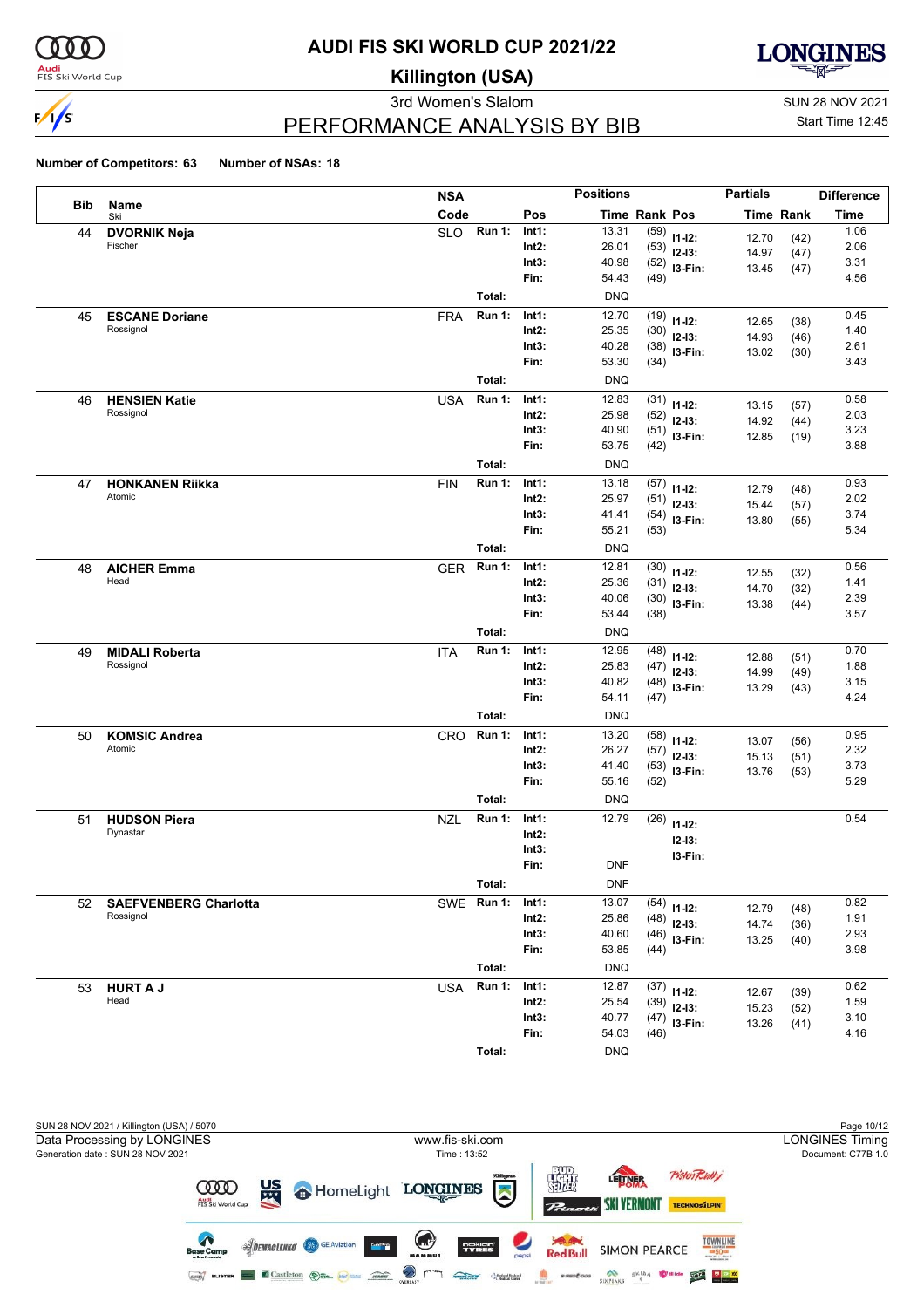# AUDI FIS SKI WORLD CUP 2021/22

## Killington (USA)

3rd Women's Slalom

SUN 28 NOV 2021

Start Time 12:45

## PERFORMANCE ANALYSIS BY BIB

**Number of Competitors: 63** **Number of NSAs: 18**

| Bib | Name / Ski | NSA Code | | Pos | Time | Rank | Pos | Partials Time | Partials Rank | Difference Time |
|---|---|---|---|---|---|---|---|---|---|---|
| 44 | **DVORNIK Neja** | SLO | Run 1: | Int1: | 13.31 | (59) | I1-I2: | 12.70 | (42) | 1.06 |
| | Fischer | | | Int2: | 26.01 | (53) | I2-I3: | 14.97 | (47) | 2.06 |
| | | | | Int3: | 40.98 | (52) | I3-Fin: | 13.45 | (47) | 3.31 |
| | | | | Fin: | 54.43 | (49) | | | | 4.56 |
| | | | Total: | | DNQ | | | | | |
| 45 | **ESCANE Doriane** | FRA | Run 1: | Int1: | 12.70 | (19) | I1-I2: | 12.65 | (38) | 0.45 |
| | Rossignol | | | Int2: | 25.35 | (30) | I2-I3: | 14.93 | (46) | 1.40 |
| | | | | Int3: | 40.28 | (38) | I3-Fin: | 13.02 | (30) | 2.61 |
| | | | | Fin: | 53.30 | (34) | | | | 3.43 |
| | | | Total: | | DNQ | | | | | |
| 46 | **HENSIEN Katie** | USA | Run 1: | Int1: | 12.83 | (31) | I1-I2: | 13.15 | (57) | 0.58 |
| | Rossignol | | | Int2: | 25.98 | (52) | I2-I3: | 14.92 | (44) | 2.03 |
| | | | | Int3: | 40.90 | (51) | I3-Fin: | 12.85 | (19) | 3.23 |
| | | | | Fin: | 53.75 | (42) | | | | 3.88 |
| | | | Total: | | DNQ | | | | | |
| 47 | **HONKANEN Riikka** | FIN | Run 1: | Int1: | 13.18 | (57) | I1-I2: | 12.79 | (48) | 0.93 |
| | Atomic | | | Int2: | 25.97 | (51) | I2-I3: | 15.44 | (57) | 2.02 |
| | | | | Int3: | 41.41 | (54) | I3-Fin: | 13.80 | (55) | 3.74 |
| | | | | Fin: | 55.21 | (53) | | | | 5.34 |
| | | | Total: | | DNQ | | | | | |
| 48 | **AICHER Emma** | GER | Run 1: | Int1: | 12.81 | (30) | I1-I2: | 12.55 | (32) | 0.56 |
| | Head | | | Int2: | 25.36 | (31) | I2-I3: | 14.70 | (32) | 1.41 |
| | | | | Int3: | 40.06 | (30) | I3-Fin: | 13.38 | (44) | 2.39 |
| | | | | Fin: | 53.44 | (38) | | | | 3.57 |
| | | | Total: | | DNQ | | | | | |
| 49 | **MIDALI Roberta** | ITA | Run 1: | Int1: | 12.95 | (48) | I1-I2: | 12.88 | (51) | 0.70 |
| | Rossignol | | | Int2: | 25.83 | (47) | I2-I3: | 14.99 | (49) | 1.88 |
| | | | | Int3: | 40.82 | (48) | I3-Fin: | 13.29 | (43) | 3.15 |
| | | | | Fin: | 54.11 | (47) | | | | 4.24 |
| | | | Total: | | DNQ | | | | | |
| 50 | **KOMSIC Andrea** | CRO | Run 1: | Int1: | 13.20 | (58) | I1-I2: | 13.07 | (56) | 0.95 |
| | Atomic | | | Int2: | 26.27 | (57) | I2-I3: | 15.13 | (51) | 2.32 |
| | | | | Int3: | 41.40 | (53) | I3-Fin: | 13.76 | (53) | 3.73 |
| | | | | Fin: | 55.16 | (52) | | | | 5.29 |
| | | | Total: | | DNQ | | | | | |
| 51 | **HUDSON Piera** | NZL | Run 1: | Int1: | 12.79 | (26) | I1-I2: | | | 0.54 |
| | Dynastar | | | Int2: | | | I2-I3: | | | |
| | | | | Int3: | | | I3-Fin: | | | |
| | | | | Fin: | DNF | | | | | |
| | | | Total: | | DNF | | | | | |
| 52 | **SAEFVENBERG Charlotta** | SWE | Run 1: | Int1: | 13.07 | (54) | I1-I2: | 12.79 | (48) | 0.82 |
| | Rossignol | | | Int2: | 25.86 | (48) | I2-I3: | 14.74 | (36) | 1.91 |
| | | | | Int3: | 40.60 | (46) | I3-Fin: | 13.25 | (40) | 2.93 |
| | | | | Fin: | 53.85 | (44) | | | | 3.98 |
| | | | Total: | | DNQ | | | | | |
| 53 | **HURT A J** | USA | Run 1: | Int1: | 12.87 | (37) | I1-I2: | 12.67 | (39) | 0.62 |
| | Head | | | Int2: | 25.54 | (39) | I2-I3: | 15.23 | (52) | 1.59 |
| | | | | Int3: | 40.77 | (47) | I3-Fin: | 13.26 | (41) | 3.10 |
| | | | | Fin: | 54.03 | (46) | | | | 4.16 |
| | | | Total: | | DNQ | | | | | |

SUN 28 NOV 2021 / Killington (USA) / 5070

Data Processing by LONGINES — www.fis-ski.com — LONGINES Timing

Generation date : SUN 28 NOV 2021 — Time : 13:52 — Document: C77B 1.0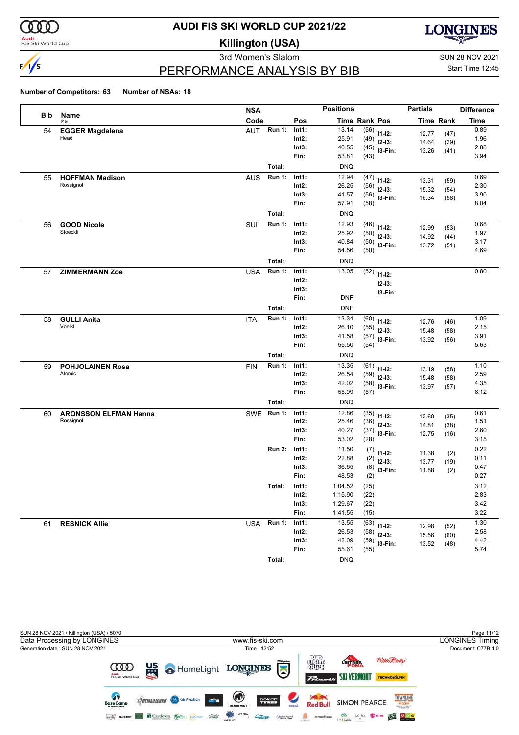# AUDI FIS SKI WORLD CUP 2021/22

## Killington (USA)

3rd Women's Slalom

SUN 28 NOV 2021

Start Time 12:45

## PERFORMANCE ANALYSIS BY BIB

**Number of Competitors: 63** **Number of NSAs: 18**

| Bib | Name / Ski | NSA Code | | Pos | Time | Rank | Pos | Partials Time | Rank | Difference Time |
|---|---|---|---|---|---|---|---|---|---|---|
| 54 | **EGGER Magdalena** Head | AUT | Run 1: | Int1: | 13.14 | (56) | I1-I2: | 12.77 | (47) | 0.89 |
| | | | | Int2: | 25.91 | (49) | I2-I3: | 14.64 | (29) | 1.96 |
| | | | | Int3: | 40.55 | (45) | I3-Fin: | 13.26 | (41) | 2.88 |
| | | | | Fin: | 53.81 | (43) | | | | 3.94 |
| | | | Total: | | DNQ | | | | | |
| 55 | **HOFFMAN Madison** Rossignol | AUS | Run 1: | Int1: | 12.94 | (47) | I1-I2: | 13.31 | (59) | 0.69 |
| | | | | Int2: | 26.25 | (56) | I2-I3: | 15.32 | (54) | 2.30 |
| | | | | Int3: | 41.57 | (56) | I3-Fin: | 16.34 | (58) | 3.90 |
| | | | | Fin: | 57.91 | (58) | | | | 8.04 |
| | | | Total: | | DNQ | | | | | |
| 56 | **GOOD Nicole** Stoeckli | SUI | Run 1: | Int1: | 12.93 | (46) | I1-I2: | 12.99 | (53) | 0.68 |
| | | | | Int2: | 25.92 | (50) | I2-I3: | 14.92 | (44) | 1.97 |
| | | | | Int3: | 40.84 | (50) | I3-Fin: | 13.72 | (51) | 3.17 |
| | | | | Fin: | 54.56 | (50) | | | | 4.69 |
| | | | Total: | | DNQ | | | | | |
| 57 | **ZIMMERMANN Zoe** | USA | Run 1: | Int1: | 13.05 | (52) | I1-I2: | | | 0.80 |
| | | | | Int2: | | | I2-I3: | | | |
| | | | | Int3: | | | I3-Fin: | | | |
| | | | | Fin: | DNF | | | | | |
| | | | Total: | | DNF | | | | | |
| 58 | **GULLI Anita** Voelkl | ITA | Run 1: | Int1: | 13.34 | (60) | I1-I2: | 12.76 | (46) | 1.09 |
| | | | | Int2: | 26.10 | (55) | I2-I3: | 15.48 | (58) | 2.15 |
| | | | | Int3: | 41.58 | (57) | I3-Fin: | 13.92 | (56) | 3.91 |
| | | | | Fin: | 55.50 | (54) | | | | 5.63 |
| | | | Total: | | DNQ | | | | | |
| 59 | **POHJOLAINEN Rosa** Atomic | FIN | Run 1: | Int1: | 13.35 | (61) | I1-I2: | 13.19 | (58) | 1.10 |
| | | | | Int2: | 26.54 | (59) | I2-I3: | 15.48 | (58) | 2.59 |
| | | | | Int3: | 42.02 | (58) | I3-Fin: | 13.97 | (57) | 4.35 |
| | | | | Fin: | 55.99 | (57) | | | | 6.12 |
| | | | Total: | | DNQ | | | | | |
| 60 | **ARONSSON ELFMAN Hanna** Rossignol | SWE | Run 1: | Int1: | 12.86 | (35) | I1-I2: | 12.60 | (35) | 0.61 |
| | | | | Int2: | 25.46 | (36) | I2-I3: | 14.81 | (38) | 1.51 |
| | | | | Int3: | 40.27 | (37) | I3-Fin: | 12.75 | (16) | 2.60 |
| | | | | Fin: | 53.02 | (28) | | | | 3.15 |
| | | | Run 2: | Int1: | 11.50 | (7) | I1-I2: | 11.38 | (2) | 0.22 |
| | | | | Int2: | 22.88 | (2) | I2-I3: | 13.77 | (19) | 0.11 |
| | | | | Int3: | 36.65 | (8) | I3-Fin: | 11.88 | (2) | 0.47 |
| | | | | Fin: | 48.53 | (2) | | | | 0.27 |
| | | | Total: | Int1: | 1:04.52 | (25) | | | | 3.12 |
| | | | | Int2: | 1:15.90 | (22) | | | | 2.83 |
| | | | | Int3: | 1:29.67 | (22) | | | | 3.42 |
| | | | | Fin: | 1:41.55 | (15) | | | | 3.22 |
| 61 | **RESNICK Allie** | USA | Run 1: | Int1: | 13.55 | (63) | I1-I2: | 12.98 | (52) | 1.30 |
| | | | | Int2: | 26.53 | (58) | I2-I3: | 15.56 | (60) | 2.58 |
| | | | | Int3: | 42.09 | (59) | I3-Fin: | 13.52 | (48) | 4.42 |
| | | | | Fin: | 55.61 | (55) | | | | 5.74 |
| | | | Total: | | DNQ | | | | | |

SUN 28 NOV 2021 / Killington (USA) / 5070

Data Processing by LONGINES — www.fis-ski.com — LONGINES Timing

Generation date : SUN 28 NOV 2021 — Time : 13:52 — Document: C77B 1.0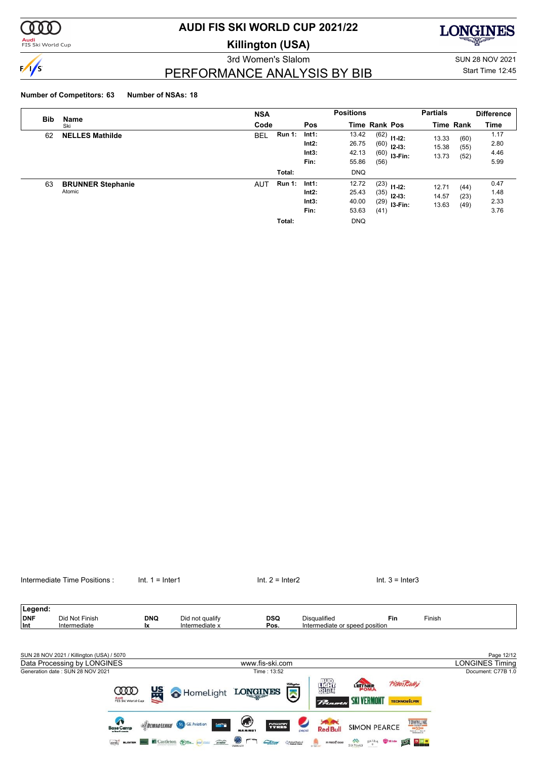# AUDI FIS SKI WORLD CUP 2021/22

## Killington (USA)

3rd Women's Slalom

SUN 28 NOV 2021

Start Time 12:45

## PERFORMANCE ANALYSIS BY BIB

**Number of Competitors: 63** **Number of NSAs: 18**

| Bib | Name / Ski | NSA Code | | Pos | Time | Rank | Pos | Partials Time | Rank | Difference Time |
|---|---|---|---|---|---|---|---|---|---|---|
| 62 | **NELLES Mathilde** | BEL | Run 1: | Int1: | 13.42 | (62) | I1-I2: | 13.33 | (60) | 1.17 |
| | | | | Int2: | 26.75 | (60) | I2-I3: | 15.38 | (55) | 2.80 |
| | | | | Int3: | 42.13 | (60) | I3-Fin: | 13.73 | (52) | 4.46 |
| | | | | Fin: | 55.86 | (56) | | | | 5.99 |
| | | | Total: | | DNQ | | | | | |
| 63 | **BRUNNER Stephanie** Atomic | AUT | Run 1: | Int1: | 12.72 | (23) | I1-I2: | 12.71 | (44) | 0.47 |
| | | | | Int2: | 25.43 | (35) | I2-I3: | 14.57 | (23) | 1.48 |
| | | | | Int3: | 40.00 | (29) | I3-Fin: | 13.63 | (49) | 2.33 |
| | | | | Fin: | 53.63 | (41) | | | | 3.76 |
| | | | Total: | | DNQ | | | | | |

Intermediate Time Positions : Int. 1 = Inter1 Int. 2 = Inter2 Int. 3 = Inter3

| Legend: | | | | | | | |
|---|---|---|---|---|---|---|---|
| DNF | Did Not Finish | DNQ | Did not qualify | DSQ | Disqualified | Fin | Finish |
| Int | Intermediate | Ix | Intermediate x | Pos. | Intermediate or speed position | | |

SUN 28 NOV 2021 / Killington (USA) / 5070

Data Processing by LONGINES www.fis-ski.com LONGINES Timing

Generation date : SUN 28 NOV 2021 Time : 13:52 Document: C77B 1.0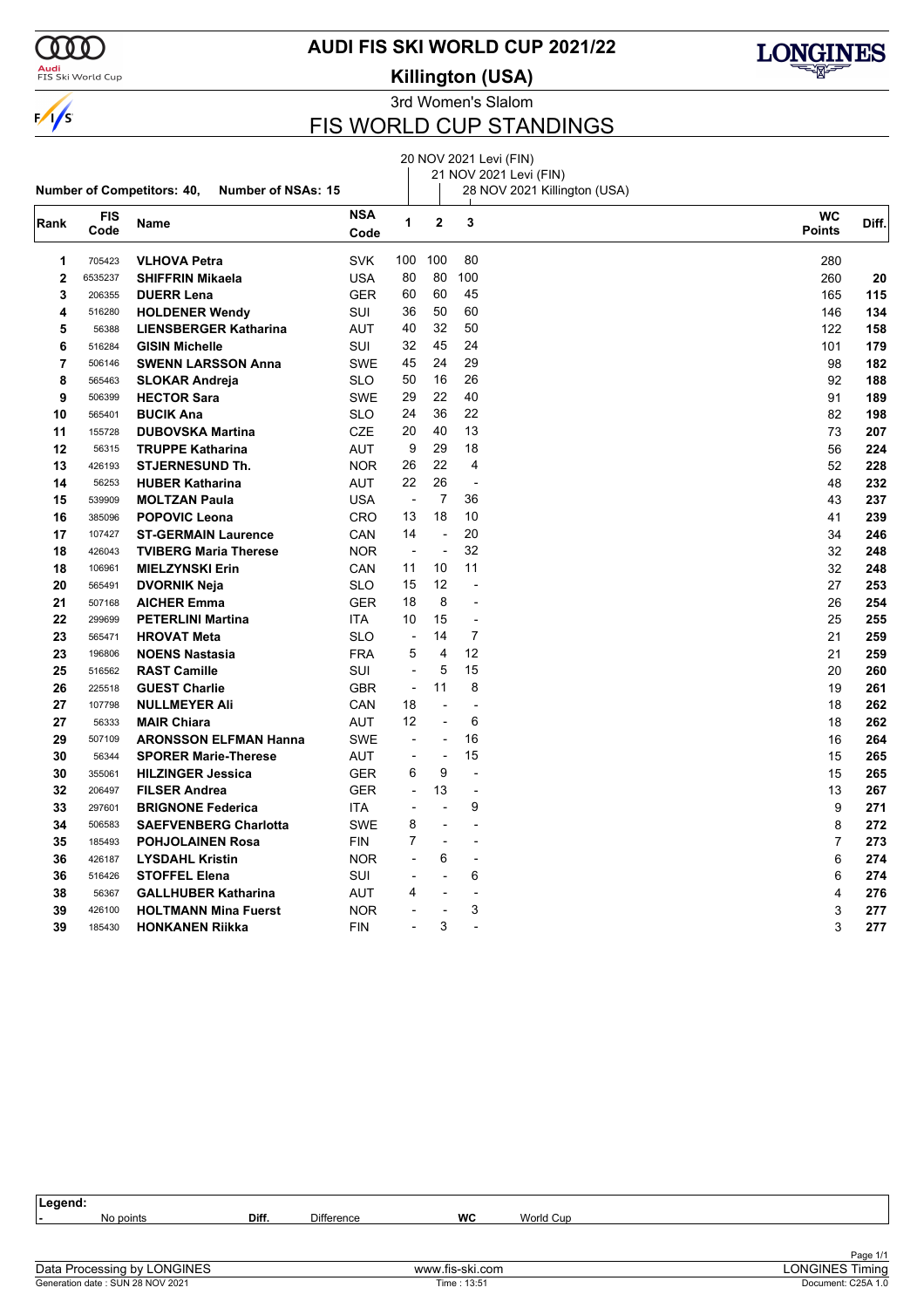# AUDI FIS SKI WORLD CUP 2021/22

## Killington (USA)

3rd Women's Slalom

## FIS WORLD CUP STANDINGS

1: 20 NOV 2021 Levi (FIN)
2: 21 NOV 2021 Levi (FIN)
3: 28 NOV 2021 Killington (USA)

**Number of Competitors: 40, Number of NSAs: 15**

| Rank | FIS Code | Name | NSA Code | 1 | 2 | 3 | WC Points | Diff. |
|---|---|---|---|---|---|---|---|---|
| 1 | 705423 | **VLHOVA Petra** | SVK | 100 | 100 | 80 | 280 | |
| 2 | 6535237 | **SHIFFRIN Mikaela** | USA | 80 | 80 | 100 | 260 | **20** |
| 3 | 206355 | **DUERR Lena** | GER | 60 | 60 | 45 | 165 | **115** |
| 4 | 516280 | **HOLDENER Wendy** | SUI | 36 | 50 | 60 | 146 | **134** |
| 5 | 56388 | **LIENSBERGER Katharina** | AUT | 40 | 32 | 50 | 122 | **158** |
| 6 | 516284 | **GISIN Michelle** | SUI | 32 | 45 | 24 | 101 | **179** |
| 7 | 506146 | **SWENN LARSSON Anna** | SWE | 45 | 24 | 29 | 98 | **182** |
| 8 | 565463 | **SLOKAR Andreja** | SLO | 50 | 16 | 26 | 92 | **188** |
| 9 | 506399 | **HECTOR Sara** | SWE | 29 | 22 | 40 | 91 | **189** |
| 10 | 565401 | **BUCIK Ana** | SLO | 24 | 36 | 22 | 82 | **198** |
| 11 | 155728 | **DUBOVSKA Martina** | CZE | 20 | 40 | 13 | 73 | **207** |
| 12 | 56315 | **TRUPPE Katharina** | AUT | 9 | 29 | 18 | 56 | **224** |
| 13 | 426193 | **STJERNESUND Th.** | NOR | 26 | 22 | 4 | 52 | **228** |
| 14 | 56253 | **HUBER Katharina** | AUT | 22 | 26 | - | 48 | **232** |
| 15 | 539909 | **MOLTZAN Paula** | USA | - | 7 | 36 | 43 | **237** |
| 16 | 385096 | **POPOVIC Leona** | CRO | 13 | 18 | 10 | 41 | **239** |
| 17 | 107427 | **ST-GERMAIN Laurence** | CAN | 14 | - | 20 | 34 | **246** |
| 18 | 426043 | **TVIBERG Maria Therese** | NOR | - | - | 32 | 32 | **248** |
| 18 | 106961 | **MIELZYNSKI Erin** | CAN | 11 | 10 | 11 | 32 | **248** |
| 20 | 565491 | **DVORNIK Neja** | SLO | 15 | 12 | - | 27 | **253** |
| 21 | 507168 | **AICHER Emma** | GER | 18 | 8 | - | 26 | **254** |
| 22 | 299699 | **PETERLINI Martina** | ITA | 10 | 15 | - | 25 | **255** |
| 23 | 565471 | **HROVAT Meta** | SLO | - | 14 | 7 | 21 | **259** |
| 23 | 196806 | **NOENS Nastasia** | FRA | 5 | 4 | 12 | 21 | **259** |
| 25 | 516562 | **RAST Camille** | SUI | - | 5 | 15 | 20 | **260** |
| 26 | 225518 | **GUEST Charlie** | GBR | - | 11 | 8 | 19 | **261** |
| 27 | 107798 | **NULLMEYER Ali** | CAN | 18 | - | - | 18 | **262** |
| 27 | 56333 | **MAIR Chiara** | AUT | 12 | - | 6 | 18 | **262** |
| 29 | 507109 | **ARONSSON ELFMAN Hanna** | SWE | - | - | 16 | 16 | **264** |
| 30 | 56344 | **SPORER Marie-Therese** | AUT | - | - | 15 | 15 | **265** |
| 30 | 355061 | **HILZINGER Jessica** | GER | 6 | 9 | - | 15 | **265** |
| 32 | 206497 | **FILSER Andrea** | GER | - | 13 | - | 13 | **267** |
| 33 | 297601 | **BRIGNONE Federica** | ITA | - | - | 9 | 9 | **271** |
| 34 | 506583 | **SAEFVENBERG Charlotta** | SWE | 8 | - | - | 8 | **272** |
| 35 | 185493 | **POHJOLAINEN Rosa** | FIN | 7 | - | - | 7 | **273** |
| 36 | 426187 | **LYSDAHL Kristin** | NOR | - | 6 | - | 6 | **274** |
| 36 | 516426 | **STOFFEL Elena** | SUI | - | - | 6 | 6 | **274** |
| 38 | 56367 | **GALLHUBER Katharina** | AUT | 4 | - | - | 4 | **276** |
| 39 | 426100 | **HOLTMANN Mina Fuerst** | NOR | - | - | 3 | 3 | **277** |
| 39 | 185430 | **HONKANEN Riikka** | FIN | - | 3 | - | 3 | **277** |

**Legend:**
- No points · **Diff.** Difference · **WC** World Cup

Data Processing by LONGINES · www.fis-ski.com · LONGINES Timing
Generation date : SUN 28 NOV 2021 · Time : 13:51 · Document: C25A 1.0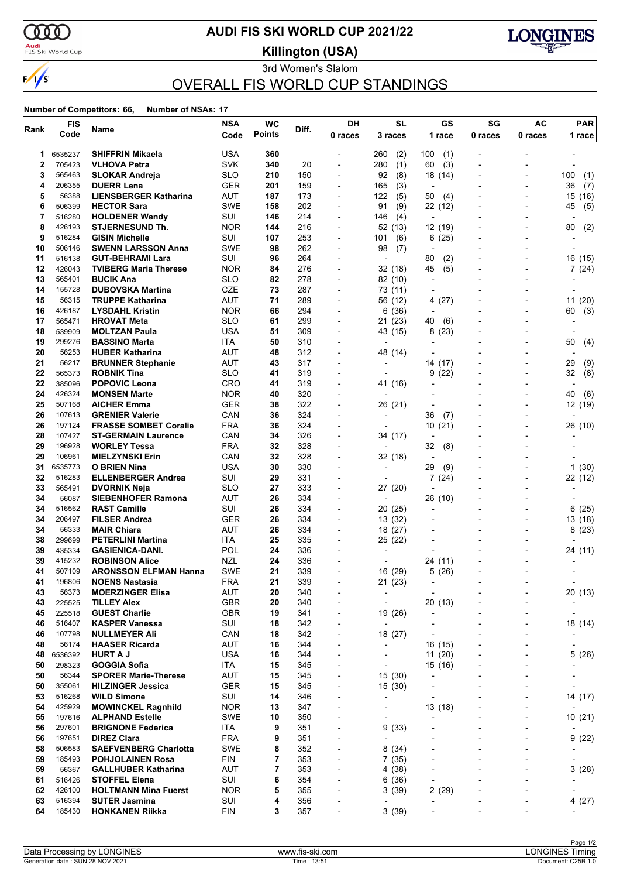# AUDI FIS SKI WORLD CUP 2021/22

**Killington (USA)**

3rd Women's Slalom

## OVERALL FIS WORLD CUP STANDINGS

**Number of Competitors: 66, Number of NSAs: 17**

| Rank | FIS Code | Name | NSA Code | WC Points | Diff. | DH 0 races | SL 3 races | GS 1 race | SG 0 races | AC 0 races | PAR 1 race |
|---|---|---|---|---|---|---|---|---|---|---|---|
| 1 | 6535237 | **SHIFFRIN Mikaela** | USA | **360** | | - | 260 (2) | 100 (1) | - | - | - |
| 2 | 705423 | **VLHOVA Petra** | SVK | **340** | 20 | - | 280 (1) | 60 (3) | - | - | - |
| 3 | 565463 | **SLOKAR Andreja** | SLO | **210** | 150 | - | 92 (8) | 18 (14) | - | - | 100 (1) |
| 4 | 206355 | **DUERR Lena** | GER | **201** | 159 | - | 165 (3) | - | - | - | 36 (7) |
| 5 | 56388 | **LIENSBERGER Katharina** | AUT | **187** | 173 | - | 122 (5) | 50 (4) | - | - | 15 (16) |
| 6 | 506399 | **HECTOR Sara** | SWE | **158** | 202 | - | 91 (9) | 22 (12) | - | - | 45 (5) |
| 7 | 516280 | **HOLDENER Wendy** | SUI | **146** | 214 | - | 146 (4) | - | - | - | - |
| 8 | 426193 | **STJERNESUND Th.** | NOR | **144** | 216 | - | 52 (13) | 12 (19) | - | - | 80 (2) |
| 9 | 516284 | **GISIN Michelle** | SUI | **107** | 253 | - | 101 (6) | 6 (25) | - | - | - |
| 10 | 506146 | **SWENN LARSSON Anna** | SWE | **98** | 262 | - | 98 (7) | - | - | - | - |
| 11 | 516138 | **GUT-BEHRAMI Lara** | SUI | **96** | 264 | - | - | 80 (2) | - | - | 16 (15) |
| 12 | 426043 | **TVIBERG Maria Therese** | NOR | **84** | 276 | - | 32 (18) | 45 (5) | - | - | 7 (24) |
| 13 | 565401 | **BUCIK Ana** | SLO | **82** | 278 | - | 82 (10) | - | - | - | - |
| 14 | 155728 | **DUBOVSKA Martina** | CZE | **73** | 287 | - | 73 (11) | - | - | - | - |
| 15 | 56315 | **TRUPPE Katharina** | AUT | **71** | 289 | - | 56 (12) | 4 (27) | - | - | 11 (20) |
| 16 | 426187 | **LYSDAHL Kristin** | NOR | **66** | 294 | - | 6 (36) | - | - | - | 60 (3) |
| 17 | 565471 | **HROVAT Meta** | SLO | **61** | 299 | - | 21 (23) | 40 (6) | - | - | - |
| 18 | 539909 | **MOLTZAN Paula** | USA | **51** | 309 | - | 43 (15) | 8 (23) | - | - | - |
| 19 | 299276 | **BASSINO Marta** | ITA | **50** | 310 | - | - | - | - | - | 50 (4) |
| 20 | 56253 | **HUBER Katharina** | AUT | **48** | 312 | - | 48 (14) | - | - | - | - |
| 21 | 56217 | **BRUNNER Stephanie** | AUT | **43** | 317 | - | - | 14 (17) | - | - | 29 (9) |
| 22 | 565373 | **ROBNIK Tina** | SLO | **41** | 319 | - | - | 9 (22) | - | - | 32 (8) |
| 22 | 385096 | **POPOVIC Leona** | CRO | **41** | 319 | - | 41 (16) | - | - | - | - |
| 24 | 426324 | **MONSEN Marte** | NOR | **40** | 320 | - | - | - | - | - | 40 (6) |
| 25 | 507168 | **AICHER Emma** | GER | **38** | 322 | - | 26 (21) | - | - | - | 12 (19) |
| 26 | 107613 | **GRENIER Valerie** | CAN | **36** | 324 | - | - | 36 (7) | - | - | - |
| 26 | 197124 | **FRASSE SOMBET Coralie** | FRA | **36** | 324 | - | - | 10 (21) | - | - | 26 (10) |
| 28 | 107427 | **ST-GERMAIN Laurence** | CAN | **34** | 326 | - | 34 (17) | - | - | - | - |
| 29 | 196928 | **WORLEY Tessa** | FRA | **32** | 328 | - | - | 32 (8) | - | - | - |
| 29 | 106961 | **MIELZYNSKI Erin** | CAN | **32** | 328 | - | 32 (18) | - | - | - | - |
| 31 | 6535773 | **O BRIEN Nina** | USA | **30** | 330 | - | - | 29 (9) | - | - | 1 (30) |
| 32 | 516283 | **ELLENBERGER Andrea** | SUI | **29** | 331 | - | - | 7 (24) | - | - | 22 (12) |
| 33 | 565491 | **DVORNIK Neja** | SLO | **27** | 333 | - | 27 (20) | - | - | - | - |
| 34 | 56087 | **SIEBENHOFER Ramona** | AUT | **26** | 334 | - | - | 26 (10) | - | - | - |
| 34 | 516562 | **RAST Camille** | SUI | **26** | 334 | - | 20 (25) | - | - | - | 6 (25) |
| 34 | 206497 | **FILSER Andrea** | GER | **26** | 334 | - | 13 (32) | - | - | - | 13 (18) |
| 34 | 56333 | **MAIR Chiara** | AUT | **26** | 334 | - | 18 (27) | - | - | - | 8 (23) |
| 38 | 299699 | **PETERLINI Martina** | ITA | **25** | 335 | - | 25 (22) | - | - | - | - |
| 39 | 435334 | **GASIENICA-DANI.** | POL | **24** | 336 | - | - | - | - | - | 24 (11) |
| 39 | 415232 | **ROBINSON Alice** | NZL | **24** | 336 | - | - | 24 (11) | - | - | - |
| 41 | 507109 | **ARONSSON ELFMAN Hanna** | SWE | **21** | 339 | - | 16 (29) | 5 (26) | - | - | - |
| 41 | 196806 | **NOENS Nastasia** | FRA | **21** | 339 | - | 21 (23) | - | - | - | - |
| 43 | 56373 | **MOERZINGER Elisa** | AUT | **20** | 340 | - | - | - | - | - | 20 (13) |
| 43 | 225525 | **TILLEY Alex** | GBR | **20** | 340 | - | - | 20 (13) | - | - | - |
| 45 | 225518 | **GUEST Charlie** | GBR | **19** | 341 | - | 19 (26) | - | - | - | - |
| 46 | 516407 | **KASPER Vanessa** | SUI | **18** | 342 | - | - | - | - | - | 18 (14) |
| 46 | 107798 | **NULLMEYER Ali** | CAN | **18** | 342 | - | 18 (27) | - | - | - | - |
| 48 | 56174 | **HAASER Ricarda** | AUT | **16** | 344 | - | - | 16 (15) | - | - | - |
| 48 | 6536392 | **HURT A J** | USA | **16** | 344 | - | - | 11 (20) | - | - | 5 (26) |
| 50 | 298323 | **GOGGIA Sofia** | ITA | **15** | 345 | - | - | 15 (16) | - | - | - |
| 50 | 56344 | **SPORER Marie-Therese** | AUT | **15** | 345 | - | 15 (30) | - | - | - | - |
| 50 | 355061 | **HILZINGER Jessica** | GER | **15** | 345 | - | 15 (30) | - | - | - | - |
| 53 | 516268 | **WILD Simone** | SUI | **14** | 346 | - | - | - | - | - | 14 (17) |
| 54 | 425929 | **MOWINCKEL Ragnhild** | NOR | **13** | 347 | - | - | 13 (18) | - | - | - |
| 55 | 197616 | **ALPHAND Estelle** | SWE | **10** | 350 | - | - | - | - | - | 10 (21) |
| 56 | 297601 | **BRIGNONE Federica** | ITA | **9** | 351 | - | 9 (33) | - | - | - | - |
| 56 | 197651 | **DIREZ Clara** | FRA | **9** | 351 | - | - | - | - | - | 9 (22) |
| 58 | 506583 | **SAEFVENBERG Charlotta** | SWE | **8** | 352 | - | 8 (34) | - | - | - | - |
| 59 | 185493 | **POHJOLAINEN Rosa** | FIN | **7** | 353 | - | 7 (35) | - | - | - | - |
| 59 | 56367 | **GALLHUBER Katharina** | AUT | **7** | 353 | - | 4 (38) | - | - | - | 3 (28) |
| 61 | 516426 | **STOFFEL Elena** | SUI | **6** | 354 | - | 6 (36) | - | - | - | - |
| 62 | 426100 | **HOLTMANN Mina Fuerst** | NOR | **5** | 355 | - | 3 (39) | 2 (29) | - | - | - |
| 63 | 516394 | **SUTER Jasmina** | SUI | **4** | 356 | - | - | - | - | - | 4 (27) |
| 64 | 185430 | **HONKANEN Riikka** | FIN | **3** | 357 | - | 3 (39) | - | - | - | - |

Data Processing by LONGINES — www.fis-ski.com — LONGINES Timing

Generation date : SUN 28 NOV 2021 — Time : 13:51 — Document: C25B 1.0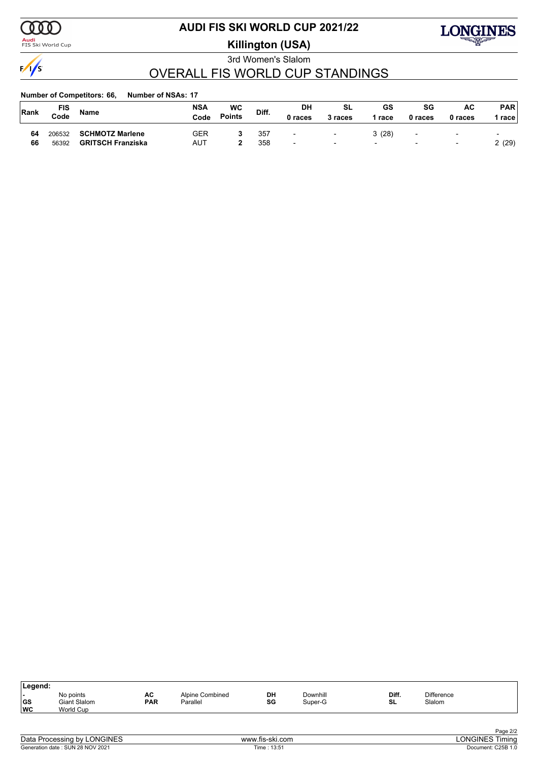# AUDI FIS SKI WORLD CUP 2021/22

## Killington (USA)

3rd Women's Slalom

## OVERALL FIS WORLD CUP STANDINGS

**Number of Competitors: 66, Number of NSAs: 17**

| Rank | FIS Code | Name | NSA Code | WC Points | Diff. | DH 0 races | SL 3 races | GS 1 race | SG 0 races | AC 0 races | PAR 1 race |
|---|---|---|---|---|---|---|---|---|---|---|---|
| **64** | 206532 | **SCHMOTZ Marlene** | GER | **3** | 357 | - | - | 3 (28) | - | - | - |
| **66** | 56392 | **GRITSCH Franziska** | AUT | **2** | 358 | - | - | - | - | - | 2 (29) |

| Legend: | | | | | | | |
|---|---|---|---|---|---|---|---|
| - | No points | AC | Alpine Combined | DH | Downhill | Diff. | Difference |
| GS | Giant Slalom | PAR | Parallel | SG | Super-G | SL | Slalom |
| WC | World Cup | | | | | | |

Data Processing by LONGINES — www.fis-ski.com — LONGINES Timing

Generation date : SUN 28 NOV 2021 — Time : 13:51 — Document: C25B 1.0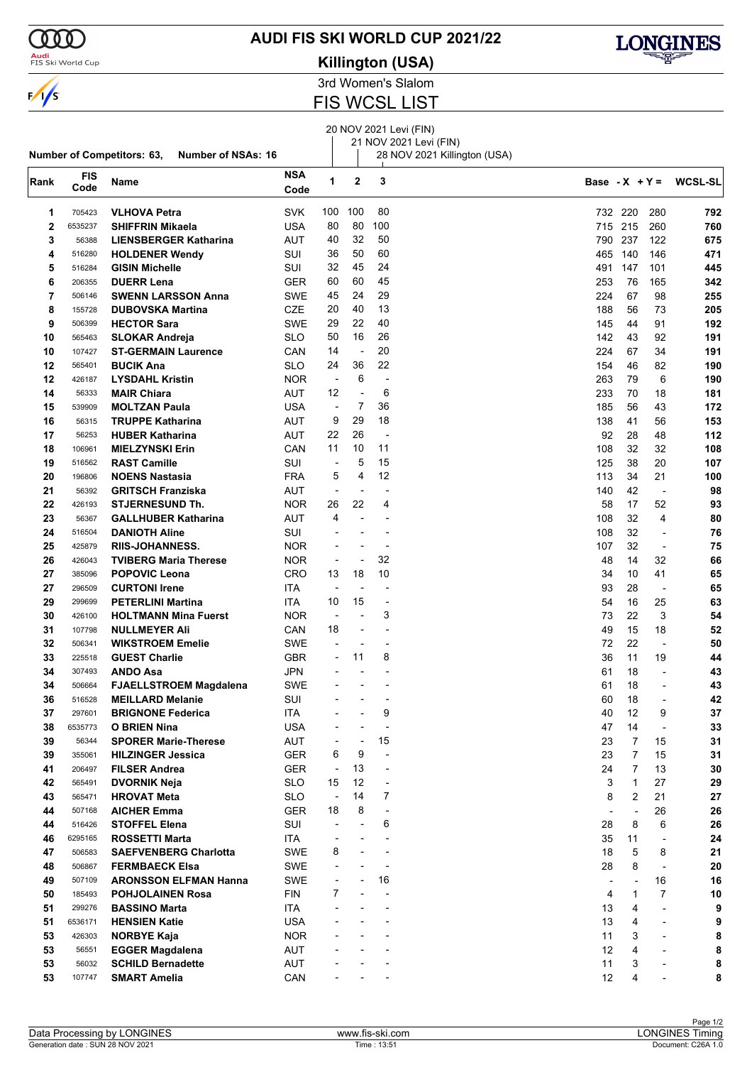# AUDI FIS SKI WORLD CUP 2021/22

**Killington (USA)**

3rd Women's Slalom

## FIS WCSL LIST

1: 20 NOV 2021 Levi (FIN)
2: 21 NOV 2021 Levi (FIN)
3: 28 NOV 2021 Killington (USA)

**Number of Competitors: 63, Number of NSAs: 16**

| Rank | FIS Code | Name | NSA Code | 1 | 2 | 3 | Base | -X | +Y = | WCSL-SL |
|---|---|---|---|---|---|---|---|---|---|---|
| 1 | 705423 | **VLHOVA Petra** | SVK | 100 | 100 | 80 | 732 | 220 | 280 | **792** |
| 2 | 6535237 | **SHIFFRIN Mikaela** | USA | 80 | 80 | 100 | 715 | 215 | 260 | **760** |
| 3 | 56388 | **LIENSBERGER Katharina** | AUT | 40 | 32 | 50 | 790 | 237 | 122 | **675** |
| 4 | 516280 | **HOLDENER Wendy** | SUI | 36 | 50 | 60 | 465 | 140 | 146 | **471** |
| 5 | 516284 | **GISIN Michelle** | SUI | 32 | 45 | 24 | 491 | 147 | 101 | **445** |
| 6 | 206355 | **DUERR Lena** | GER | 60 | 60 | 45 | 253 | 76 | 165 | **342** |
| 7 | 506146 | **SWENN LARSSON Anna** | SWE | 45 | 24 | 29 | 224 | 67 | 98 | **255** |
| 8 | 155728 | **DUBOVSKA Martina** | CZE | 20 | 40 | 13 | 188 | 56 | 73 | **205** |
| 9 | 506399 | **HECTOR Sara** | SWE | 29 | 22 | 40 | 145 | 44 | 91 | **192** |
| 10 | 565463 | **SLOKAR Andreja** | SLO | 50 | 16 | 26 | 142 | 43 | 92 | **191** |
| 10 | 107427 | **ST-GERMAIN Laurence** | CAN | 14 | - | 20 | 224 | 67 | 34 | **191** |
| 12 | 565401 | **BUCIK Ana** | SLO | 24 | 36 | 22 | 154 | 46 | 82 | **190** |
| 12 | 426187 | **LYSDAHL Kristin** | NOR | - | 6 | - | 263 | 79 | 6 | **190** |
| 14 | 56333 | **MAIR Chiara** | AUT | 12 | - | 6 | 233 | 70 | 18 | **181** |
| 15 | 539909 | **MOLTZAN Paula** | USA | - | 7 | 36 | 185 | 56 | 43 | **172** |
| 16 | 56315 | **TRUPPE Katharina** | AUT | 9 | 29 | 18 | 138 | 41 | 56 | **153** |
| 17 | 56253 | **HUBER Katharina** | AUT | 22 | 26 | - | 92 | 28 | 48 | **112** |
| 18 | 106961 | **MIELZYNSKI Erin** | CAN | 11 | 10 | 11 | 108 | 32 | 32 | **108** |
| 19 | 516562 | **RAST Camille** | SUI | - | 5 | 15 | 125 | 38 | 20 | **107** |
| 20 | 196806 | **NOENS Nastasia** | FRA | 5 | 4 | 12 | 113 | 34 | 21 | **100** |
| 21 | 56392 | **GRITSCH Franziska** | AUT | - | - | - | 140 | 42 | - | **98** |
| 22 | 426193 | **STJERNESUND Th.** | NOR | 26 | 22 | 4 | 58 | 17 | 52 | **93** |
| 23 | 56367 | **GALLHUBER Katharina** | AUT | 4 | - | - | 108 | 32 | 4 | **80** |
| 24 | 516504 | **DANIOTH Aline** | SUI | - | - | - | 108 | 32 | - | **76** |
| 25 | 425879 | **RIIS-JOHANNESS.** | NOR | - | - | - | 107 | 32 | - | **75** |
| 26 | 426043 | **TVIBERG Maria Therese** | NOR | - | - | 32 | 48 | 14 | 32 | **66** |
| 27 | 385096 | **POPOVIC Leona** | CRO | 13 | 18 | 10 | 34 | 10 | 41 | **65** |
| 27 | 296509 | **CURTONI Irene** | ITA | - | - | - | 93 | 28 | - | **65** |
| 29 | 299699 | **PETERLINI Martina** | ITA | 10 | 15 | - | 54 | 16 | 25 | **63** |
| 30 | 426100 | **HOLTMANN Mina Fuerst** | NOR | - | - | 3 | 73 | 22 | 3 | **54** |
| 31 | 107798 | **NULLMEYER Ali** | CAN | 18 | - | - | 49 | 15 | 18 | **52** |
| 32 | 506341 | **WIKSTROEM Emelie** | SWE | - | - | - | 72 | 22 | - | **50** |
| 33 | 225518 | **GUEST Charlie** | GBR | - | 11 | 8 | 36 | 11 | 19 | **44** |
| 34 | 307493 | **ANDO Asa** | JPN | - | - | - | 61 | 18 | - | **43** |
| 34 | 506664 | **FJAELLSTROEM Magdalena** | SWE | - | - | - | 61 | 18 | - | **43** |
| 36 | 516528 | **MEILLARD Melanie** | SUI | - | - | - | 60 | 18 | - | **42** |
| 37 | 297601 | **BRIGNONE Federica** | ITA | - | - | 9 | 40 | 12 | 9 | **37** |
| 38 | 6535773 | **O BRIEN Nina** | USA | - | - | - | 47 | 14 | - | **33** |
| 39 | 56344 | **SPORER Marie-Therese** | AUT | - | - | 15 | 23 | 7 | 15 | **31** |
| 39 | 355061 | **HILZINGER Jessica** | GER | 6 | 9 | - | 23 | 7 | 15 | **31** |
| 41 | 206497 | **FILSER Andrea** | GER | - | 13 | - | 24 | 7 | 13 | **30** |
| 42 | 565491 | **DVORNIK Neja** | SLO | 15 | 12 | - | 3 | 1 | 27 | **29** |
| 43 | 565471 | **HROVAT Meta** | SLO | - | 14 | 7 | 8 | 2 | 21 | **27** |
| 44 | 507168 | **AICHER Emma** | GER | 18 | 8 | - | - | - | 26 | **26** |
| 44 | 516426 | **STOFFEL Elena** | SUI | - | - | 6 | 28 | 8 | 6 | **26** |
| 46 | 6295165 | **ROSSETTI Marta** | ITA | - | - | - | 35 | 11 | - | **24** |
| 47 | 506583 | **SAEFVENBERG Charlotta** | SWE | 8 | - | - | 18 | 5 | 8 | **21** |
| 48 | 506867 | **FERMBAECK Elsa** | SWE | - | - | - | 28 | 8 | - | **20** |
| 49 | 507109 | **ARONSSON ELFMAN Hanna** | SWE | - | - | 16 | - | - | 16 | **16** |
| 50 | 185493 | **POHJOLAINEN Rosa** | FIN | 7 | - | - | 4 | 1 | 7 | **10** |
| 51 | 299276 | **BASSINO Marta** | ITA | - | - | - | 13 | 4 | - | **9** |
| 51 | 6536171 | **HENSIEN Katie** | USA | - | - | - | 13 | 4 | - | **9** |
| 53 | 426303 | **NORBYE Kaja** | NOR | - | - | - | 11 | 3 | - | **8** |
| 53 | 56551 | **EGGER Magdalena** | AUT | - | - | - | 12 | 4 | - | **8** |
| 53 | 56032 | **SCHILD Bernadette** | AUT | - | - | - | 11 | 3 | - | **8** |
| 53 | 107747 | **SMART Amelia** | CAN | - | - | - | 12 | 4 | - | **8** |

Data Processing by LONGINES | www.fis-ski.com | LONGINES Timing

Generation date : SUN 28 NOV 2021 | Time : 13:51 | Document: C26A 1.0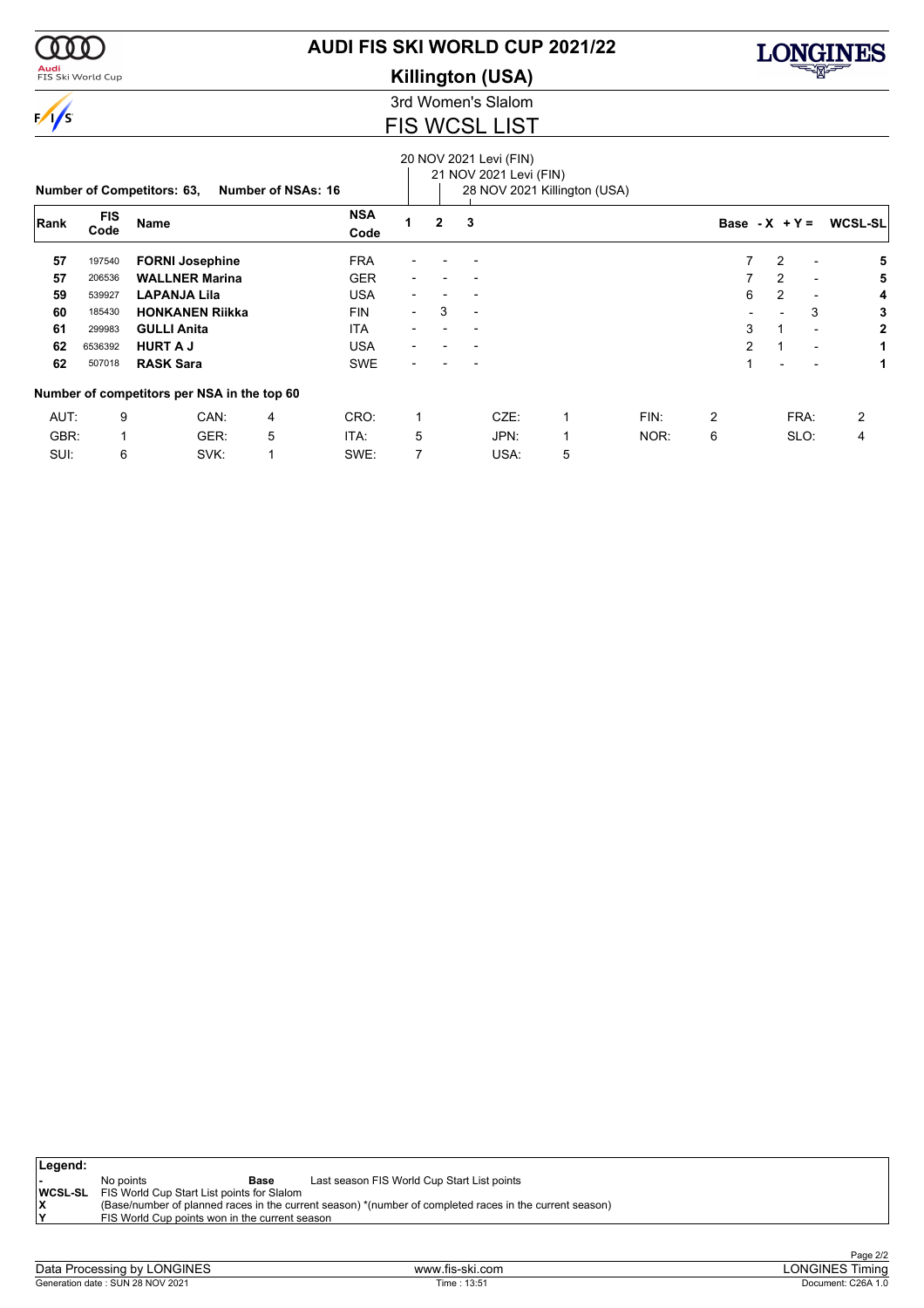# AUDI FIS SKI WORLD CUP 2021/22

## Killington (USA)

3rd Women's Slalom

## FIS WCSL LIST

Number of Competitors: 63, Number of NSAs: 16

1: 20 NOV 2021 Levi (FIN)
2: 21 NOV 2021 Levi (FIN)
3: 28 NOV 2021 Killington (USA)

| Rank | FIS Code | Name | NSA Code | 1 | 2 | 3 | Base | -X | +Y = | WCSL-SL |
|---|---|---|---|---|---|---|---|---|---|---|
| 57 | 197540 | **FORNI Josephine** | FRA | - | - | - | 7 | 2 | - | **5** |
| 57 | 206536 | **WALLNER Marina** | GER | - | - | - | 7 | 2 | - | **5** |
| 59 | 539927 | **LAPANJA Lila** | USA | - | - | - | 6 | 2 | - | **4** |
| 60 | 185430 | **HONKANEN Riikka** | FIN | - | 3 | - | - | - | 3 | **3** |
| 61 | 299983 | **GULLI Anita** | ITA | - | - | - | 3 | 1 | - | **2** |
| 62 | 6536392 | **HURT A J** | USA | - | - | - | 2 | 1 | - | **1** |
| 62 | 507018 | **RASK Sara** | SWE | - | - | - | 1 | - | - | **1** |

**Number of competitors per NSA in the top 60**

| | | | | | | | | | | | |
|---|---|---|---|---|---|---|---|---|---|---|---|
| AUT: | 9 | CAN: | 4 | CRO: | 1 | CZE: | 1 | FIN: | 2 | FRA: | 2 |
| GBR: | 1 | GER: | 5 | ITA: | 5 | JPN: | 1 | NOR: | 6 | SLO: | 4 |
| SUI: | 6 | SVK: | 1 | SWE: | 7 | USA: | 5 | | | | |

**Legend:**

| | | | |
|---|---|---|---|
| - | No points | Base | Last season FIS World Cup Start List points |
| WCSL-SL | FIS World Cup Start List points for Slalom | | |
| X | (Base/number of planned races in the current season) *(number of completed races in the current season) | | |
| Y | FIS World Cup points won in the current season | | |

Data Processing by LONGINES | www.fis-ski.com | LONGINES Timing

Generation date : SUN 28 NOV 2021 | Time : 13:51 | Document: C26A 1.0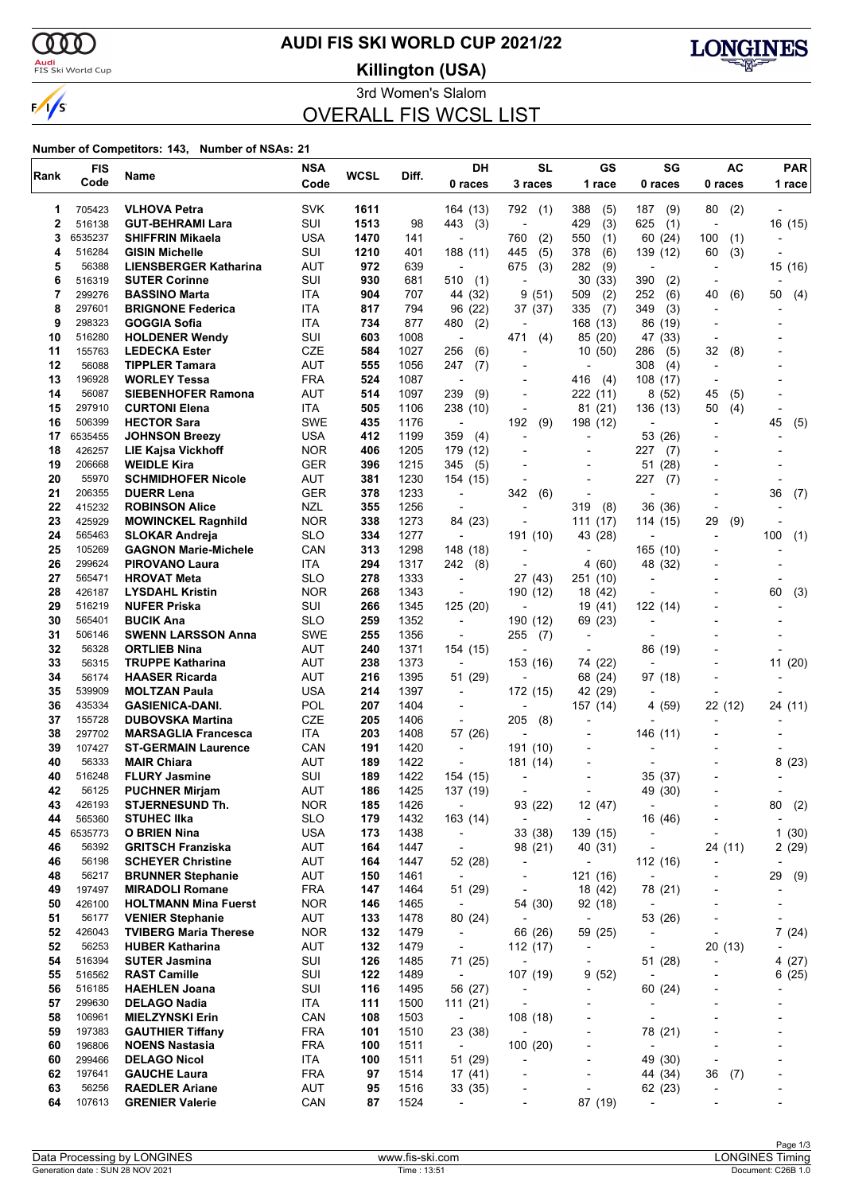# AUDI FIS SKI WORLD CUP 2021/22

## Killington (USA)

3rd Women's Slalom

## OVERALL FIS WCSL LIST

**Number of Competitors: 143, Number of NSAs: 21**

| Rank | FIS Code | Name | NSA Code | WCSL | Diff. | DH 0 races | SL 3 races | GS 1 race | SG 0 races | AC 0 races | PAR 1 race |
|---|---|---|---|---|---|---|---|---|---|---|---|
| 1 | 705423 | **VLHOVA Petra** | SVK | **1611** | | 164 (13) | 792 (1) | 388 (5) | 187 (9) | 80 (2) | - |
| 2 | 516138 | **GUT-BEHRAMI Lara** | SUI | **1513** | 98 | 443 (3) | - | 429 (3) | 625 (1) | - | 16 (15) |
| 3 | 6535237 | **SHIFFRIN Mikaela** | USA | **1470** | 141 | - | 760 (2) | 550 (1) | 60 (24) | 100 (1) | - |
| 4 | 516284 | **GISIN Michelle** | SUI | **1210** | 401 | 188 (11) | 445 (5) | 378 (6) | 139 (12) | 60 (3) | - |
| 5 | 56388 | **LIENSBERGER Katharina** | AUT | **972** | 639 | - | 675 (3) | 282 (9) | - | - | 15 (16) |
| 6 | 516319 | **SUTER Corinne** | SUI | **930** | 681 | 510 (1) | - | 30 (33) | 390 (2) | - | - |
| 7 | 299276 | **BASSINO Marta** | ITA | **904** | 707 | 44 (32) | 9 (51) | 509 (2) | 252 (6) | 40 (6) | 50 (4) |
| 8 | 297601 | **BRIGNONE Federica** | ITA | **817** | 794 | 96 (22) | 37 (37) | 335 (7) | 349 (3) | - | - |
| 9 | 298323 | **GOGGIA Sofia** | ITA | **734** | 877 | 480 (2) | - | 168 (13) | 86 (19) | - | - |
| 10 | 516280 | **HOLDENER Wendy** | SUI | **603** | 1008 | - | 471 (4) | 85 (20) | 47 (33) | - | - |
| 11 | 155763 | **LEDECKA Ester** | CZE | **584** | 1027 | 256 (6) | - | 10 (50) | 286 (5) | 32 (8) | - |
| 12 | 56088 | **TIPPLER Tamara** | AUT | **555** | 1056 | 247 (7) | - | - | 308 (4) | - | - |
| 13 | 196928 | **WORLEY Tessa** | FRA | **524** | 1087 | - | - | 416 (4) | 108 (17) | - | - |
| 14 | 56087 | **SIEBENHOFER Ramona** | AUT | **514** | 1097 | 239 (9) | - | 222 (11) | 8 (52) | 45 (5) | - |
| 15 | 297910 | **CURTONI Elena** | ITA | **505** | 1106 | 238 (10) | - | 81 (21) | 136 (13) | 50 (4) | - |
| 16 | 506399 | **HECTOR Sara** | SWE | **435** | 1176 | - | 192 (9) | 198 (12) | - | - | 45 (5) |
| 17 | 6535455 | **JOHNSON Breezy** | USA | **412** | 1199 | 359 (4) | - | - | 53 (26) | - | - |
| 18 | 426257 | **LIE Kajsa Vickhoff** | NOR | **406** | 1205 | 179 (12) | - | - | 227 (7) | - | - |
| 19 | 206668 | **WEIDLE Kira** | GER | **396** | 1215 | 345 (5) | - | - | 51 (28) | - | - |
| 20 | 55970 | **SCHMIDHOFER Nicole** | AUT | **381** | 1230 | 154 (15) | - | - | 227 (7) | - | - |
| 21 | 206355 | **DUERR Lena** | GER | **378** | 1233 | - | 342 (6) | - | - | - | 36 (7) |
| 22 | 415232 | **ROBINSON Alice** | NZL | **355** | 1256 | - | - | 319 (8) | 36 (36) | - | - |
| 23 | 425929 | **MOWINCKEL Ragnhild** | NOR | **338** | 1273 | 84 (23) | - | 111 (17) | 114 (15) | 29 (9) | - |
| 24 | 565463 | **SLOKAR Andreja** | SLO | **334** | 1277 | - | 191 (10) | 43 (28) | - | - | 100 (1) |
| 25 | 105269 | **GAGNON Marie-Michele** | CAN | **313** | 1298 | 148 (18) | - | - | 165 (10) | - | - |
| 26 | 299624 | **PIROVANO Laura** | ITA | **294** | 1317 | 242 (8) | - | 4 (60) | 48 (32) | - | - |
| 27 | 565471 | **HROVAT Meta** | SLO | **278** | 1333 | - | 27 (43) | 251 (10) | - | - | - |
| 28 | 426187 | **LYSDAHL Kristin** | NOR | **268** | 1343 | - | 190 (12) | 18 (42) | - | - | 60 (3) |
| 29 | 516219 | **NUFER Priska** | SUI | **266** | 1345 | 125 (20) | - | 19 (41) | 122 (14) | - | - |
| 30 | 565401 | **BUCIK Ana** | SLO | **259** | 1352 | - | 190 (12) | 69 (23) | - | - | - |
| 31 | 506146 | **SWENN LARSSON Anna** | SWE | **255** | 1356 | - | 255 (7) | - | - | - | - |
| 32 | 56328 | **ORTLIEB Nina** | AUT | **240** | 1371 | 154 (15) | - | - | 86 (19) | - | - |
| 33 | 56315 | **TRUPPE Katharina** | AUT | **238** | 1373 | - | 153 (16) | 74 (22) | - | - | 11 (20) |
| 34 | 56174 | **HAASER Ricarda** | AUT | **216** | 1395 | 51 (29) | - | 68 (24) | 97 (18) | - | - |
| 35 | 539909 | **MOLTZAN Paula** | USA | **214** | 1397 | - | 172 (15) | 42 (29) | - | - | - |
| 36 | 435334 | **GASIENICA-DANI.** | POL | **207** | 1404 | - | - | 157 (14) | 4 (59) | 22 (12) | 24 (11) |
| 37 | 155728 | **DUBOVSKA Martina** | CZE | **205** | 1406 | - | 205 (8) | - | - | - | - |
| 38 | 297702 | **MARSAGLIA Francesca** | ITA | **203** | 1408 | 57 (26) | - | - | 146 (11) | - | - |
| 39 | 107427 | **ST-GERMAIN Laurence** | CAN | **191** | 1420 | - | 191 (10) | - | - | - | - |
| 40 | 56333 | **MAIR Chiara** | AUT | **189** | 1422 | - | 181 (14) | - | - | - | 8 (23) |
| 40 | 516248 | **FLURY Jasmine** | SUI | **189** | 1422 | 154 (15) | - | - | 35 (37) | - | - |
| 42 | 56125 | **PUCHNER Mirjam** | AUT | **186** | 1425 | 137 (19) | - | - | 49 (30) | - | - |
| 43 | 426193 | **STJERNESUND Th.** | NOR | **185** | 1426 | - | 93 (22) | 12 (47) | - | - | 80 (2) |
| 44 | 565360 | **STUHEC Ilka** | SLO | **179** | 1432 | 163 (14) | - | - | 16 (46) | - | - |
| 45 | 6535773 | **O BRIEN Nina** | USA | **173** | 1438 | - | 33 (38) | 139 (15) | - | - | 1 (30) |
| 46 | 56392 | **GRITSCH Franziska** | AUT | **164** | 1447 | - | 98 (21) | 40 (31) | - | 24 (11) | 2 (29) |
| 46 | 56198 | **SCHEYER Christine** | AUT | **164** | 1447 | 52 (28) | - | - | 112 (16) | - | - |
| 48 | 56217 | **BRUNNER Stephanie** | AUT | **150** | 1461 | - | - | 121 (16) | - | - | 29 (9) |
| 49 | 197497 | **MIRADOLI Romane** | FRA | **147** | 1464 | 51 (29) | - | 18 (42) | 78 (21) | - | - |
| 50 | 426100 | **HOLTMANN Mina Fuerst** | NOR | **146** | 1465 | - | 54 (30) | 92 (18) | - | - | - |
| 51 | 56177 | **VENIER Stephanie** | AUT | **133** | 1478 | 80 (24) | - | - | 53 (26) | - | - |
| 52 | 426043 | **TVIBERG Maria Therese** | NOR | **132** | 1479 | - | 66 (26) | 59 (25) | - | - | 7 (24) |
| 52 | 56253 | **HUBER Katharina** | AUT | **132** | 1479 | - | 112 (17) | - | - | 20 (13) | - |
| 54 | 516394 | **SUTER Jasmina** | SUI | **126** | 1485 | 71 (25) | - | - | 51 (28) | - | 4 (27) |
| 55 | 516562 | **RAST Camille** | SUI | **122** | 1489 | - | 107 (19) | 9 (52) | - | - | 6 (25) |
| 56 | 516185 | **HAEHLEN Joana** | SUI | **116** | 1495 | 56 (27) | - | - | 60 (24) | - | - |
| 57 | 299630 | **DELAGO Nadia** | ITA | **111** | 1500 | 111 (21) | - | - | - | - | - |
| 58 | 106961 | **MIELZYNSKI Erin** | CAN | **108** | 1503 | - | 108 (18) | - | - | - | - |
| 59 | 197383 | **GAUTHIER Tiffany** | FRA | **101** | 1510 | 23 (38) | - | - | 78 (21) | - | - |
| 60 | 196806 | **NOENS Nastasia** | FRA | **100** | 1511 | - | 100 (20) | - | - | - | - |
| 60 | 299466 | **DELAGO Nicol** | ITA | **100** | 1511 | 51 (29) | - | - | 49 (30) | - | - |
| 62 | 197641 | **GAUCHE Laura** | FRA | **97** | 1514 | 17 (41) | - | - | 44 (34) | 36 (7) | - |
| 63 | 56256 | **RAEDLER Ariane** | AUT | **95** | 1516 | 33 (35) | - | - | 62 (23) | - | - |
| 64 | 107613 | **GRENIER Valerie** | CAN | **87** | 1524 | - | - | 87 (19) | - | - | - |

Data Processing by LONGINES | www.fis-ski.com | LONGINES Timing

Generation date : SUN 28 NOV 2021 | Time : 13:51 | Document: C26B 1.0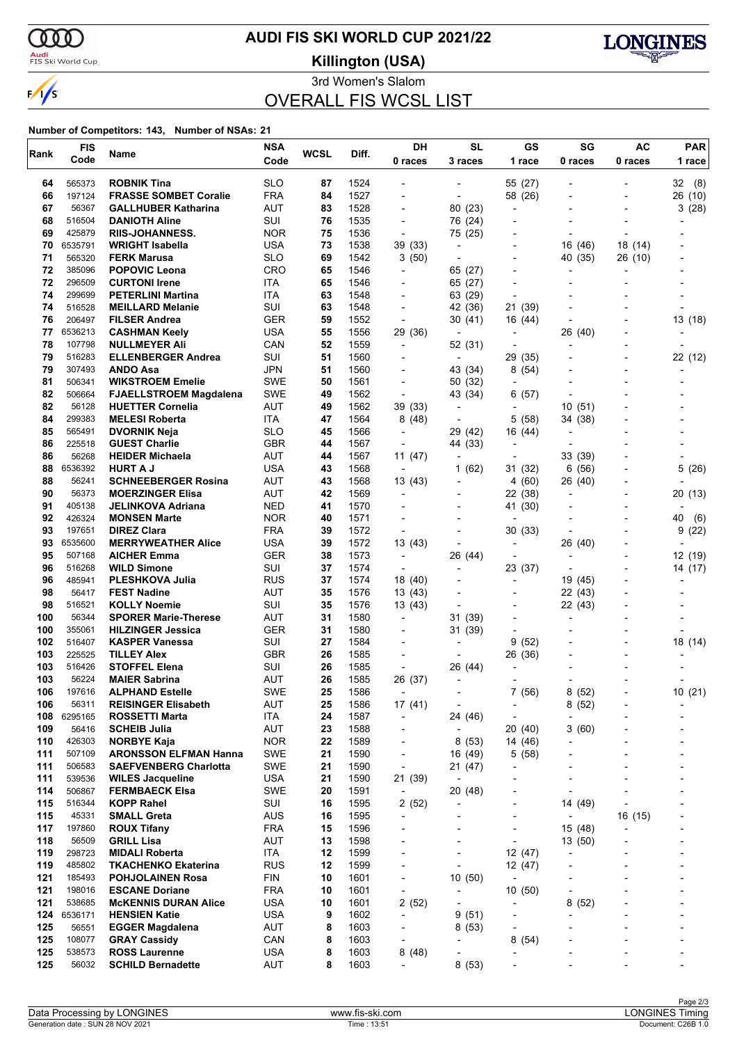# AUDI FIS SKI WORLD CUP 2021/22

## Killington (USA)

3rd Women's Slalom

## OVERALL FIS WCSL LIST

**Number of Competitors: 143, Number of NSAs: 21**

| Rank | FIS Code | Name | NSA Code | WCSL | Diff. | DH 0 races | SL 3 races | GS 1 race | SG 0 races | AC 0 races | PAR 1 race |
|---|---|---|---|---|---|---|---|---|---|---|---|
| 64 | 565373 | **ROBNIK Tina** | SLO | **87** | 1524 | - | - | 55 (27) | - | - | 32 (8) |
| 66 | 197124 | **FRASSE SOMBET Coralie** | FRA | **84** | 1527 | - | - | 58 (26) | - | - | 26 (10) |
| 67 | 56367 | **GALLHUBER Katharina** | AUT | **83** | 1528 | - | 80 (23) | - | - | - | 3 (28) |
| 68 | 516504 | **DANIOTH Aline** | SUI | **76** | 1535 | - | 76 (24) | - | - | - | - |
| 69 | 425879 | **RIIS-JOHANNESS.** | NOR | **75** | 1536 | - | 75 (25) | - | - | - | - |
| 70 | 6535791 | **WRIGHT Isabella** | USA | **73** | 1538 | 39 (33) | - | - | 16 (46) | 18 (14) | - |
| 71 | 565320 | **FERK Marusa** | SLO | **69** | 1542 | 3 (50) | - | - | 40 (35) | 26 (10) | - |
| 72 | 385096 | **POPOVIC Leona** | CRO | **65** | 1546 | - | 65 (27) | - | - | - | - |
| 72 | 296509 | **CURTONI Irene** | ITA | **65** | 1546 | - | 65 (27) | - | - | - | - |
| 74 | 299699 | **PETERLINI Martina** | ITA | **63** | 1548 | - | 63 (29) | - | - | - | - |
| 74 | 516528 | **MEILLARD Melanie** | SUI | **63** | 1548 | - | 42 (36) | 21 (39) | - | - | - |
| 76 | 206497 | **FILSER Andrea** | GER | **59** | 1552 | - | 30 (41) | 16 (44) | - | - | 13 (18) |
| 77 | 6536213 | **CASHMAN Keely** | USA | **55** | 1556 | 29 (36) | - | - | 26 (40) | - | - |
| 78 | 107798 | **NULLMEYER Ali** | CAN | **52** | 1559 | - | 52 (31) | - | - | - | - |
| 79 | 516283 | **ELLENBERGER Andrea** | SUI | **51** | 1560 | - | - | 29 (35) | - | - | 22 (12) |
| 79 | 307493 | **ANDO Asa** | JPN | **51** | 1560 | - | 43 (34) | 8 (54) | - | - | - |
| 81 | 506341 | **WIKSTROEM Emelie** | SWE | **50** | 1561 | - | 50 (32) | - | - | - | - |
| 82 | 506664 | **FJAELLSTROEM Magdalena** | SWE | **49** | 1562 | - | 43 (34) | 6 (57) | - | - | - |
| 82 | 56128 | **HUETTER Cornelia** | AUT | **49** | 1562 | 39 (33) | - | - | 10 (51) | - | - |
| 84 | 299383 | **MELESI Roberta** | ITA | **47** | 1564 | 8 (48) | - | 5 (58) | 34 (38) | - | - |
| 85 | 565491 | **DVORNIK Neja** | SLO | **45** | 1566 | - | 29 (42) | 16 (44) | - | - | - |
| 86 | 225518 | **GUEST Charlie** | GBR | **44** | 1567 | - | 44 (33) | - | - | - | - |
| 86 | 56268 | **HEIDER Michaela** | AUT | **44** | 1567 | 11 (47) | - | - | 33 (39) | - | - |
| 88 | 6536392 | **HURT A J** | USA | **43** | 1568 | - | 1 (62) | 31 (32) | 6 (56) | - | 5 (26) |
| 88 | 56241 | **SCHNEEBERGER Rosina** | AUT | **43** | 1568 | 13 (43) | - | 4 (60) | 26 (40) | - | - |
| 90 | 56373 | **MOERZINGER Elisa** | AUT | **42** | 1569 | - | - | 22 (38) | - | - | 20 (13) |
| 91 | 405138 | **JELINKOVA Adriana** | NED | **41** | 1570 | - | - | 41 (30) | - | - | - |
| 92 | 426324 | **MONSEN Marte** | NOR | **40** | 1571 | - | - | - | - | - | 40 (6) |
| 93 | 197651 | **DIREZ Clara** | FRA | **39** | 1572 | - | - | 30 (33) | - | - | 9 (22) |
| 93 | 6535600 | **MERRYWEATHER Alice** | USA | **39** | 1572 | 13 (43) | - | - | 26 (40) | - | - |
| 95 | 507168 | **AICHER Emma** | GER | **38** | 1573 | - | 26 (44) | - | - | - | 12 (19) |
| 96 | 516268 | **WILD Simone** | SUI | **37** | 1574 | - | - | 23 (37) | - | - | 14 (17) |
| 96 | 485941 | **PLESHKOVA Julia** | RUS | **37** | 1574 | 18 (40) | - | - | 19 (45) | - | - |
| 98 | 56417 | **FEST Nadine** | AUT | **35** | 1576 | 13 (43) | - | - | 22 (43) | - | - |
| 98 | 516521 | **KOLLY Noemie** | SUI | **35** | 1576 | 13 (43) | - | - | 22 (43) | - | - |
| 100 | 56344 | **SPORER Marie-Therese** | AUT | **31** | 1580 | - | 31 (39) | - | - | - | - |
| 100 | 355061 | **HILZINGER Jessica** | GER | **31** | 1580 | - | 31 (39) | - | - | - | - |
| 102 | 516407 | **KASPER Vanessa** | SUI | **27** | 1584 | - | - | 9 (52) | - | - | 18 (14) |
| 103 | 225525 | **TILLEY Alex** | GBR | **26** | 1585 | - | - | 26 (36) | - | - | - |
| 103 | 516426 | **STOFFEL Elena** | SUI | **26** | 1585 | - | 26 (44) | - | - | - | - |
| 103 | 56224 | **MAIER Sabrina** | AUT | **26** | 1585 | 26 (37) | - | - | - | - | - |
| 106 | 197616 | **ALPHAND Estelle** | SWE | **25** | 1586 | - | - | 7 (56) | 8 (52) | - | 10 (21) |
| 106 | 56311 | **REISINGER Elisabeth** | AUT | **25** | 1586 | 17 (41) | - | - | 8 (52) | - | - |
| 108 | 6295165 | **ROSSETTI Marta** | ITA | **24** | 1587 | - | 24 (46) | - | - | - | - |
| 109 | 56416 | **SCHEIB Julia** | AUT | **23** | 1588 | - | - | 20 (40) | 3 (60) | - | - |
| 110 | 426303 | **NORBYE Kaja** | NOR | **22** | 1589 | - | 8 (53) | 14 (46) | - | - | - |
| 111 | 507109 | **ARONSSON ELFMAN Hanna** | SWE | **21** | 1590 | - | 16 (49) | 5 (58) | - | - | - |
| 111 | 506583 | **SAEFVENBERG Charlotta** | SWE | **21** | 1590 | - | 21 (47) | - | - | - | - |
| 111 | 539536 | **WILES Jacqueline** | USA | **21** | 1590 | 21 (39) | - | - | - | - | - |
| 114 | 506867 | **FERMBAECK Elsa** | SWE | **20** | 1591 | - | 20 (48) | - | - | - | - |
| 115 | 516344 | **KOPP Rahel** | SUI | **16** | 1595 | 2 (52) | - | - | 14 (49) | - | - |
| 115 | 45331 | **SMALL Greta** | AUS | **16** | 1595 | - | - | - | - | 16 (15) | - |
| 117 | 197860 | **ROUX Tifany** | FRA | **15** | 1596 | - | - | - | 15 (48) | - | - |
| 118 | 56509 | **GRILL Lisa** | AUT | **13** | 1598 | - | - | - | 13 (50) | - | - |
| 119 | 298723 | **MIDALI Roberta** | ITA | **12** | 1599 | - | - | 12 (47) | - | - | - |
| 119 | 485802 | **TKACHENKO Ekaterina** | RUS | **12** | 1599 | - | - | 12 (47) | - | - | - |
| 121 | 185493 | **POHJOLAINEN Rosa** | FIN | **10** | 1601 | - | 10 (50) | - | - | - | - |
| 121 | 198016 | **ESCANE Doriane** | FRA | **10** | 1601 | - | - | 10 (50) | - | - | - |
| 121 | 538685 | **McKENNIS DURAN Alice** | USA | **10** | 1601 | 2 (52) | - | - | 8 (52) | - | - |
| 124 | 6536171 | **HENSIEN Katie** | USA | **9** | 1602 | - | 9 (51) | - | - | - | - |
| 125 | 56551 | **EGGER Magdalena** | AUT | **8** | 1603 | - | 8 (53) | - | - | - | - |
| 125 | 108077 | **GRAY Cassidy** | CAN | **8** | 1603 | - | - | 8 (54) | - | - | - |
| 125 | 538573 | **ROSS Laurenne** | USA | **8** | 1603 | 8 (48) | - | - | - | - | - |
| 125 | 56032 | **SCHILD Bernadette** | AUT | **8** | 1603 | - | 8 (53) | - | - | - | - |

Data Processing by LONGINES | www.fis-ski.com | LONGINES Timing

Generation date : SUN 28 NOV 2021 | Time : 13:51 | Document: C26B 1.0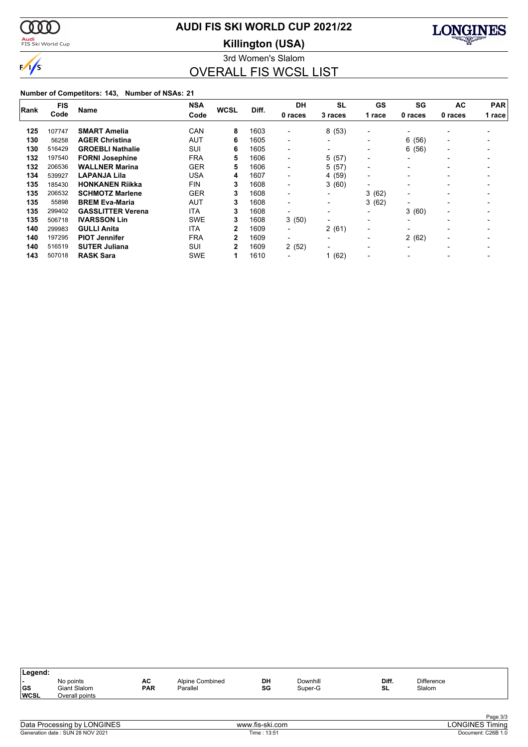# AUDI FIS SKI WORLD CUP 2021/22

## Killington (USA)

3rd Women's Slalom

## OVERALL FIS WCSL LIST

**Number of Competitors: 143, Number of NSAs: 21**

| Rank | FIS Code | Name | NSA Code | WCSL | Diff. | DH 0 races | SL 3 races | GS 1 race | SG 0 races | AC 0 races | PAR 1 race |
|---|---|---|---|---|---|---|---|---|---|---|---|
| 125 | 107747 | **SMART Amelia** | CAN | **8** | 1603 | - | 8 (53) | - | - | - | - |
| 130 | 56258 | **AGER Christina** | AUT | **6** | 1605 | - | - | - | 6 (56) | - | - |
| 130 | 516429 | **GROEBLI Nathalie** | SUI | **6** | 1605 | - | - | - | 6 (56) | - | - |
| 132 | 197540 | **FORNI Josephine** | FRA | **5** | 1606 | - | 5 (57) | - | - | - | - |
| 132 | 206536 | **WALLNER Marina** | GER | **5** | 1606 | - | 5 (57) | - | - | - | - |
| 134 | 539927 | **LAPANJA Lila** | USA | **4** | 1607 | - | 4 (59) | - | - | - | - |
| 135 | 185430 | **HONKANEN Riikka** | FIN | **3** | 1608 | - | 3 (60) | - | - | - | - |
| 135 | 206532 | **SCHMOTZ Marlene** | GER | **3** | 1608 | - | - | 3 (62) | - | - | - |
| 135 | 55898 | **BREM Eva-Maria** | AUT | **3** | 1608 | - | - | 3 (62) | - | - | - |
| 135 | 299402 | **GASSLITTER Verena** | ITA | **3** | 1608 | - | - | - | 3 (60) | - | - |
| 135 | 506718 | **IVARSSON Lin** | SWE | **3** | 1608 | 3 (50) | - | - | - | - | - |
| 140 | 299983 | **GULLI Anita** | ITA | **2** | 1609 | - | 2 (61) | - | - | - | - |
| 140 | 197295 | **PIOT Jennifer** | FRA | **2** | 1609 | - | - | - | 2 (62) | - | - |
| 140 | 516519 | **SUTER Juliana** | SUI | **2** | 1609 | 2 (52) | - | - | - | - | - |
| 143 | 507018 | **RASK Sara** | SWE | **1** | 1610 | - | 1 (62) | - | - | - | - |

**Legend:**

| | | | | | | | |
|---|---|---|---|---|---|---|---|
| **-** | No points | **AC** | Alpine Combined | **DH** | Downhill | **Diff.** | Difference |
| **GS** | Giant Slalom | **PAR** | Parallel | **SG** | Super-G | **SL** | Slalom |
| **WCSL** | Overall points | | | | | | |

Data Processing by LONGINES — www.fis-ski.com — LONGINES Timing

Generation date : SUN 28 NOV 2021 — Time : 13:51 — Document: C26B 1.0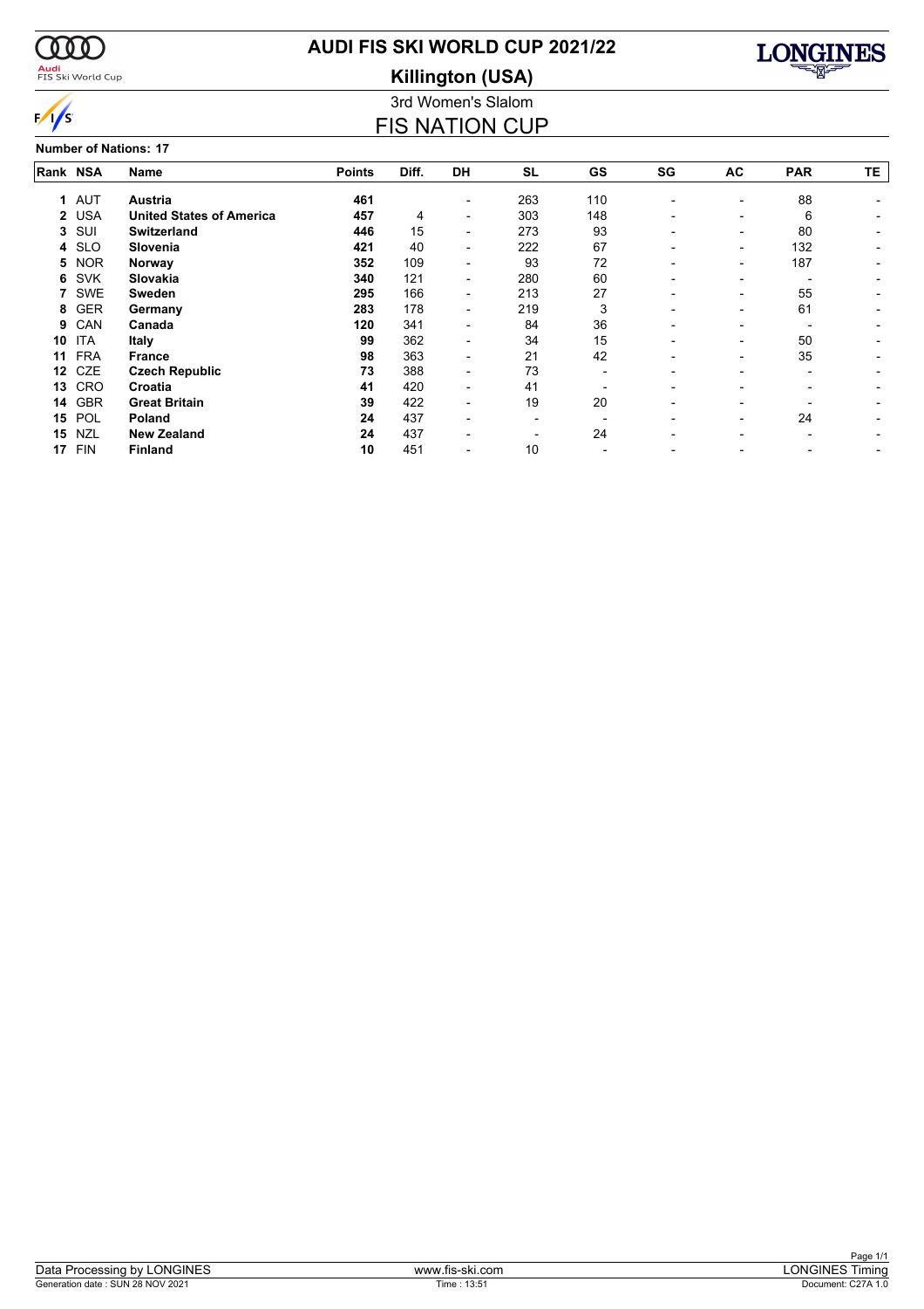# AUDI FIS SKI WORLD CUP 2021/22

## Killington (USA)

### 3rd Women's Slalom

## FIS NATION CUP

**Number of Nations: 17**

| Rank | NSA | Name | Points | Diff. | DH | SL | GS | SG | AC | PAR | TE |
|---|---|---|---|---|---|---|---|---|---|---|---|
| 1 | AUT | **Austria** | **461** | | - | 263 | 110 | - | - | 88 | - |
| 2 | USA | **United States of America** | **457** | 4 | - | 303 | 148 | - | - | 6 | - |
| 3 | SUI | **Switzerland** | **446** | 15 | - | 273 | 93 | - | - | 80 | - |
| 4 | SLO | **Slovenia** | **421** | 40 | - | 222 | 67 | - | - | 132 | - |
| 5 | NOR | **Norway** | **352** | 109 | - | 93 | 72 | - | - | 187 | - |
| 6 | SVK | **Slovakia** | **340** | 121 | - | 280 | 60 | - | - | - | - |
| 7 | SWE | **Sweden** | **295** | 166 | - | 213 | 27 | - | - | 55 | - |
| 8 | GER | **Germany** | **283** | 178 | - | 219 | 3 | - | - | 61 | - |
| 9 | CAN | **Canada** | **120** | 341 | - | 84 | 36 | - | - | - | - |
| 10 | ITA | **Italy** | **99** | 362 | - | 34 | 15 | - | - | 50 | - |
| 11 | FRA | **France** | **98** | 363 | - | 21 | 42 | - | - | 35 | - |
| 12 | CZE | **Czech Republic** | **73** | 388 | - | 73 | - | - | - | - | - |
| 13 | CRO | **Croatia** | **41** | 420 | - | 41 | - | - | - | - | - |
| 14 | GBR | **Great Britain** | **39** | 422 | - | 19 | 20 | - | - | - | - |
| 15 | POL | **Poland** | **24** | 437 | - | - | - | - | - | 24 | - |
| 15 | NZL | **New Zealand** | **24** | 437 | - | - | 24 | - | - | - | - |
| 17 | FIN | **Finland** | **10** | 451 | - | 10 | - | - | - | - | - |

Data Processing by LONGINES | www.fis-ski.com | LONGINES Timing

Generation date : SUN 28 NOV 2021 | Time : 13:51 | Document: C27A 1.0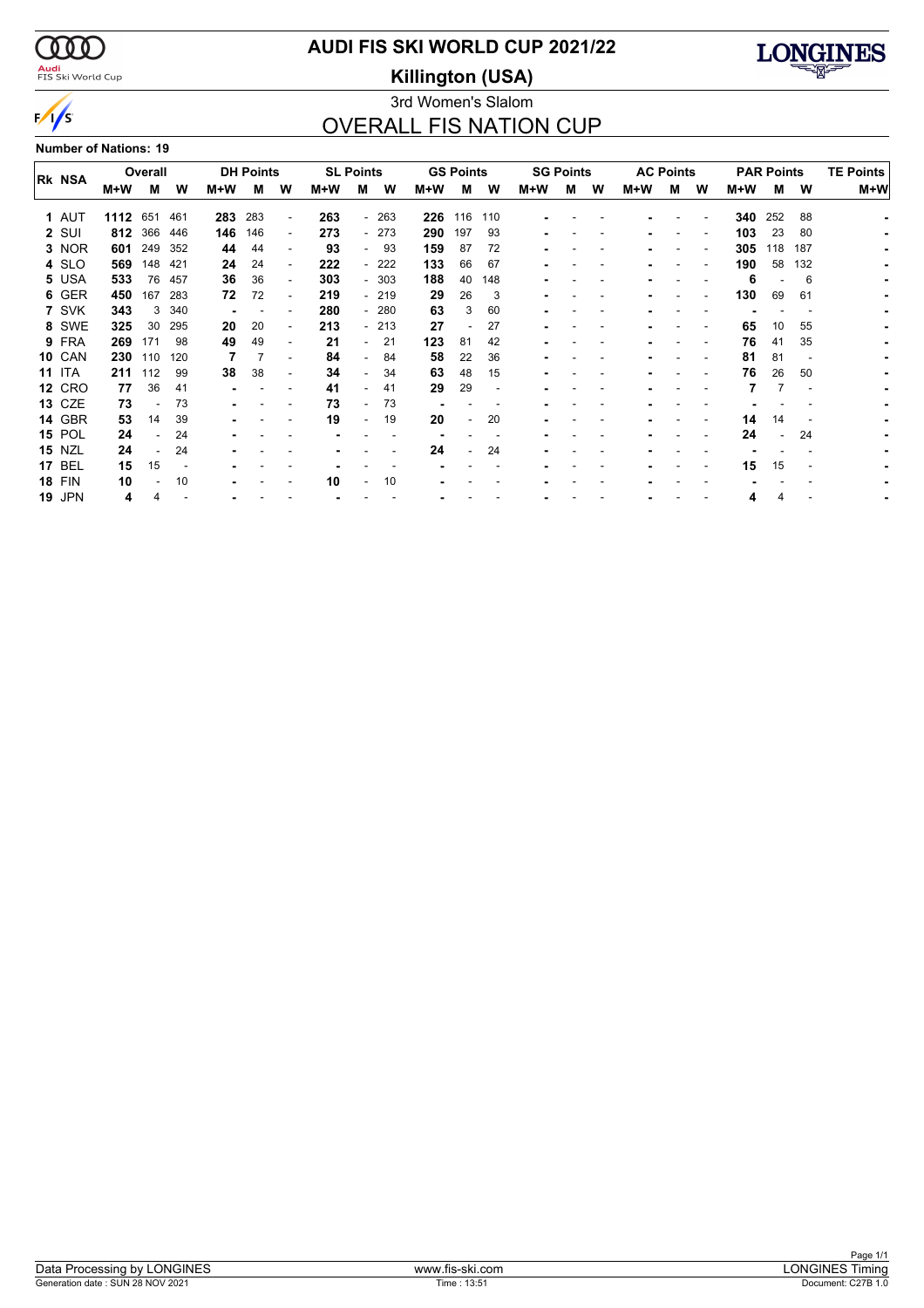# AUDI FIS SKI WORLD CUP 2021/22

## Killington (USA)

3rd Women's Slalom

## OVERALL FIS NATION CUP

**Number of Nations: 19**

| Rk | NSA | Overall | | | DH Points | | | SL Points | | | GS Points | | | SG Points | | | AC Points | | | PAR Points | | | TE Points |
|---|---|---|---|---|---|---|---|---|---|---|---|---|---|---|---|---|---|---|---|---|---|---|---|
| | | M+W | M | W | M+W | M | W | M+W | M | W | M+W | M | W | M+W | M | W | M+W | M | W | M+W | M | W | M+W |
| 1 | AUT | **1112** | 651 | 461 | **283** | 283 | - | **263** | - | 263 | **226** | 116 | 110 | - | - | - | - | - | - | **340** | 252 | 88 | - |
| 2 | SUI | **812** | 366 | 446 | **146** | 146 | - | **273** | - | 273 | **290** | 197 | 93 | - | - | - | - | - | - | **103** | 23 | 80 | - |
| 3 | NOR | **601** | 249 | 352 | **44** | 44 | - | **93** | - | 93 | **159** | 87 | 72 | - | - | - | - | - | - | **305** | 118 | 187 | - |
| 4 | SLO | **569** | 148 | 421 | **24** | 24 | - | **222** | - | 222 | **133** | 66 | 67 | - | - | - | - | - | - | **190** | 58 | 132 | - |
| 5 | USA | **533** | 76 | 457 | **36** | 36 | - | **303** | - | 303 | **188** | 40 | 148 | - | - | - | - | - | - | **6** | - | 6 | - |
| 6 | GER | **450** | 167 | 283 | **72** | 72 | - | **219** | - | 219 | **29** | 26 | 3 | - | - | - | - | - | - | **130** | 69 | 61 | - |
| 7 | SVK | **343** | 3 | 340 | - | - | - | **280** | - | 280 | **63** | 3 | 60 | - | - | - | - | - | - | - | - | - | - |
| 8 | SWE | **325** | 30 | 295 | **20** | 20 | - | **213** | - | 213 | **27** | - | 27 | - | - | - | - | - | - | **65** | 10 | 55 | - |
| 9 | FRA | **269** | 171 | 98 | **49** | 49 | - | **21** | - | 21 | **123** | 81 | 42 | - | - | - | - | - | - | **76** | 41 | 35 | - |
| 10 | CAN | **230** | 110 | 120 | **7** | 7 | - | **84** | - | 84 | **58** | 22 | 36 | - | - | - | - | - | - | **81** | 81 | - | - |
| 11 | ITA | **211** | 112 | 99 | **38** | 38 | - | **34** | - | 34 | **63** | 48 | 15 | - | - | - | - | - | - | **76** | 26 | 50 | - |
| 12 | CRO | **77** | 36 | 41 | - | - | - | **41** | - | 41 | **29** | 29 | - | - | - | - | - | - | - | **7** | 7 | - | - |
| 13 | CZE | **73** | - | 73 | - | - | - | **73** | - | 73 | - | - | - | - | - | - | - | - | - | - | - | - | - |
| 14 | GBR | **53** | 14 | 39 | - | - | - | **19** | - | 19 | **20** | - | 20 | - | - | - | - | - | - | **14** | 14 | - | - |
| 15 | POL | **24** | - | 24 | - | - | - | - | - | - | - | - | - | - | - | - | - | - | - | **24** | - | 24 | - |
| 15 | NZL | **24** | - | 24 | - | - | - | - | - | - | **24** | - | 24 | - | - | - | - | - | - | - | - | - | - |
| 17 | BEL | **15** | 15 | - | - | - | - | - | - | - | - | - | - | - | - | - | - | - | - | **15** | 15 | - | - |
| 18 | FIN | **10** | - | 10 | - | - | - | **10** | - | 10 | - | - | - | - | - | - | - | - | - | - | - | - | - |
| 19 | JPN | **4** | 4 | - | - | - | - | - | - | - | - | - | - | - | - | - | - | - | - | **4** | 4 | - | - |

Data Processing by LONGINES | www.fis-ski.com | LONGINES Timing

Generation date : SUN 28 NOV 2021 | Time : 13:51 | Document: C27B 1.0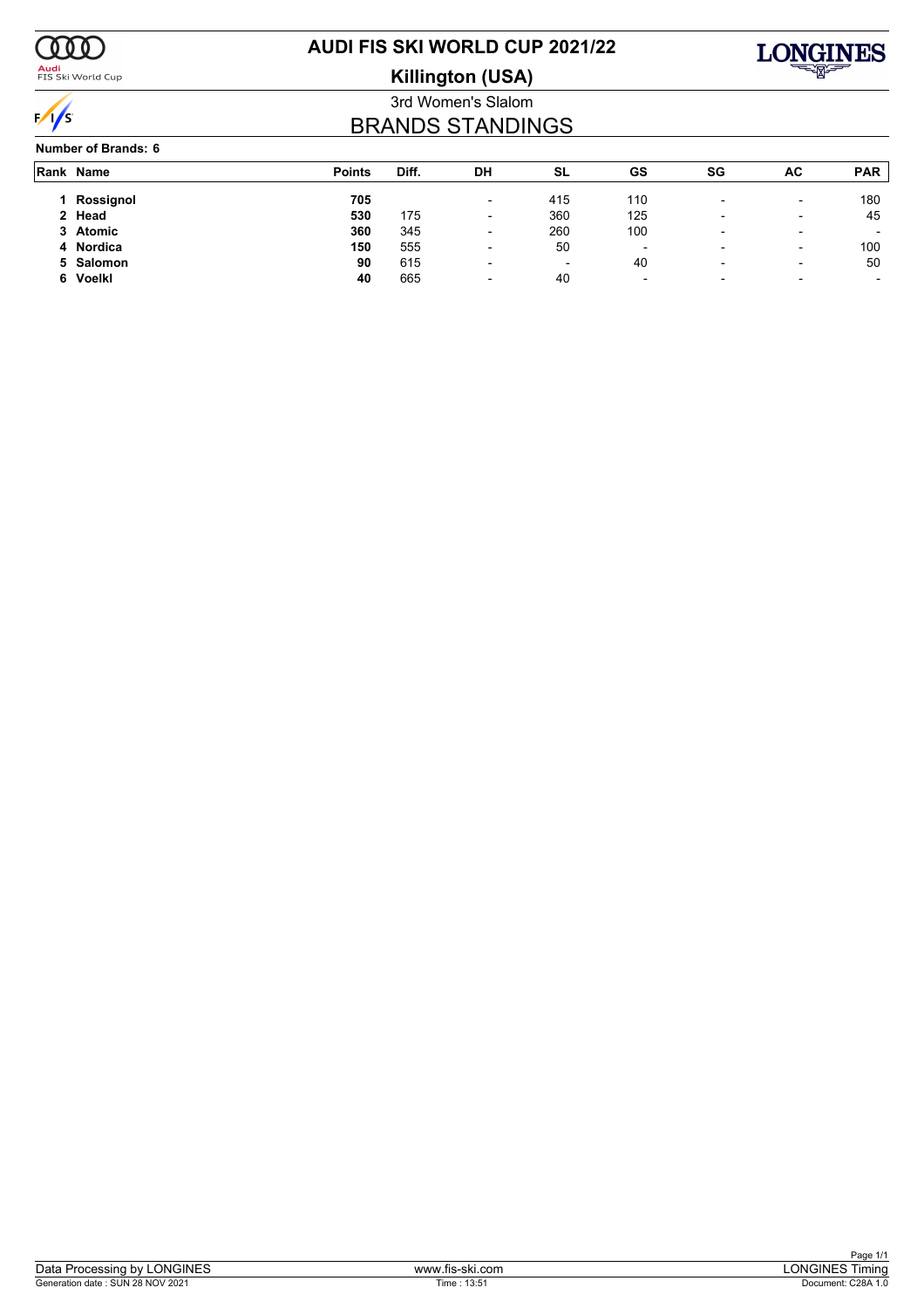# AUDI FIS SKI WORLD CUP 2021/22

## Killington (USA)

3rd Women's Slalom

## BRANDS STANDINGS

**Number of Brands: 6**

| Rank | Name | Points | Diff. | DH | SL | GS | SG | AC | PAR |
|---|---|---|---|---|---|---|---|---|---|
| 1 | **Rossignol** | **705** | | - | 415 | 110 | - | - | 180 |
| 2 | **Head** | **530** | 175 | - | 360 | 125 | - | - | 45 |
| 3 | **Atomic** | **360** | 345 | - | 260 | 100 | - | - | - |
| 4 | **Nordica** | **150** | 555 | - | 50 | - | - | - | 100 |
| 5 | **Salomon** | **90** | 615 | - | - | 40 | - | - | 50 |
| 6 | **Voelkl** | **40** | 665 | - | 40 | - | - | - | - |

Data Processing by LONGINES | www.fis-ski.com | LONGINES Timing

Generation date : SUN 28 NOV 2021 | Time : 13:51 | Document: C28A 1.0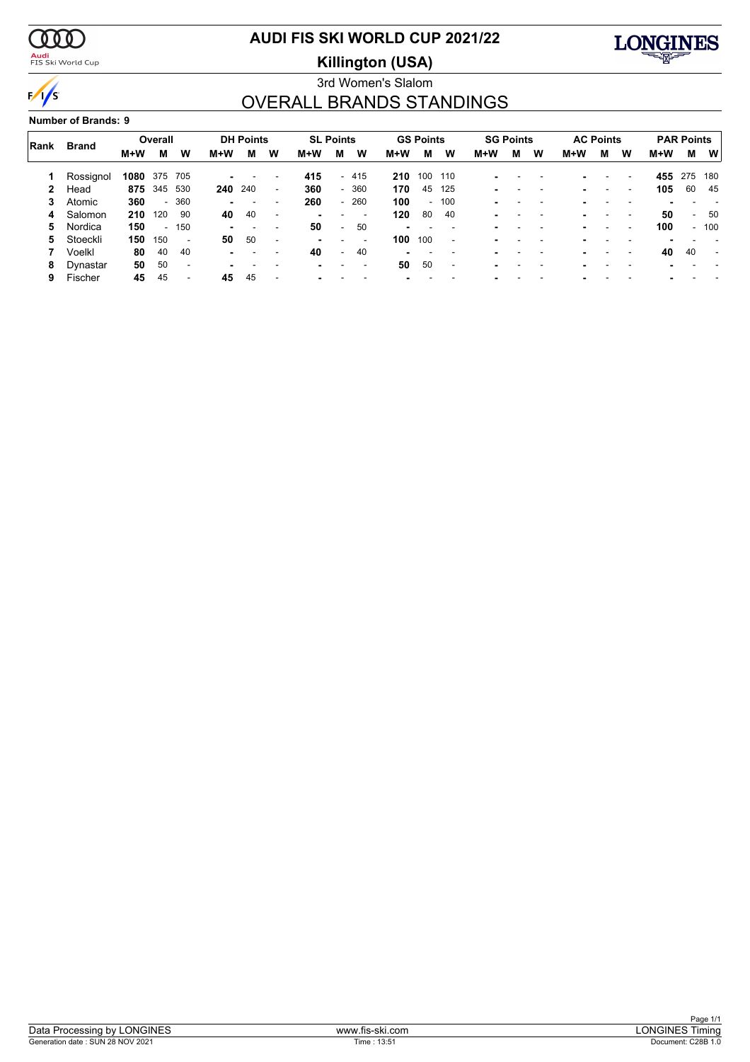# AUDI FIS SKI WORLD CUP 2021/22

## Killington (USA)

3rd Women's Slalom

## OVERALL BRANDS STANDINGS

**Number of Brands: 9**

| Rank | Brand | Overall | | | DH Points | | | SL Points | | | GS Points | | | SG Points | | | AC Points | | | PAR Points | | |
|---|---|---|---|---|---|---|---|---|---|---|---|---|---|---|---|---|---|---|---|---|---|---|
| | | M+W | M | W | M+W | M | W | M+W | M | W | M+W | M | W | M+W | M | W | M+W | M | W | M+W | M | W |
| 1 | Rossignol | **1080** | 375 | 705 | - | - | - | **415** | - | 415 | **210** | 100 | 110 | - | - | - | - | - | - | **455** | 275 | 180 |
| 2 | Head | **875** | 345 | 530 | **240** | 240 | - | **360** | - | 360 | **170** | 45 | 125 | - | - | - | - | - | - | **105** | 60 | 45 |
| 3 | Atomic | **360** | - | 360 | - | - | - | **260** | - | 260 | **100** | - | 100 | - | - | - | - | - | - | - | - | - |
| 4 | Salomon | **210** | 120 | 90 | **40** | 40 | - | - | - | - | **120** | 80 | 40 | - | - | - | - | - | - | **50** | - | 50 |
| 5 | Nordica | **150** | - | 150 | - | - | - | **50** | - | 50 | - | - | - | - | - | - | - | - | - | **100** | - | 100 |
| 5 | Stoeckli | **150** | 150 | - | **50** | 50 | - | - | - | - | **100** | 100 | - | - | - | - | - | - | - | - | - | - |
| 7 | Voelkl | **80** | 40 | 40 | - | - | - | **40** | - | 40 | - | - | - | - | - | - | - | - | - | **40** | 40 | - |
| 8 | Dynastar | **50** | 50 | - | - | - | - | - | - | - | **50** | 50 | - | - | - | - | - | - | - | - | - | - |
| 9 | Fischer | **45** | 45 | - | **45** | 45 | - | - | - | - | - | - | - | - | - | - | - | - | - | - | - | - |

Data Processing by LONGINES | www.fis-ski.com | LONGINES Timing

Generation date : SUN 28 NOV 2021 | Time : 13:51 | Document: C28B 1.0